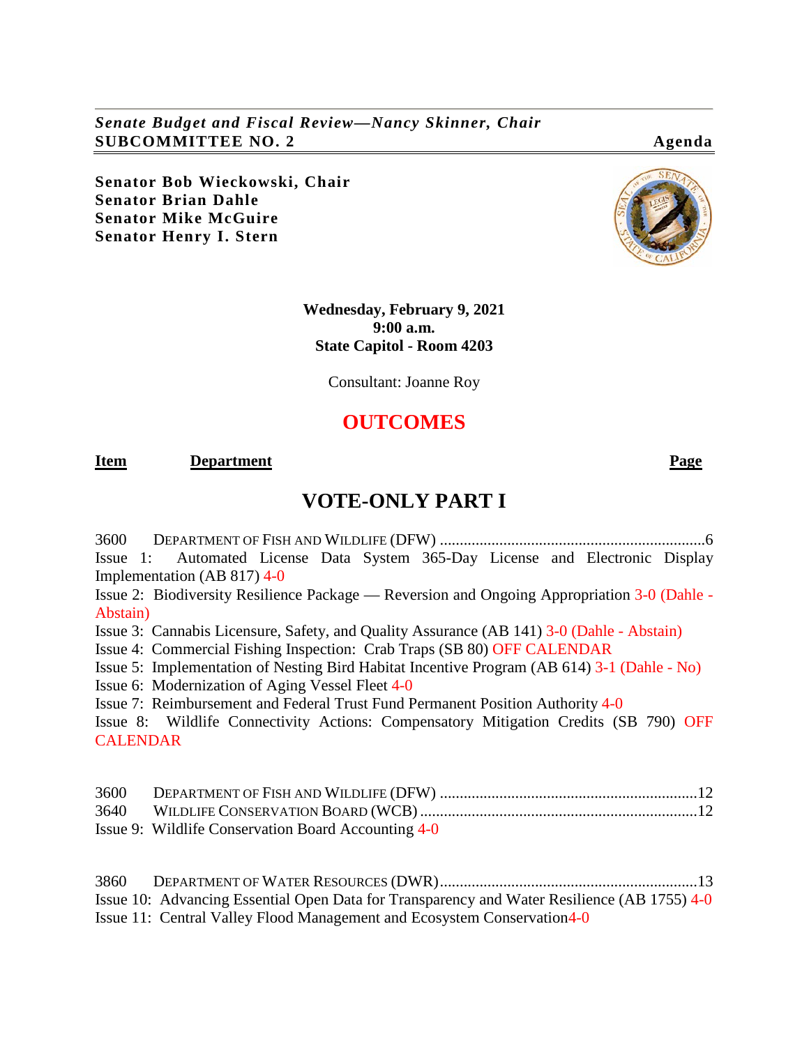*Senate Budget and Fiscal Review—Nancy Skinner, Chair*
**SUBCOMMITTEE NO. 2** **Agenda**

**Senator Bob Wieckowski, Chair**
**Senator Brian Dahle**
**Senator Mike McGuire**
**Senator Henry I. Stern**

**Wednesday, February 9, 2021**
**9:00 a.m.**
**State Capitol - Room 4203**

Consultant: Joanne Roy

# OUTCOMES

**Item** **Department** **Page**

## VOTE-ONLY PART I

3600 DEPARTMENT OF FISH AND WILDLIFE (DFW) ..................................................................6
Issue 1: Automated License Data System 365-Day License and Electronic Display Implementation (AB 817) 4-0
Issue 2: Biodiversity Resilience Package — Reversion and Ongoing Appropriation 3-0 (Dahle - Abstain)
Issue 3: Cannabis Licensure, Safety, and Quality Assurance (AB 141) 3-0 (Dahle - Abstain)
Issue 4: Commercial Fishing Inspection: Crab Traps (SB 80) OFF CALENDAR
Issue 5: Implementation of Nesting Bird Habitat Incentive Program (AB 614) 3-1 (Dahle - No)
Issue 6: Modernization of Aging Vessel Fleet 4-0
Issue 7: Reimbursement and Federal Trust Fund Permanent Position Authority 4-0
Issue 8: Wildlife Connectivity Actions: Compensatory Mitigation Credits (SB 790) OFF CALENDAR

3600 DEPARTMENT OF FISH AND WILDLIFE (DFW) ................................................................12
3640 WILDLIFE CONSERVATION BOARD (WCB) ....................................................................12
Issue 9: Wildlife Conservation Board Accounting 4-0

3860 DEPARTMENT OF WATER RESOURCES (DWR)................................................................13
Issue 10: Advancing Essential Open Data for Transparency and Water Resilience (AB 1755) 4-0
Issue 11: Central Valley Flood Management and Ecosystem Conservation4-0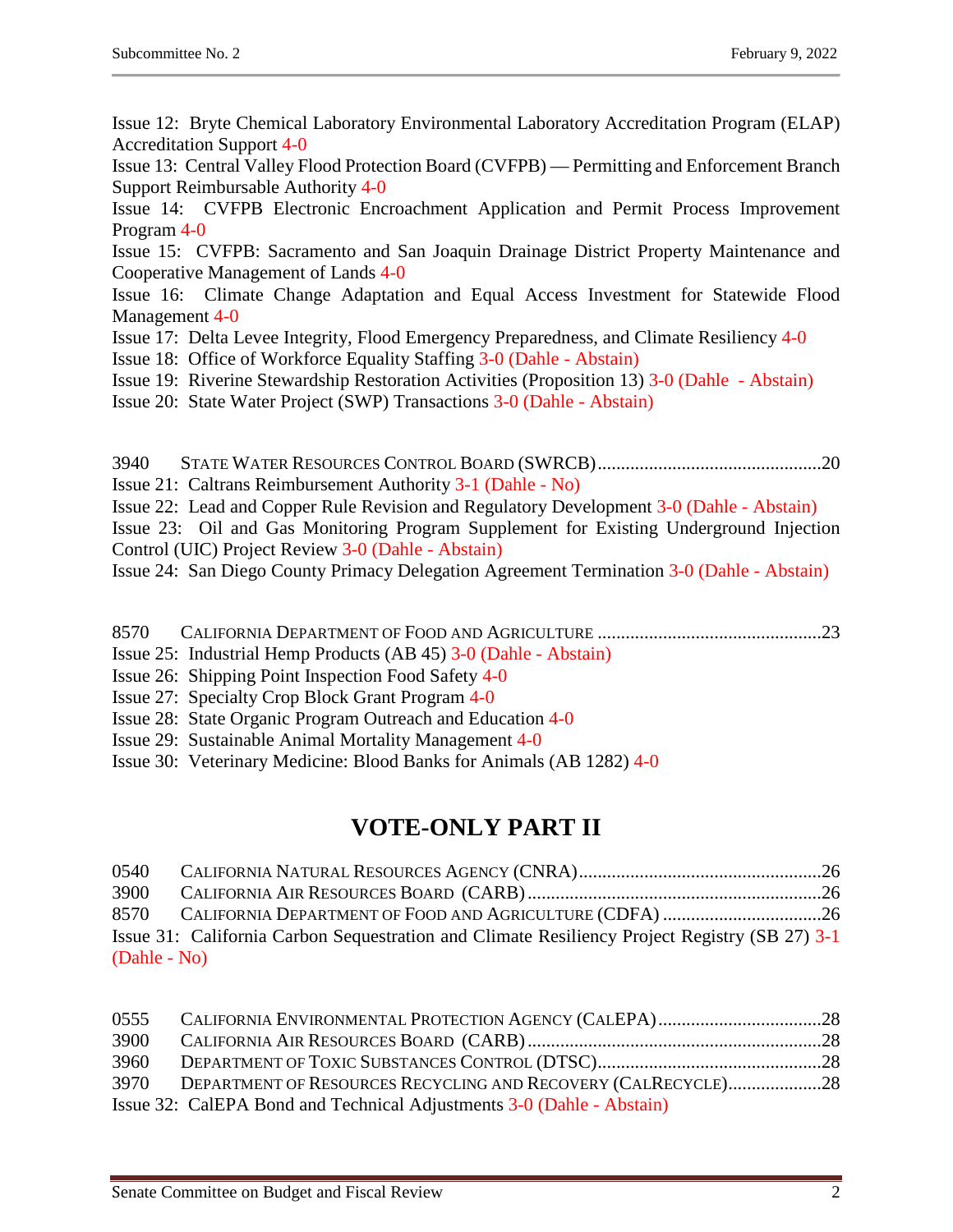Issue 12: Bryte Chemical Laboratory Environmental Laboratory Accreditation Program (ELAP) Accreditation Support 4-0

Issue 13: Central Valley Flood Protection Board (CVFPB) — Permitting and Enforcement Branch Support Reimbursable Authority 4-0

Issue 14: CVFPB Electronic Encroachment Application and Permit Process Improvement Program 4-0

Issue 15: CVFPB: Sacramento and San Joaquin Drainage District Property Maintenance and Cooperative Management of Lands 4-0

Issue 16: Climate Change Adaptation and Equal Access Investment for Statewide Flood Management 4-0

Issue 17: Delta Levee Integrity, Flood Emergency Preparedness, and Climate Resiliency 4-0

Issue 18: Office of Workforce Equality Staffing 3-0 (Dahle - Abstain)

Issue 19: Riverine Stewardship Restoration Activities (Proposition 13) 3-0 (Dahle - Abstain)

Issue 20: State Water Project (SWP) Transactions 3-0 (Dahle - Abstain)

3940 STATE WATER RESOURCES CONTROL BOARD (SWRCB)....20

Issue 21: Caltrans Reimbursement Authority 3-1 (Dahle - No)

Issue 22: Lead and Copper Rule Revision and Regulatory Development 3-0 (Dahle - Abstain)

Issue 23: Oil and Gas Monitoring Program Supplement for Existing Underground Injection Control (UIC) Project Review 3-0 (Dahle - Abstain)

Issue 24: San Diego County Primacy Delegation Agreement Termination 3-0 (Dahle - Abstain)

8570 CALIFORNIA DEPARTMENT OF FOOD AND AGRICULTURE....23

Issue 25: Industrial Hemp Products (AB 45) 3-0 (Dahle - Abstain)

Issue 26: Shipping Point Inspection Food Safety 4-0

Issue 27: Specialty Crop Block Grant Program 4-0

Issue 28: State Organic Program Outreach and Education 4-0

Issue 29: Sustainable Animal Mortality Management 4-0

Issue 30: Veterinary Medicine: Blood Banks for Animals (AB 1282) 4-0

# VOTE-ONLY PART II

0540 CALIFORNIA NATURAL RESOURCES AGENCY (CNRA)....26
3900 CALIFORNIA AIR RESOURCES BOARD (CARB)....26
8570 CALIFORNIA DEPARTMENT OF FOOD AND AGRICULTURE (CDFA)....26

Issue 31: California Carbon Sequestration and Climate Resiliency Project Registry (SB 27) 3-1 (Dahle - No)

0555 CALIFORNIA ENVIRONMENTAL PROTECTION AGENCY (CALEPA)....28
3900 CALIFORNIA AIR RESOURCES BOARD (CARB)....28
3960 DEPARTMENT OF TOXIC SUBSTANCES CONTROL (DTSC)....28
3970 DEPARTMENT OF RESOURCES RECYCLING AND RECOVERY (CALRECYCLE)....28

Issue 32: CalEPA Bond and Technical Adjustments 3-0 (Dahle - Abstain)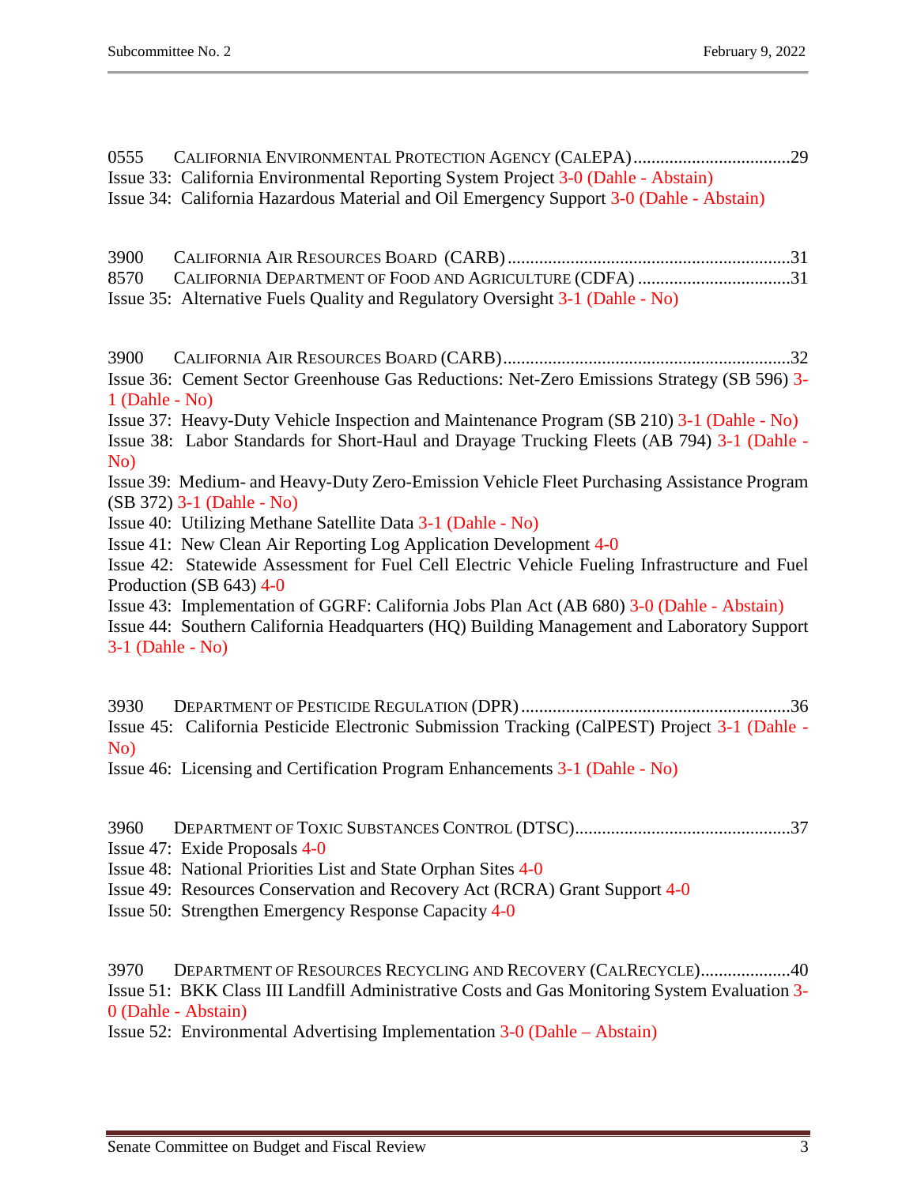0555 California Environmental Protection Agency (CalEPA)....................................29

Issue 33: California Environmental Reporting System Project 3-0 (Dahle - Abstain)

Issue 34: California Hazardous Material and Oil Emergency Support 3-0 (Dahle - Abstain)

3900 California Air Resources Board (CARB)...............................................................31

8570 California Department of Food and Agriculture (CDFA) ..................................31

Issue 35: Alternative Fuels Quality and Regulatory Oversight 3-1 (Dahle - No)

3900 California Air Resources Board (CARB)...............................................................32

Issue 36: Cement Sector Greenhouse Gas Reductions: Net-Zero Emissions Strategy (SB 596) 3-1 (Dahle - No)

Issue 37: Heavy-Duty Vehicle Inspection and Maintenance Program (SB 210) 3-1 (Dahle - No)

Issue 38: Labor Standards for Short-Haul and Drayage Trucking Fleets (AB 794) 3-1 (Dahle - No)

Issue 39: Medium- and Heavy-Duty Zero-Emission Vehicle Fleet Purchasing Assistance Program (SB 372) 3-1 (Dahle - No)

Issue 40: Utilizing Methane Satellite Data 3-1 (Dahle - No)

Issue 41: New Clean Air Reporting Log Application Development 4-0

Issue 42: Statewide Assessment for Fuel Cell Electric Vehicle Fueling Infrastructure and Fuel Production (SB 643) 4-0

Issue 43: Implementation of GGRF: California Jobs Plan Act (AB 680) 3-0 (Dahle - Abstain)

Issue 44: Southern California Headquarters (HQ) Building Management and Laboratory Support 3-1 (Dahle - No)

3930 Department of Pesticide Regulation (DPR)............................................................36

Issue 45: California Pesticide Electronic Submission Tracking (CalPEST) Project 3-1 (Dahle - No)

Issue 46: Licensing and Certification Program Enhancements 3-1 (Dahle - No)

3960 Department of Toxic Substances Control (DTSC)................................................37

Issue 47: Exide Proposals 4-0

Issue 48: National Priorities List and State Orphan Sites 4-0

Issue 49: Resources Conservation and Recovery Act (RCRA) Grant Support 4-0

Issue 50: Strengthen Emergency Response Capacity 4-0

3970 Department of Resources Recycling and Recovery (CalRecycle)....................40

Issue 51: BKK Class III Landfill Administrative Costs and Gas Monitoring System Evaluation 3-0 (Dahle - Abstain)

Issue 52: Environmental Advertising Implementation 3-0 (Dahle – Abstain)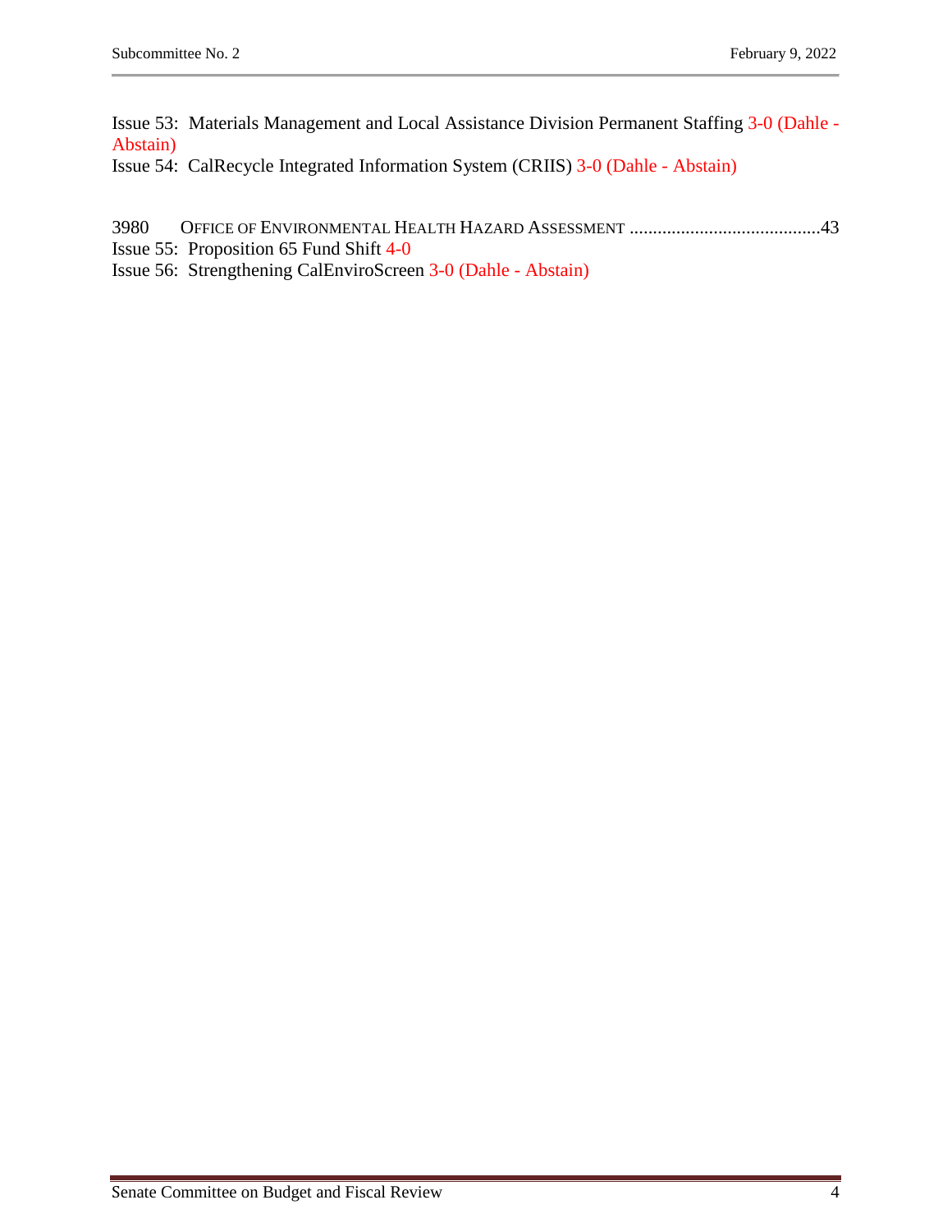Issue 53: Materials Management and Local Assistance Division Permanent Staffing 3-0 (Dahle - Abstain)

Issue 54: CalRecycle Integrated Information System (CRIIS) 3-0 (Dahle - Abstain)

3980 OFFICE OF ENVIRONMENTAL HEALTH HAZARD ASSESSMENT ........................................43

Issue 55: Proposition 65 Fund Shift 4-0

Issue 56: Strengthening CalEnviroScreen 3-0 (Dahle - Abstain)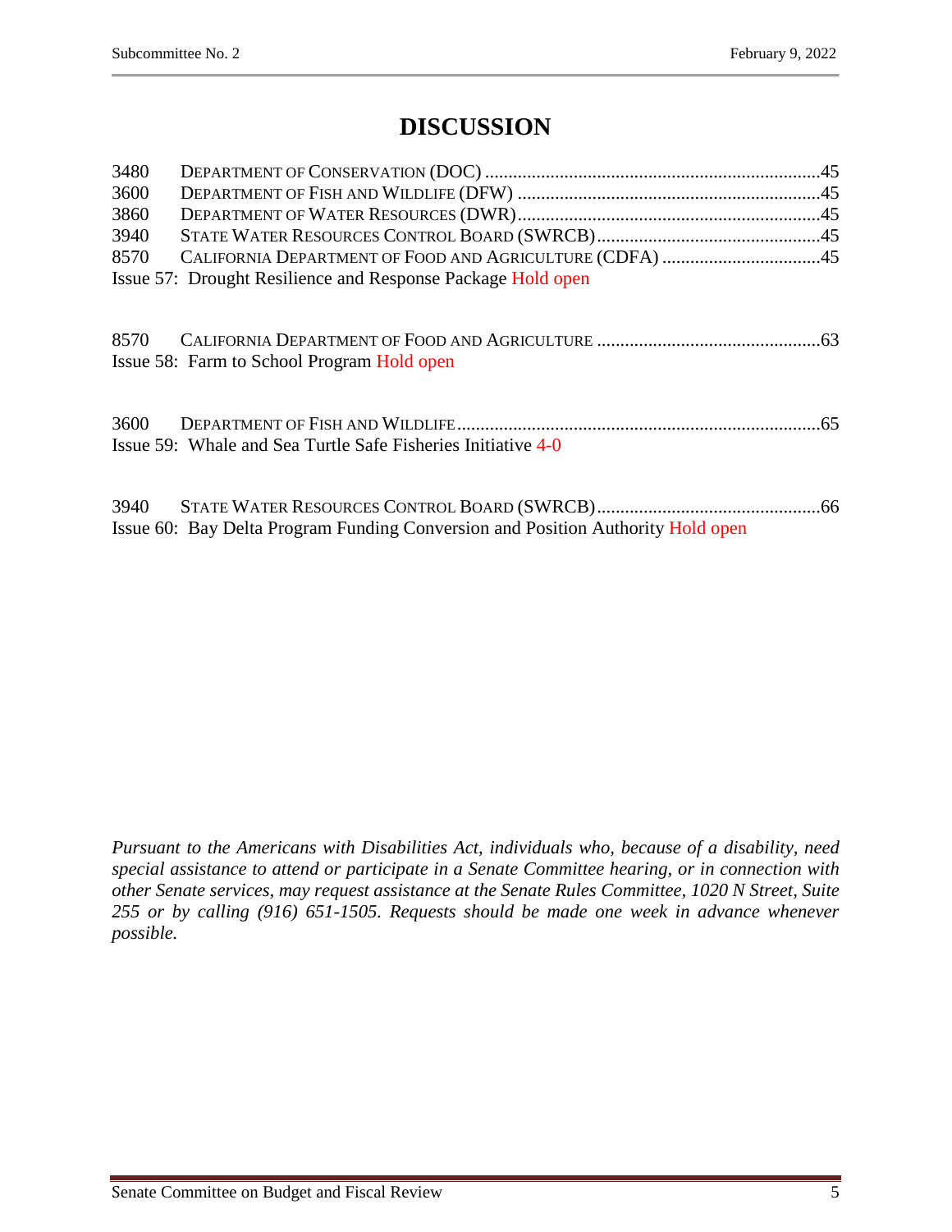# DISCUSSION

3480 DEPARTMENT OF CONSERVATION (DOC) ....................................................................45
3600 DEPARTMENT OF FISH AND WILDLIFE (DFW) ..........................................................45
3860 DEPARTMENT OF WATER RESOURCES (DWR)..........................................................45
3940 STATE WATER RESOURCES CONTROL BOARD (SWRCB)..........................................45
8570 CALIFORNIA DEPARTMENT OF FOOD AND AGRICULTURE (CDFA) ............................45
Issue 57: Drought Resilience and Response Package Hold open

8570 CALIFORNIA DEPARTMENT OF FOOD AND AGRICULTURE ............................................63
Issue 58: Farm to School Program Hold open

3600 DEPARTMENT OF FISH AND WILDLIFE..........................................................................65
Issue 59: Whale and Sea Turtle Safe Fisheries Initiative 4-0

3940 STATE WATER RESOURCES CONTROL BOARD (SWRCB)..........................................66
Issue 60: Bay Delta Program Funding Conversion and Position Authority Hold open

*Pursuant to the Americans with Disabilities Act, individuals who, because of a disability, need special assistance to attend or participate in a Senate Committee hearing, or in connection with other Senate services, may request assistance at the Senate Rules Committee, 1020 N Street, Suite 255 or by calling (916) 651-1505. Requests should be made one week in advance whenever possible.*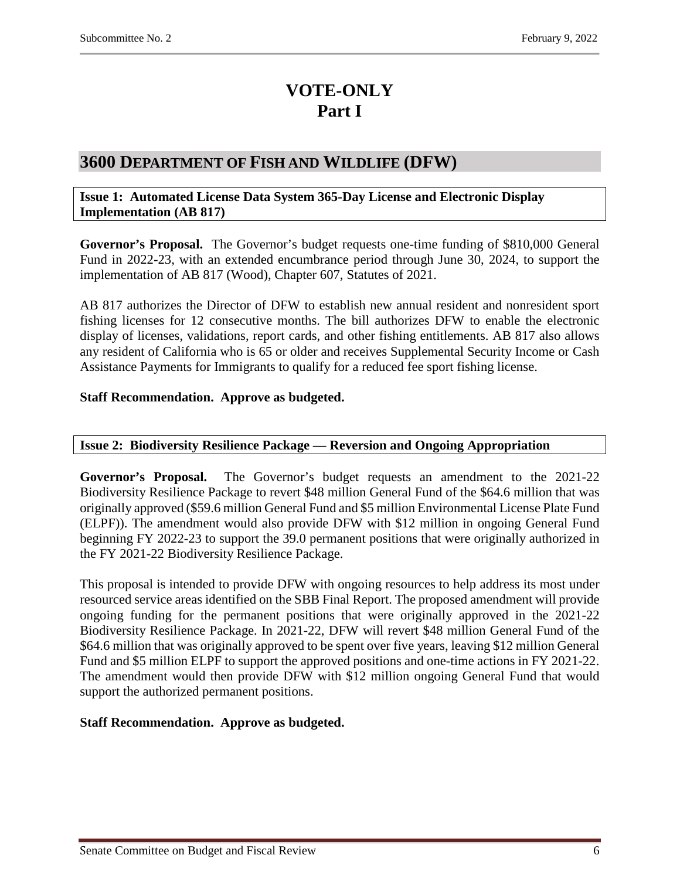# VOTE-ONLY
# Part I

## 3600 Department of Fish and Wildlife (DFW)

### Issue 1: Automated License Data System 365-Day License and Electronic Display Implementation (AB 817)

**Governor's Proposal.** The Governor's budget requests one-time funding of $810,000 General Fund in 2022-23, with an extended encumbrance period through June 30, 2024, to support the implementation of AB 817 (Wood), Chapter 607, Statutes of 2021.

AB 817 authorizes the Director of DFW to establish new annual resident and nonresident sport fishing licenses for 12 consecutive months. The bill authorizes DFW to enable the electronic display of licenses, validations, report cards, and other fishing entitlements. AB 817 also allows any resident of California who is 65 or older and receives Supplemental Security Income or Cash Assistance Payments for Immigrants to qualify for a reduced fee sport fishing license.

**Staff Recommendation. Approve as budgeted.**

### Issue 2: Biodiversity Resilience Package — Reversion and Ongoing Appropriation

**Governor's Proposal.** The Governor's budget requests an amendment to the 2021-22 Biodiversity Resilience Package to revert $48 million General Fund of the $64.6 million that was originally approved ($59.6 million General Fund and $5 million Environmental License Plate Fund (ELPF)). The amendment would also provide DFW with $12 million in ongoing General Fund beginning FY 2022-23 to support the 39.0 permanent positions that were originally authorized in the FY 2021-22 Biodiversity Resilience Package.

This proposal is intended to provide DFW with ongoing resources to help address its most under resourced service areas identified on the SBB Final Report. The proposed amendment will provide ongoing funding for the permanent positions that were originally approved in the 2021-22 Biodiversity Resilience Package. In 2021-22, DFW will revert $48 million General Fund of the $64.6 million that was originally approved to be spent over five years, leaving $12 million General Fund and $5 million ELPF to support the approved positions and one-time actions in FY 2021-22. The amendment would then provide DFW with $12 million ongoing General Fund that would support the authorized permanent positions.

**Staff Recommendation. Approve as budgeted.**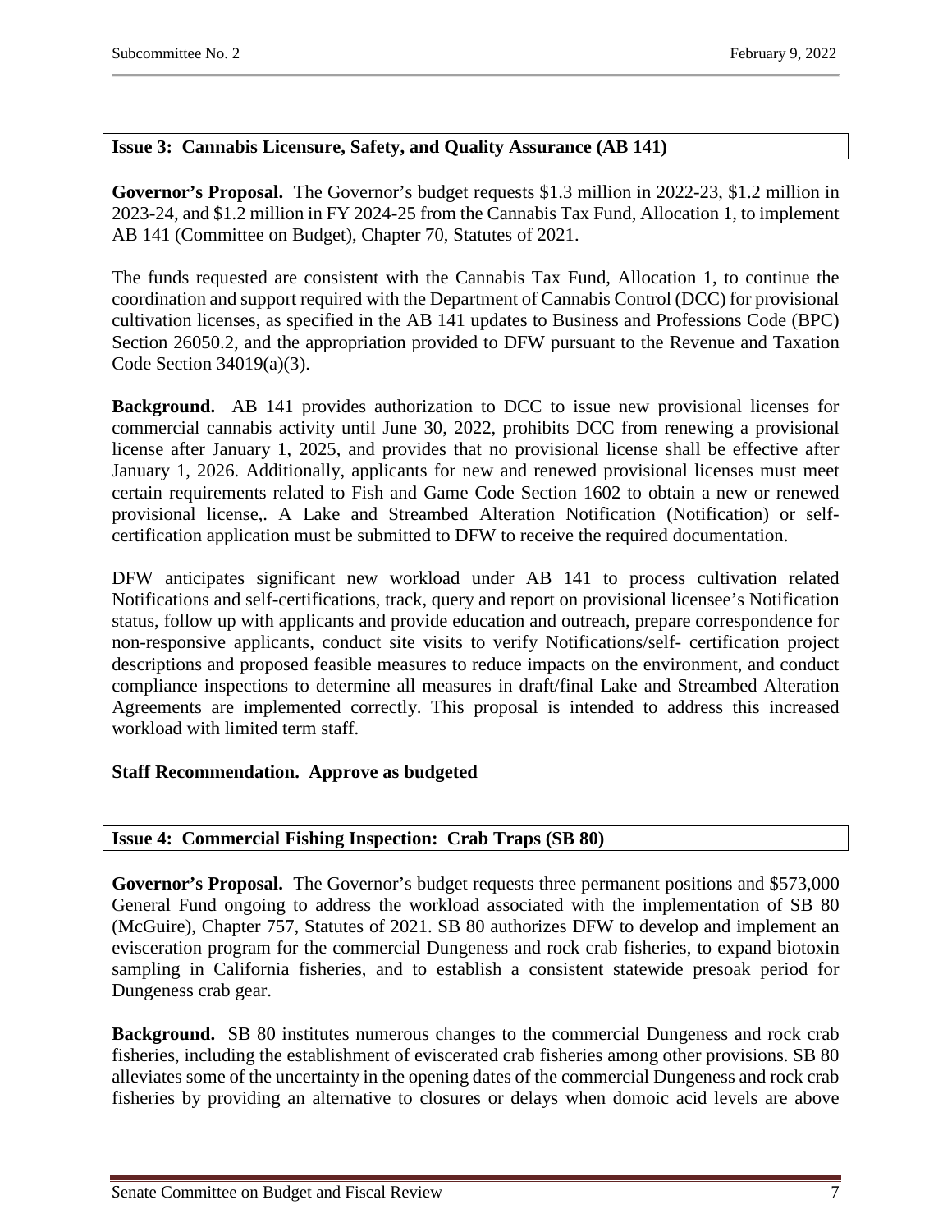## Issue 3: Cannabis Licensure, Safety, and Quality Assurance (AB 141)

**Governor's Proposal.** The Governor's budget requests $1.3 million in 2022-23, $1.2 million in 2023-24, and $1.2 million in FY 2024-25 from the Cannabis Tax Fund, Allocation 1, to implement AB 141 (Committee on Budget), Chapter 70, Statutes of 2021.

The funds requested are consistent with the Cannabis Tax Fund, Allocation 1, to continue the coordination and support required with the Department of Cannabis Control (DCC) for provisional cultivation licenses, as specified in the AB 141 updates to Business and Professions Code (BPC) Section 26050.2, and the appropriation provided to DFW pursuant to the Revenue and Taxation Code Section 34019(a)(3).

**Background.** AB 141 provides authorization to DCC to issue new provisional licenses for commercial cannabis activity until June 30, 2022, prohibits DCC from renewing a provisional license after January 1, 2025, and provides that no provisional license shall be effective after January 1, 2026. Additionally, applicants for new and renewed provisional licenses must meet certain requirements related to Fish and Game Code Section 1602 to obtain a new or renewed provisional license,. A Lake and Streambed Alteration Notification (Notification) or self-certification application must be submitted to DFW to receive the required documentation.

DFW anticipates significant new workload under AB 141 to process cultivation related Notifications and self-certifications, track, query and report on provisional licensee's Notification status, follow up with applicants and provide education and outreach, prepare correspondence for non-responsive applicants, conduct site visits to verify Notifications/self- certification project descriptions and proposed feasible measures to reduce impacts on the environment, and conduct compliance inspections to determine all measures in draft/final Lake and Streambed Alteration Agreements are implemented correctly. This proposal is intended to address this increased workload with limited term staff.

**Staff Recommendation. Approve as budgeted**

## Issue 4: Commercial Fishing Inspection: Crab Traps (SB 80)

**Governor's Proposal.** The Governor's budget requests three permanent positions and $573,000 General Fund ongoing to address the workload associated with the implementation of SB 80 (McGuire), Chapter 757, Statutes of 2021. SB 80 authorizes DFW to develop and implement an evisceration program for the commercial Dungeness and rock crab fisheries, to expand biotoxin sampling in California fisheries, and to establish a consistent statewide presoak period for Dungeness crab gear.

**Background.** SB 80 institutes numerous changes to the commercial Dungeness and rock crab fisheries, including the establishment of eviscerated crab fisheries among other provisions. SB 80 alleviates some of the uncertainty in the opening dates of the commercial Dungeness and rock crab fisheries by providing an alternative to closures or delays when domoic acid levels are above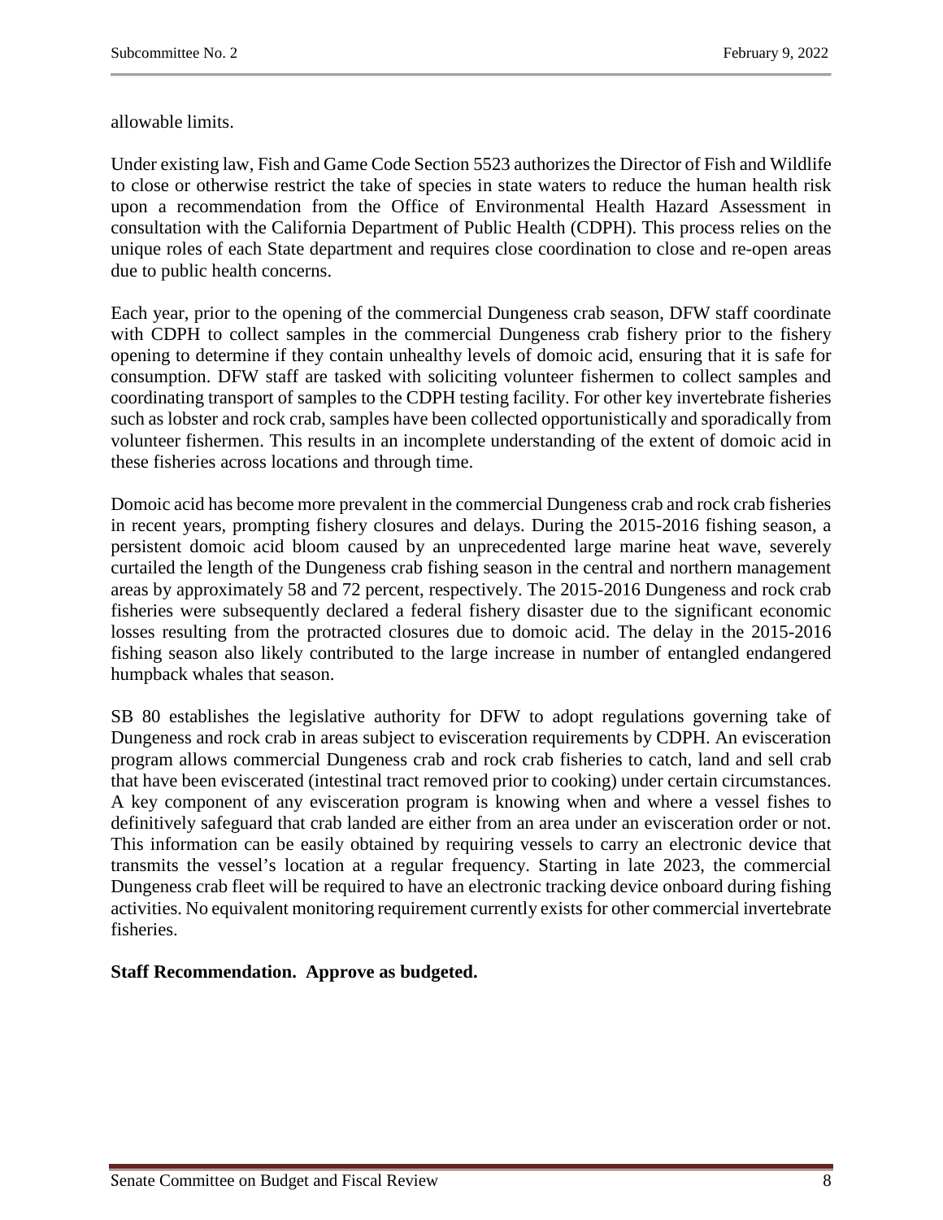allowable limits.

Under existing law, Fish and Game Code Section 5523 authorizes the Director of Fish and Wildlife to close or otherwise restrict the take of species in state waters to reduce the human health risk upon a recommendation from the Office of Environmental Health Hazard Assessment in consultation with the California Department of Public Health (CDPH). This process relies on the unique roles of each State department and requires close coordination to close and re-open areas due to public health concerns.

Each year, prior to the opening of the commercial Dungeness crab season, DFW staff coordinate with CDPH to collect samples in the commercial Dungeness crab fishery prior to the fishery opening to determine if they contain unhealthy levels of domoic acid, ensuring that it is safe for consumption. DFW staff are tasked with soliciting volunteer fishermen to collect samples and coordinating transport of samples to the CDPH testing facility. For other key invertebrate fisheries such as lobster and rock crab, samples have been collected opportunistically and sporadically from volunteer fishermen. This results in an incomplete understanding of the extent of domoic acid in these fisheries across locations and through time.

Domoic acid has become more prevalent in the commercial Dungeness crab and rock crab fisheries in recent years, prompting fishery closures and delays. During the 2015-2016 fishing season, a persistent domoic acid bloom caused by an unprecedented large marine heat wave, severely curtailed the length of the Dungeness crab fishing season in the central and northern management areas by approximately 58 and 72 percent, respectively. The 2015-2016 Dungeness and rock crab fisheries were subsequently declared a federal fishery disaster due to the significant economic losses resulting from the protracted closures due to domoic acid. The delay in the 2015-2016 fishing season also likely contributed to the large increase in number of entangled endangered humpback whales that season.

SB 80 establishes the legislative authority for DFW to adopt regulations governing take of Dungeness and rock crab in areas subject to evisceration requirements by CDPH. An evisceration program allows commercial Dungeness crab and rock crab fisheries to catch, land and sell crab that have been eviscerated (intestinal tract removed prior to cooking) under certain circumstances. A key component of any evisceration program is knowing when and where a vessel fishes to definitively safeguard that crab landed are either from an area under an evisceration order or not. This information can be easily obtained by requiring vessels to carry an electronic device that transmits the vessel's location at a regular frequency. Starting in late 2023, the commercial Dungeness crab fleet will be required to have an electronic tracking device onboard during fishing activities. No equivalent monitoring requirement currently exists for other commercial invertebrate fisheries.

**Staff Recommendation. Approve as budgeted.**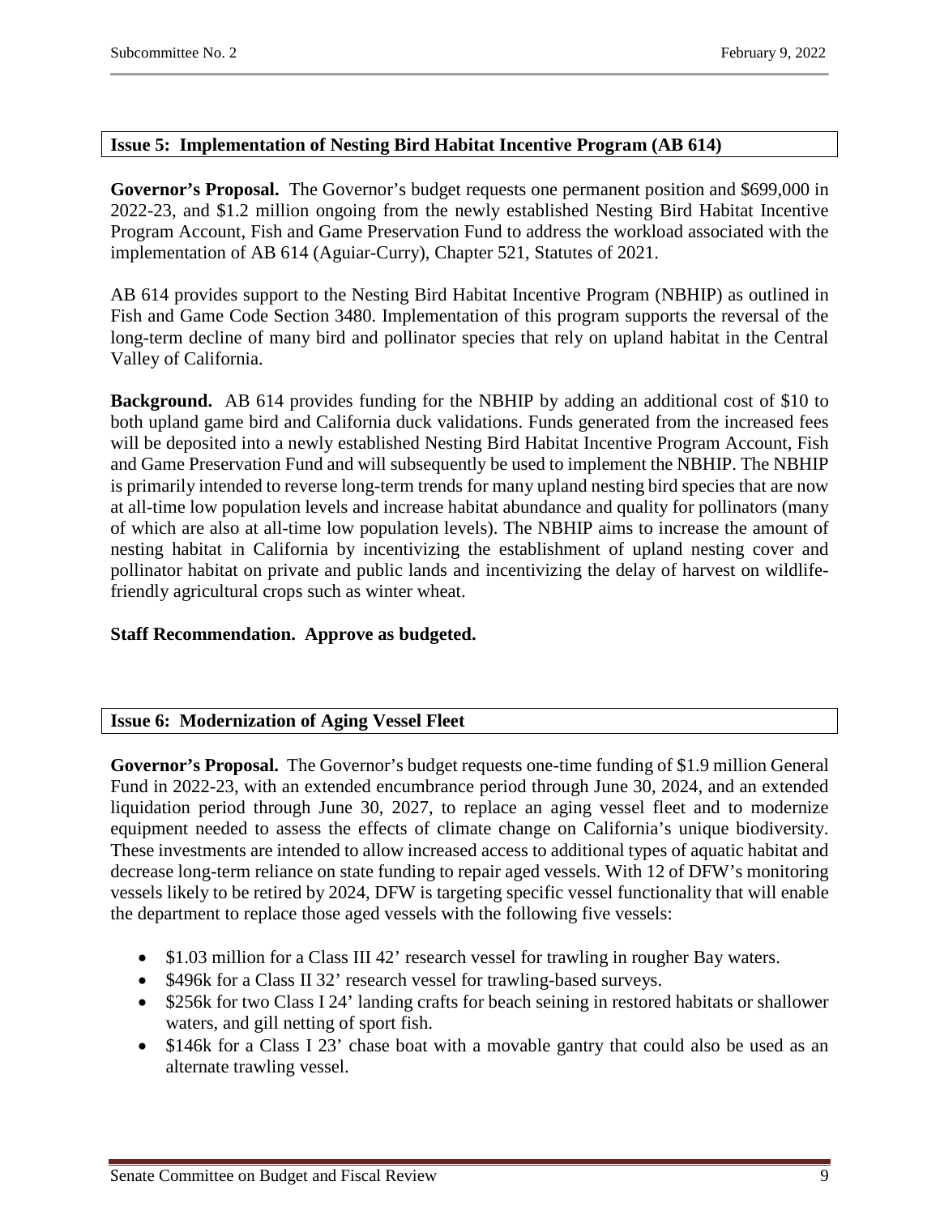## Issue 5: Implementation of Nesting Bird Habitat Incentive Program (AB 614)

**Governor's Proposal.** The Governor's budget requests one permanent position and $699,000 in 2022-23, and $1.2 million ongoing from the newly established Nesting Bird Habitat Incentive Program Account, Fish and Game Preservation Fund to address the workload associated with the implementation of AB 614 (Aguiar-Curry), Chapter 521, Statutes of 2021.

AB 614 provides support to the Nesting Bird Habitat Incentive Program (NBHIP) as outlined in Fish and Game Code Section 3480. Implementation of this program supports the reversal of the long-term decline of many bird and pollinator species that rely on upland habitat in the Central Valley of California.

**Background.** AB 614 provides funding for the NBHIP by adding an additional cost of $10 to both upland game bird and California duck validations. Funds generated from the increased fees will be deposited into a newly established Nesting Bird Habitat Incentive Program Account, Fish and Game Preservation Fund and will subsequently be used to implement the NBHIP. The NBHIP is primarily intended to reverse long-term trends for many upland nesting bird species that are now at all-time low population levels and increase habitat abundance and quality for pollinators (many of which are also at all-time low population levels). The NBHIP aims to increase the amount of nesting habitat in California by incentivizing the establishment of upland nesting cover and pollinator habitat on private and public lands and incentivizing the delay of harvest on wildlife-friendly agricultural crops such as winter wheat.

**Staff Recommendation. Approve as budgeted.**

## Issue 6: Modernization of Aging Vessel Fleet

**Governor's Proposal.** The Governor's budget requests one-time funding of $1.9 million General Fund in 2022-23, with an extended encumbrance period through June 30, 2024, and an extended liquidation period through June 30, 2027, to replace an aging vessel fleet and to modernize equipment needed to assess the effects of climate change on California's unique biodiversity. These investments are intended to allow increased access to additional types of aquatic habitat and decrease long-term reliance on state funding to repair aged vessels. With 12 of DFW's monitoring vessels likely to be retired by 2024, DFW is targeting specific vessel functionality that will enable the department to replace those aged vessels with the following five vessels:

- $1.03 million for a Class III 42' research vessel for trawling in rougher Bay waters.
- $496k for a Class II 32' research vessel for trawling-based surveys.
- $256k for two Class I 24' landing crafts for beach seining in restored habitats or shallower waters, and gill netting of sport fish.
- $146k for a Class I 23' chase boat with a movable gantry that could also be used as an alternate trawling vessel.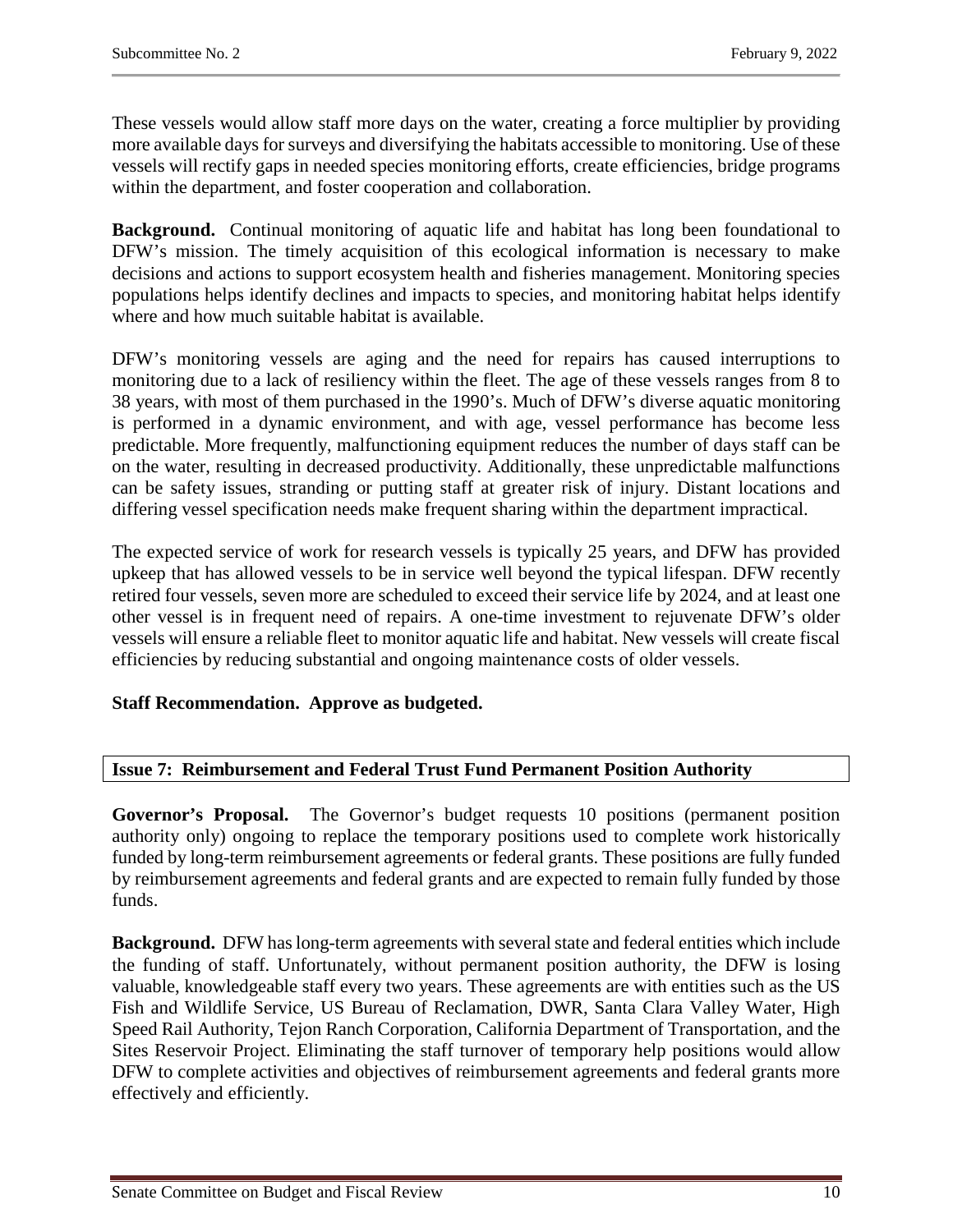These vessels would allow staff more days on the water, creating a force multiplier by providing more available days for surveys and diversifying the habitats accessible to monitoring. Use of these vessels will rectify gaps in needed species monitoring efforts, create efficiencies, bridge programs within the department, and foster cooperation and collaboration.

**Background.** Continual monitoring of aquatic life and habitat has long been foundational to DFW's mission. The timely acquisition of this ecological information is necessary to make decisions and actions to support ecosystem health and fisheries management. Monitoring species populations helps identify declines and impacts to species, and monitoring habitat helps identify where and how much suitable habitat is available.

DFW's monitoring vessels are aging and the need for repairs has caused interruptions to monitoring due to a lack of resiliency within the fleet. The age of these vessels ranges from 8 to 38 years, with most of them purchased in the 1990's. Much of DFW's diverse aquatic monitoring is performed in a dynamic environment, and with age, vessel performance has become less predictable. More frequently, malfunctioning equipment reduces the number of days staff can be on the water, resulting in decreased productivity. Additionally, these unpredictable malfunctions can be safety issues, stranding or putting staff at greater risk of injury. Distant locations and differing vessel specification needs make frequent sharing within the department impractical.

The expected service of work for research vessels is typically 25 years, and DFW has provided upkeep that has allowed vessels to be in service well beyond the typical lifespan. DFW recently retired four vessels, seven more are scheduled to exceed their service life by 2024, and at least one other vessel is in frequent need of repairs. A one-time investment to rejuvenate DFW's older vessels will ensure a reliable fleet to monitor aquatic life and habitat. New vessels will create fiscal efficiencies by reducing substantial and ongoing maintenance costs of older vessels.

**Staff Recommendation. Approve as budgeted.**

## Issue 7: Reimbursement and Federal Trust Fund Permanent Position Authority

**Governor's Proposal.** The Governor's budget requests 10 positions (permanent position authority only) ongoing to replace the temporary positions used to complete work historically funded by long-term reimbursement agreements or federal grants. These positions are fully funded by reimbursement agreements and federal grants and are expected to remain fully funded by those funds.

**Background.** DFW has long-term agreements with several state and federal entities which include the funding of staff. Unfortunately, without permanent position authority, the DFW is losing valuable, knowledgeable staff every two years. These agreements are with entities such as the US Fish and Wildlife Service, US Bureau of Reclamation, DWR, Santa Clara Valley Water, High Speed Rail Authority, Tejon Ranch Corporation, California Department of Transportation, and the Sites Reservoir Project. Eliminating the staff turnover of temporary help positions would allow DFW to complete activities and objectives of reimbursement agreements and federal grants more effectively and efficiently.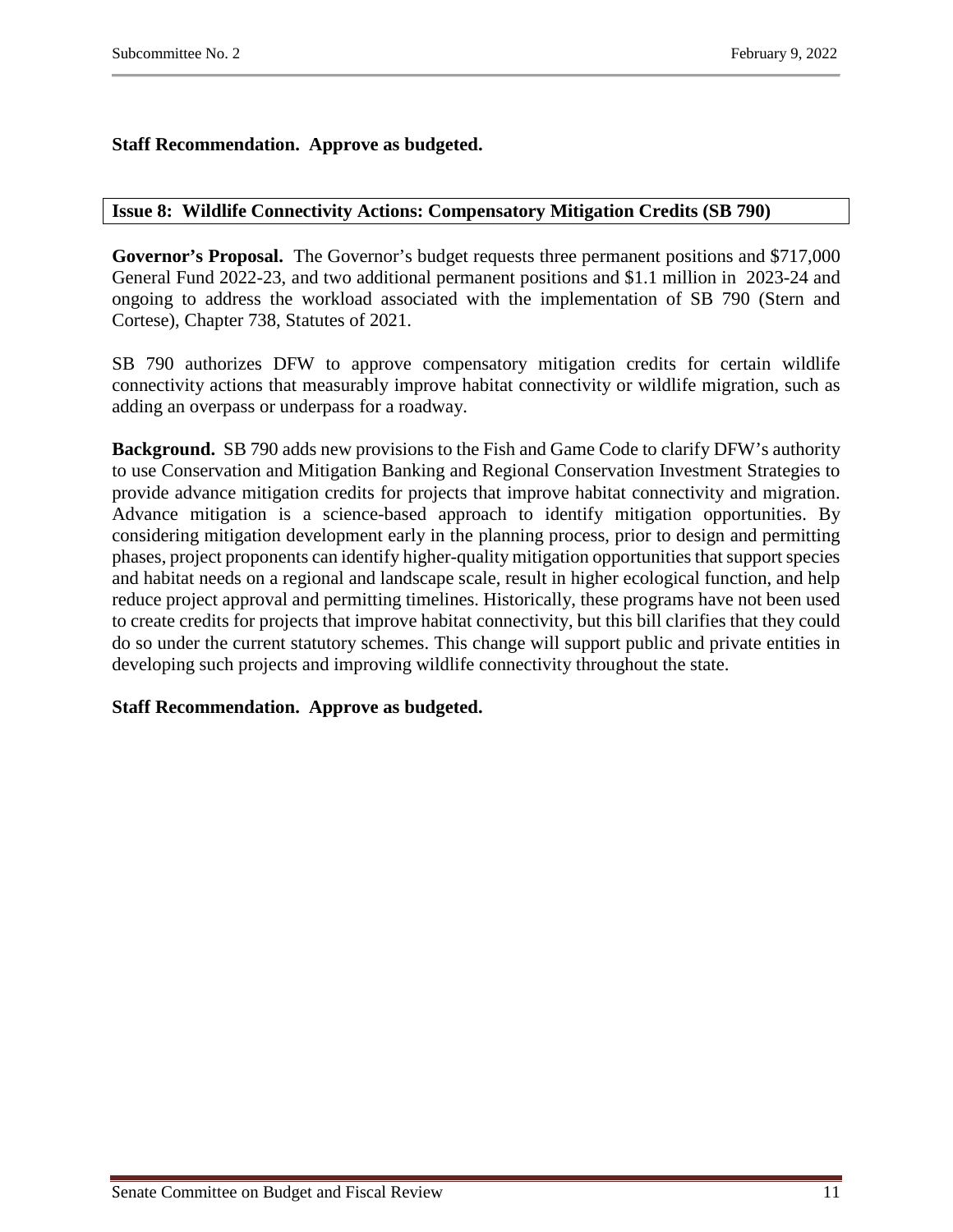**Staff Recommendation. Approve as budgeted.**

### Issue 8: Wildlife Connectivity Actions: Compensatory Mitigation Credits (SB 790)

**Governor's Proposal.** The Governor's budget requests three permanent positions and $717,000 General Fund 2022-23, and two additional permanent positions and $1.1 million in 2023-24 and ongoing to address the workload associated with the implementation of SB 790 (Stern and Cortese), Chapter 738, Statutes of 2021.

SB 790 authorizes DFW to approve compensatory mitigation credits for certain wildlife connectivity actions that measurably improve habitat connectivity or wildlife migration, such as adding an overpass or underpass for a roadway.

**Background.** SB 790 adds new provisions to the Fish and Game Code to clarify DFW's authority to use Conservation and Mitigation Banking and Regional Conservation Investment Strategies to provide advance mitigation credits for projects that improve habitat connectivity and migration. Advance mitigation is a science-based approach to identify mitigation opportunities. By considering mitigation development early in the planning process, prior to design and permitting phases, project proponents can identify higher-quality mitigation opportunities that support species and habitat needs on a regional and landscape scale, result in higher ecological function, and help reduce project approval and permitting timelines. Historically, these programs have not been used to create credits for projects that improve habitat connectivity, but this bill clarifies that they could do so under the current statutory schemes. This change will support public and private entities in developing such projects and improving wildlife connectivity throughout the state.

**Staff Recommendation. Approve as budgeted.**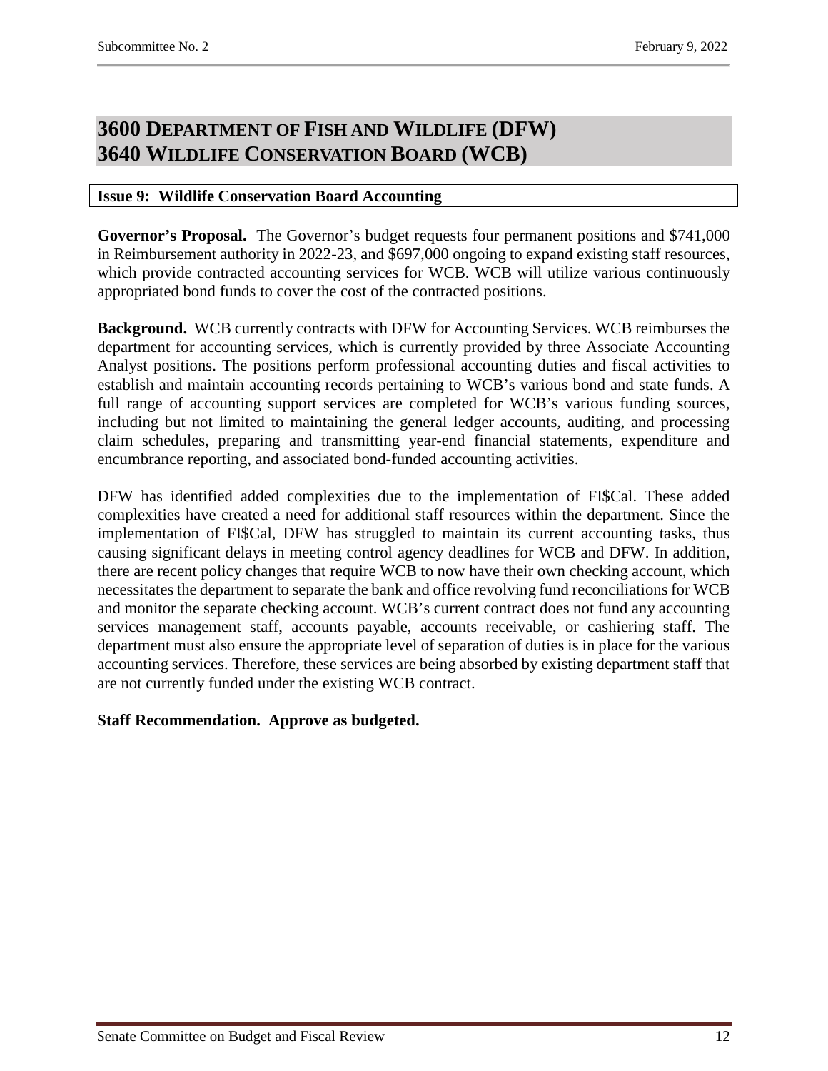# 3600 DEPARTMENT OF FISH AND WILDLIFE (DFW)
# 3640 WILDLIFE CONSERVATION BOARD (WCB)

**Issue 9: Wildlife Conservation Board Accounting**

**Governor's Proposal.** The Governor's budget requests four permanent positions and $741,000 in Reimbursement authority in 2022-23, and $697,000 ongoing to expand existing staff resources, which provide contracted accounting services for WCB. WCB will utilize various continuously appropriated bond funds to cover the cost of the contracted positions.

**Background.** WCB currently contracts with DFW for Accounting Services. WCB reimburses the department for accounting services, which is currently provided by three Associate Accounting Analyst positions. The positions perform professional accounting duties and fiscal activities to establish and maintain accounting records pertaining to WCB's various bond and state funds. A full range of accounting support services are completed for WCB's various funding sources, including but not limited to maintaining the general ledger accounts, auditing, and processing claim schedules, preparing and transmitting year-end financial statements, expenditure and encumbrance reporting, and associated bond-funded accounting activities.

DFW has identified added complexities due to the implementation of FI$Cal. These added complexities have created a need for additional staff resources within the department. Since the implementation of FI$Cal, DFW has struggled to maintain its current accounting tasks, thus causing significant delays in meeting control agency deadlines for WCB and DFW. In addition, there are recent policy changes that require WCB to now have their own checking account, which necessitates the department to separate the bank and office revolving fund reconciliations for WCB and monitor the separate checking account. WCB's current contract does not fund any accounting services management staff, accounts payable, accounts receivable, or cashiering staff. The department must also ensure the appropriate level of separation of duties is in place for the various accounting services. Therefore, these services are being absorbed by existing department staff that are not currently funded under the existing WCB contract.

**Staff Recommendation. Approve as budgeted.**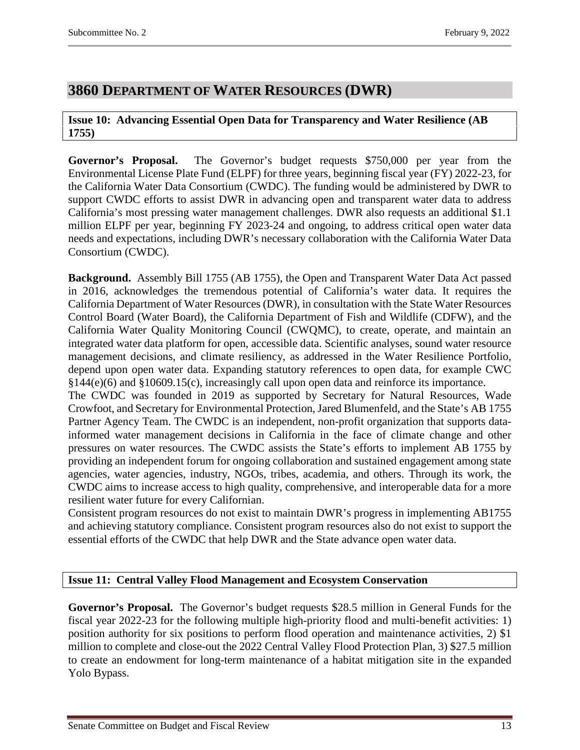## 3860 Department of Water Resources (DWR)

### Issue 10: Advancing Essential Open Data for Transparency and Water Resilience (AB 1755)

**Governor's Proposal.** The Governor's budget requests $750,000 per year from the Environmental License Plate Fund (ELPF) for three years, beginning fiscal year (FY) 2022-23, for the California Water Data Consortium (CWDC). The funding would be administered by DWR to support CWDC efforts to assist DWR in advancing open and transparent water data to address California's most pressing water management challenges. DWR also requests an additional $1.1 million ELPF per year, beginning FY 2023-24 and ongoing, to address critical open water data needs and expectations, including DWR's necessary collaboration with the California Water Data Consortium (CWDC).

**Background.** Assembly Bill 1755 (AB 1755), the Open and Transparent Water Data Act passed in 2016, acknowledges the tremendous potential of California's water data. It requires the California Department of Water Resources (DWR), in consultation with the State Water Resources Control Board (Water Board), the California Department of Fish and Wildlife (CDFW), and the California Water Quality Monitoring Council (CWQMC), to create, operate, and maintain an integrated water data platform for open, accessible data. Scientific analyses, sound water resource management decisions, and climate resiliency, as addressed in the Water Resilience Portfolio, depend upon open water data. Expanding statutory references to open data, for example CWC §144(e)(6) and §10609.15(c), increasingly call upon open data and reinforce its importance.

The CWDC was founded in 2019 as supported by Secretary for Natural Resources, Wade Crowfoot, and Secretary for Environmental Protection, Jared Blumenfeld, and the State's AB 1755 Partner Agency Team. The CWDC is an independent, non-profit organization that supports data-informed water management decisions in California in the face of climate change and other pressures on water resources. The CWDC assists the State's efforts to implement AB 1755 by providing an independent forum for ongoing collaboration and sustained engagement among state agencies, water agencies, industry, NGOs, tribes, academia, and others. Through its work, the CWDC aims to increase access to high quality, comprehensive, and interoperable data for a more resilient water future for every Californian.

Consistent program resources do not exist to maintain DWR's progress in implementing AB1755 and achieving statutory compliance. Consistent program resources also do not exist to support the essential efforts of the CWDC that help DWR and the State advance open water data.

### Issue 11: Central Valley Flood Management and Ecosystem Conservation

**Governor's Proposal.** The Governor's budget requests $28.5 million in General Funds for the fiscal year 2022-23 for the following multiple high-priority flood and multi-benefit activities: 1) position authority for six positions to perform flood operation and maintenance activities, 2) $1 million to complete and close-out the 2022 Central Valley Flood Protection Plan, 3) $27.5 million to create an endowment for long-term maintenance of a habitat mitigation site in the expanded Yolo Bypass.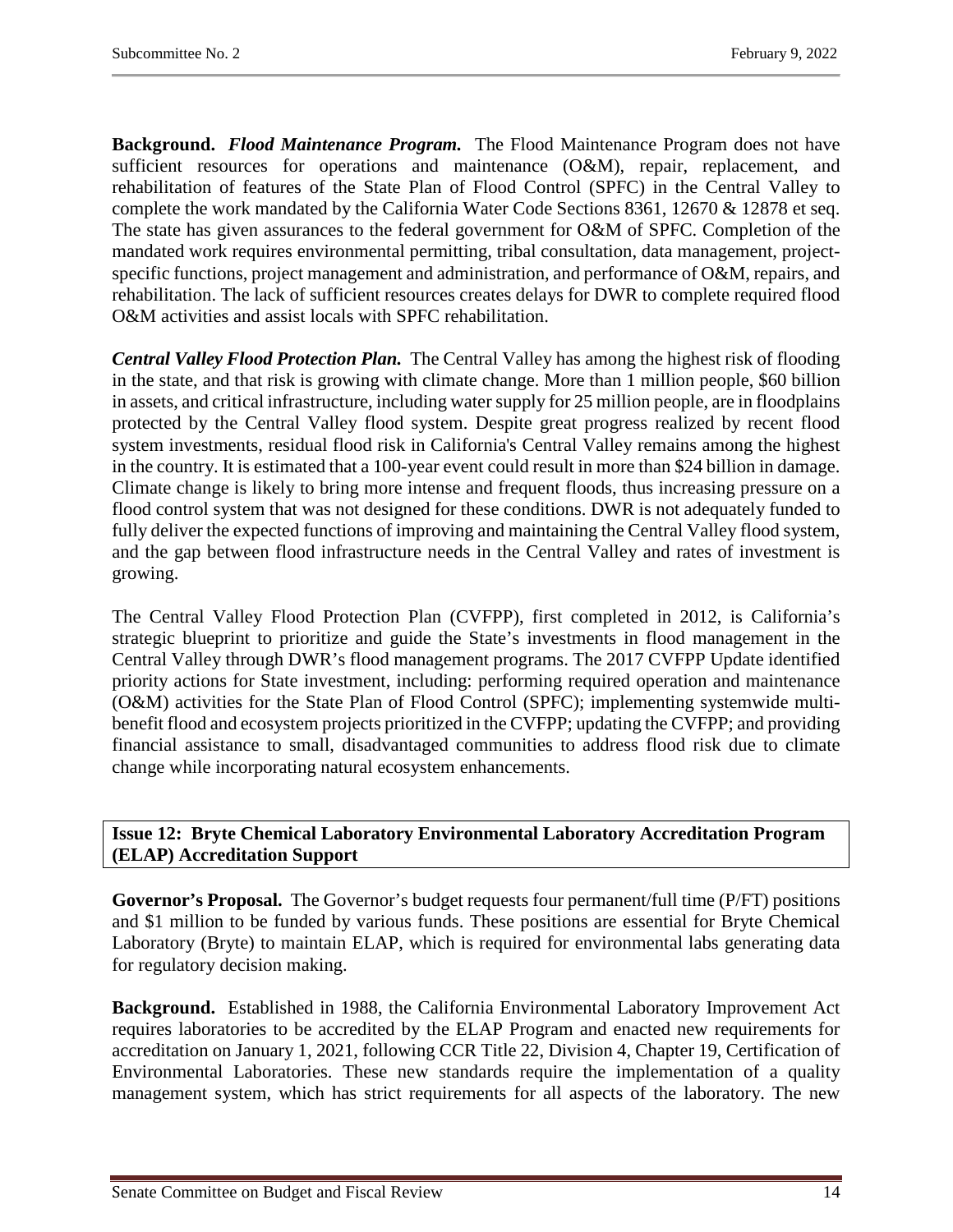**Background.** ***Flood Maintenance Program.*** The Flood Maintenance Program does not have sufficient resources for operations and maintenance (O&M), repair, replacement, and rehabilitation of features of the State Plan of Flood Control (SPFC) in the Central Valley to complete the work mandated by the California Water Code Sections 8361, 12670 & 12878 et seq. The state has given assurances to the federal government for O&M of SPFC. Completion of the mandated work requires environmental permitting, tribal consultation, data management, project-specific functions, project management and administration, and performance of O&M, repairs, and rehabilitation. The lack of sufficient resources creates delays for DWR to complete required flood O&M activities and assist locals with SPFC rehabilitation.

***Central Valley Flood Protection Plan.*** The Central Valley has among the highest risk of flooding in the state, and that risk is growing with climate change. More than 1 million people, $60 billion in assets, and critical infrastructure, including water supply for 25 million people, are in floodplains protected by the Central Valley flood system. Despite great progress realized by recent flood system investments, residual flood risk in California's Central Valley remains among the highest in the country. It is estimated that a 100-year event could result in more than $24 billion in damage. Climate change is likely to bring more intense and frequent floods, thus increasing pressure on a flood control system that was not designed for these conditions. DWR is not adequately funded to fully deliver the expected functions of improving and maintaining the Central Valley flood system, and the gap between flood infrastructure needs in the Central Valley and rates of investment is growing.

The Central Valley Flood Protection Plan (CVFPP), first completed in 2012, is California's strategic blueprint to prioritize and guide the State's investments in flood management in the Central Valley through DWR's flood management programs. The 2017 CVFPP Update identified priority actions for State investment, including: performing required operation and maintenance (O&M) activities for the State Plan of Flood Control (SPFC); implementing systemwide multi-benefit flood and ecosystem projects prioritized in the CVFPP; updating the CVFPP; and providing financial assistance to small, disadvantaged communities to address flood risk due to climate change while incorporating natural ecosystem enhancements.

## Issue 12: Bryte Chemical Laboratory Environmental Laboratory Accreditation Program (ELAP) Accreditation Support

**Governor's Proposal.** The Governor's budget requests four permanent/full time (P/FT) positions and $1 million to be funded by various funds. These positions are essential for Bryte Chemical Laboratory (Bryte) to maintain ELAP, which is required for environmental labs generating data for regulatory decision making.

**Background.** Established in 1988, the California Environmental Laboratory Improvement Act requires laboratories to be accredited by the ELAP Program and enacted new requirements for accreditation on January 1, 2021, following CCR Title 22, Division 4, Chapter 19, Certification of Environmental Laboratories. These new standards require the implementation of a quality management system, which has strict requirements for all aspects of the laboratory. The new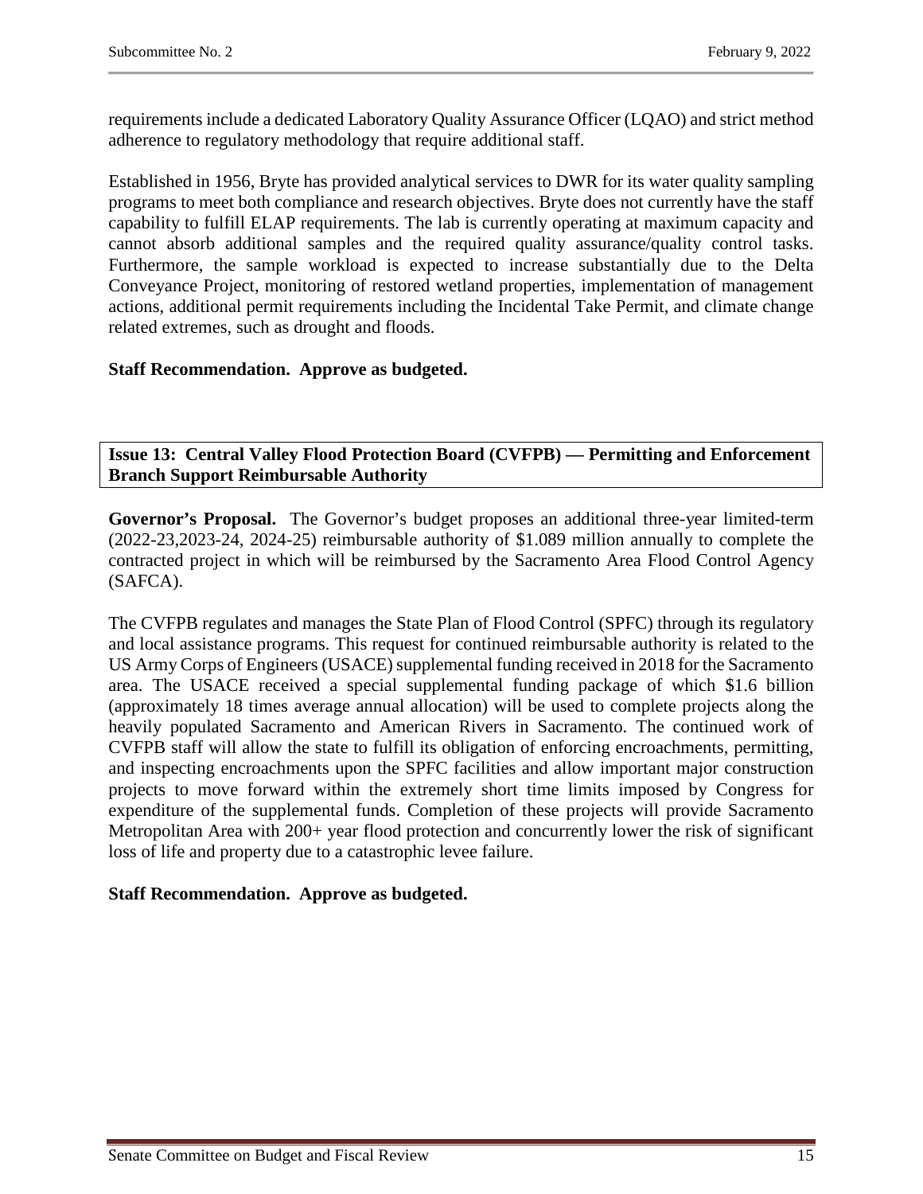requirements include a dedicated Laboratory Quality Assurance Officer (LQAO) and strict method adherence to regulatory methodology that require additional staff.

Established in 1956, Bryte has provided analytical services to DWR for its water quality sampling programs to meet both compliance and research objectives. Bryte does not currently have the staff capability to fulfill ELAP requirements. The lab is currently operating at maximum capacity and cannot absorb additional samples and the required quality assurance/quality control tasks. Furthermore, the sample workload is expected to increase substantially due to the Delta Conveyance Project, monitoring of restored wetland properties, implementation of management actions, additional permit requirements including the Incidental Take Permit, and climate change related extremes, such as drought and floods.

**Staff Recommendation. Approve as budgeted.**

### Issue 13: Central Valley Flood Protection Board (CVFPB) — Permitting and Enforcement Branch Support Reimbursable Authority

**Governor's Proposal.** The Governor's budget proposes an additional three-year limited-term (2022-23,2023-24, 2024-25) reimbursable authority of $1.089 million annually to complete the contracted project in which will be reimbursed by the Sacramento Area Flood Control Agency (SAFCA).

The CVFPB regulates and manages the State Plan of Flood Control (SPFC) through its regulatory and local assistance programs. This request for continued reimbursable authority is related to the US Army Corps of Engineers (USACE) supplemental funding received in 2018 for the Sacramento area. The USACE received a special supplemental funding package of which $1.6 billion (approximately 18 times average annual allocation) will be used to complete projects along the heavily populated Sacramento and American Rivers in Sacramento. The continued work of CVFPB staff will allow the state to fulfill its obligation of enforcing encroachments, permitting, and inspecting encroachments upon the SPFC facilities and allow important major construction projects to move forward within the extremely short time limits imposed by Congress for expenditure of the supplemental funds. Completion of these projects will provide Sacramento Metropolitan Area with 200+ year flood protection and concurrently lower the risk of significant loss of life and property due to a catastrophic levee failure.

**Staff Recommendation. Approve as budgeted.**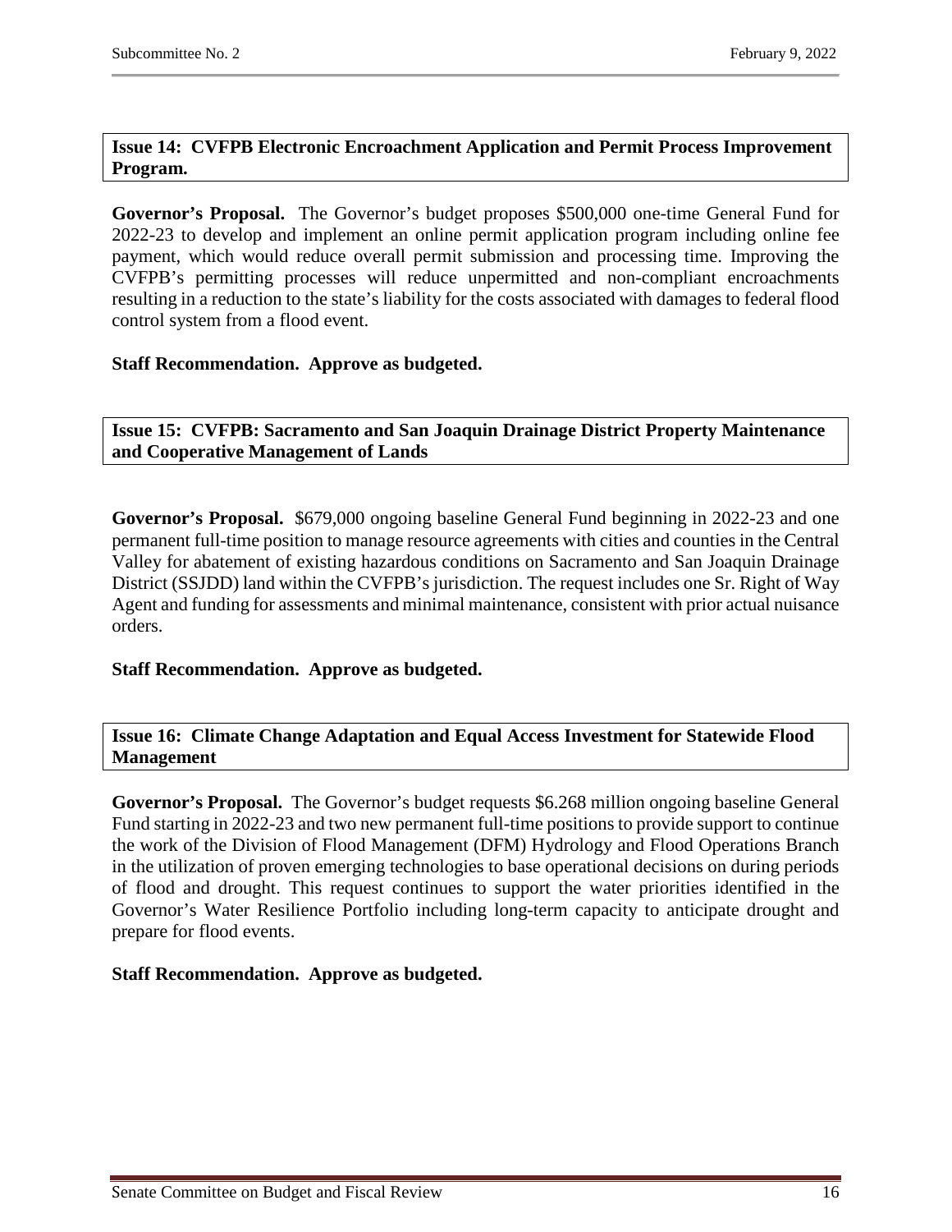**Issue 14: CVFPB Electronic Encroachment Application and Permit Process Improvement Program.**

**Governor's Proposal.** The Governor's budget proposes $500,000 one-time General Fund for 2022-23 to develop and implement an online permit application program including online fee payment, which would reduce overall permit submission and processing time. Improving the CVFPB's permitting processes will reduce unpermitted and non-compliant encroachments resulting in a reduction to the state's liability for the costs associated with damages to federal flood control system from a flood event.

**Staff Recommendation. Approve as budgeted.**

**Issue 15: CVFPB: Sacramento and San Joaquin Drainage District Property Maintenance and Cooperative Management of Lands**

**Governor's Proposal.** $679,000 ongoing baseline General Fund beginning in 2022-23 and one permanent full-time position to manage resource agreements with cities and counties in the Central Valley for abatement of existing hazardous conditions on Sacramento and San Joaquin Drainage District (SSJDD) land within the CVFPB's jurisdiction. The request includes one Sr. Right of Way Agent and funding for assessments and minimal maintenance, consistent with prior actual nuisance orders.

**Staff Recommendation. Approve as budgeted.**

**Issue 16: Climate Change Adaptation and Equal Access Investment for Statewide Flood Management**

**Governor's Proposal.** The Governor's budget requests $6.268 million ongoing baseline General Fund starting in 2022-23 and two new permanent full-time positions to provide support to continue the work of the Division of Flood Management (DFM) Hydrology and Flood Operations Branch in the utilization of proven emerging technologies to base operational decisions on during periods of flood and drought. This request continues to support the water priorities identified in the Governor's Water Resilience Portfolio including long-term capacity to anticipate drought and prepare for flood events.

**Staff Recommendation. Approve as budgeted.**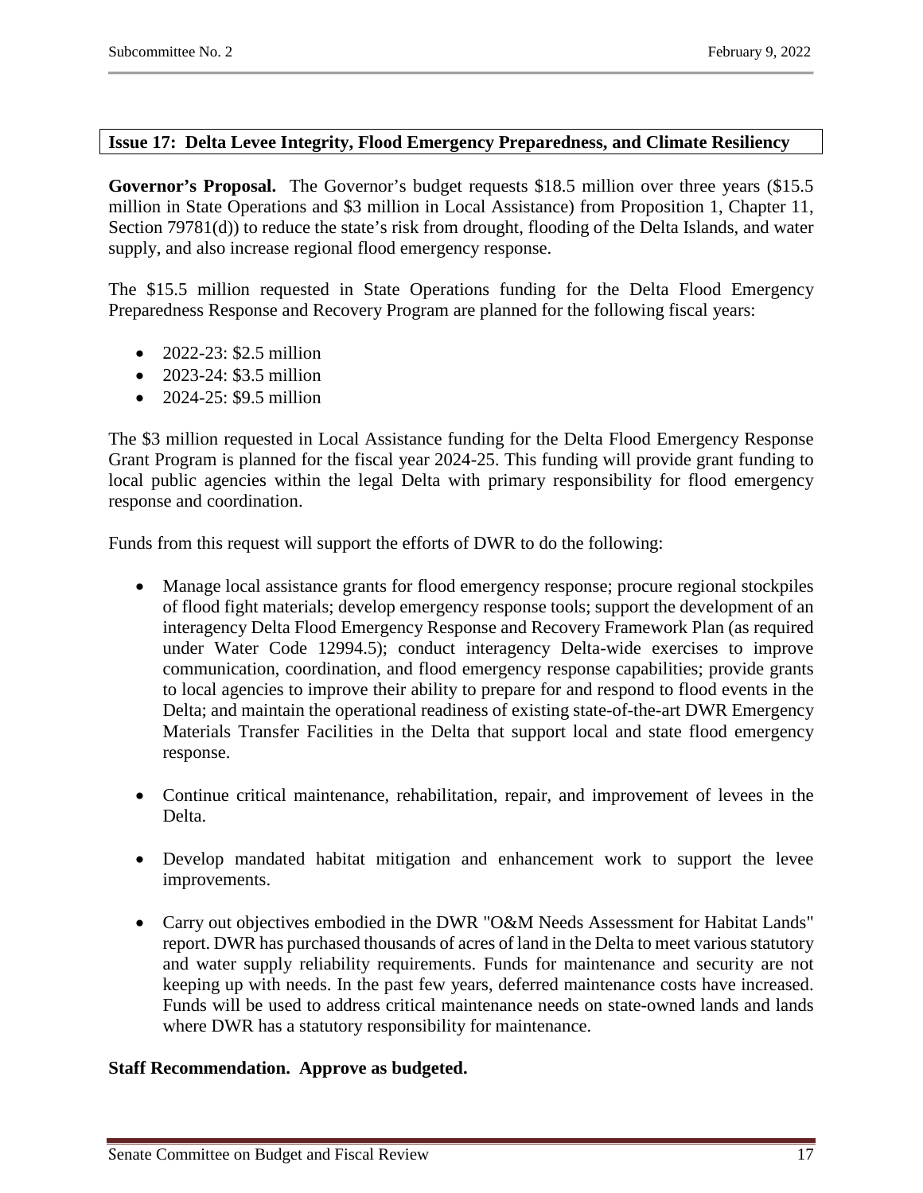**Issue 17: Delta Levee Integrity, Flood Emergency Preparedness, and Climate Resiliency**

**Governor's Proposal.** The Governor's budget requests $18.5 million over three years ($15.5 million in State Operations and $3 million in Local Assistance) from Proposition 1, Chapter 11, Section 79781(d)) to reduce the state's risk from drought, flooding of the Delta Islands, and water supply, and also increase regional flood emergency response.

The $15.5 million requested in State Operations funding for the Delta Flood Emergency Preparedness Response and Recovery Program are planned for the following fiscal years:

- 2022-23: $2.5 million
- 2023-24: $3.5 million
- 2024-25: $9.5 million

The $3 million requested in Local Assistance funding for the Delta Flood Emergency Response Grant Program is planned for the fiscal year 2024-25. This funding will provide grant funding to local public agencies within the legal Delta with primary responsibility for flood emergency response and coordination.

Funds from this request will support the efforts of DWR to do the following:

- Manage local assistance grants for flood emergency response; procure regional stockpiles of flood fight materials; develop emergency response tools; support the development of an interagency Delta Flood Emergency Response and Recovery Framework Plan (as required under Water Code 12994.5); conduct interagency Delta-wide exercises to improve communication, coordination, and flood emergency response capabilities; provide grants to local agencies to improve their ability to prepare for and respond to flood events in the Delta; and maintain the operational readiness of existing state-of-the-art DWR Emergency Materials Transfer Facilities in the Delta that support local and state flood emergency response.

- Continue critical maintenance, rehabilitation, repair, and improvement of levees in the Delta.

- Develop mandated habitat mitigation and enhancement work to support the levee improvements.

- Carry out objectives embodied in the DWR "O&M Needs Assessment for Habitat Lands" report. DWR has purchased thousands of acres of land in the Delta to meet various statutory and water supply reliability requirements. Funds for maintenance and security are not keeping up with needs. In the past few years, deferred maintenance costs have increased. Funds will be used to address critical maintenance needs on state-owned lands and lands where DWR has a statutory responsibility for maintenance.

**Staff Recommendation. Approve as budgeted.**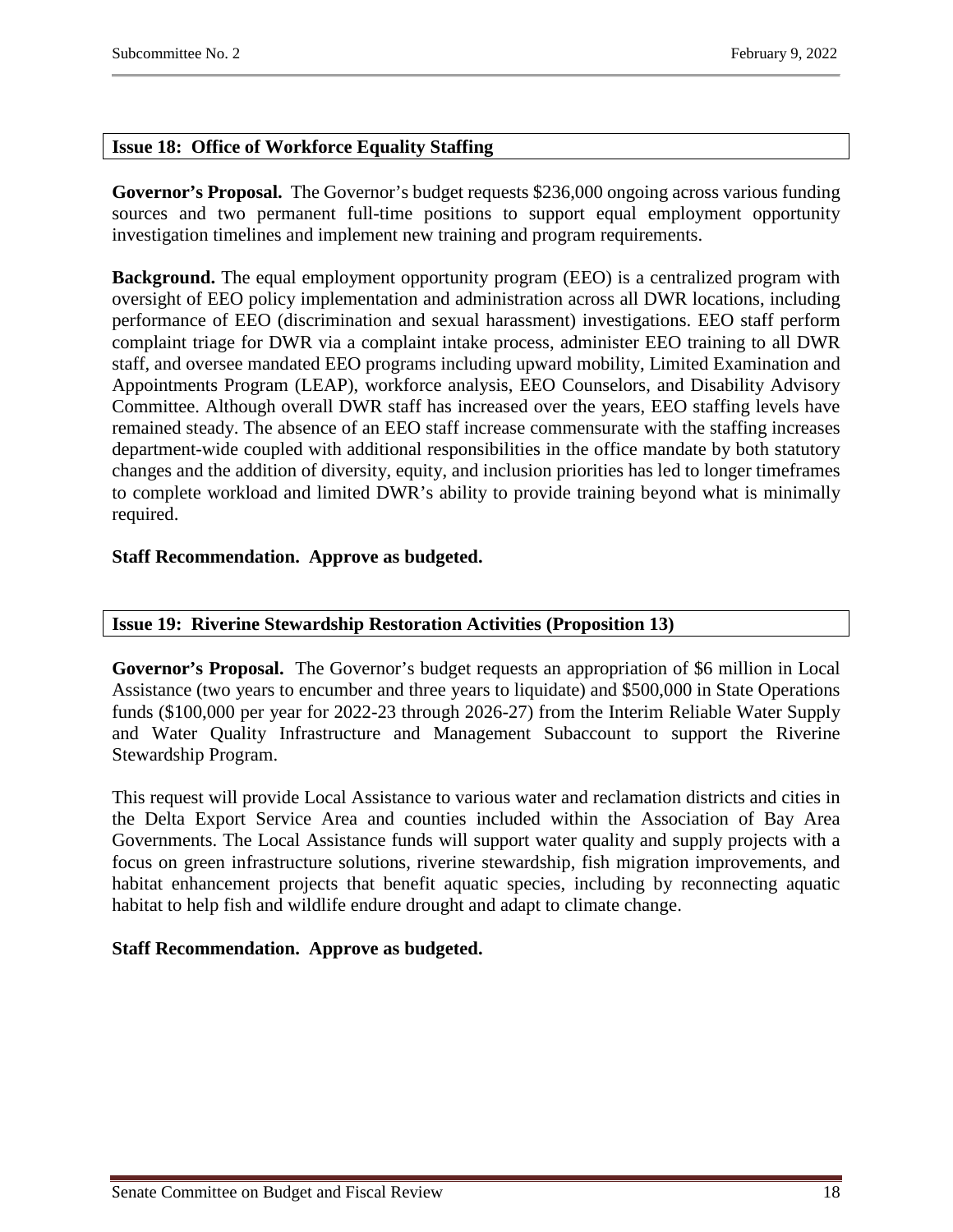## Issue 18: Office of Workforce Equality Staffing

**Governor's Proposal.** The Governor's budget requests $236,000 ongoing across various funding sources and two permanent full-time positions to support equal employment opportunity investigation timelines and implement new training and program requirements.

**Background.** The equal employment opportunity program (EEO) is a centralized program with oversight of EEO policy implementation and administration across all DWR locations, including performance of EEO (discrimination and sexual harassment) investigations. EEO staff perform complaint triage for DWR via a complaint intake process, administer EEO training to all DWR staff, and oversee mandated EEO programs including upward mobility, Limited Examination and Appointments Program (LEAP), workforce analysis, EEO Counselors, and Disability Advisory Committee. Although overall DWR staff has increased over the years, EEO staffing levels have remained steady. The absence of an EEO staff increase commensurate with the staffing increases department-wide coupled with additional responsibilities in the office mandate by both statutory changes and the addition of diversity, equity, and inclusion priorities has led to longer timeframes to complete workload and limited DWR's ability to provide training beyond what is minimally required.

**Staff Recommendation. Approve as budgeted.**

## Issue 19: Riverine Stewardship Restoration Activities (Proposition 13)

**Governor's Proposal.** The Governor's budget requests an appropriation of $6 million in Local Assistance (two years to encumber and three years to liquidate) and $500,000 in State Operations funds ($100,000 per year for 2022-23 through 2026-27) from the Interim Reliable Water Supply and Water Quality Infrastructure and Management Subaccount to support the Riverine Stewardship Program.

This request will provide Local Assistance to various water and reclamation districts and cities in the Delta Export Service Area and counties included within the Association of Bay Area Governments. The Local Assistance funds will support water quality and supply projects with a focus on green infrastructure solutions, riverine stewardship, fish migration improvements, and habitat enhancement projects that benefit aquatic species, including by reconnecting aquatic habitat to help fish and wildlife endure drought and adapt to climate change.

**Staff Recommendation. Approve as budgeted.**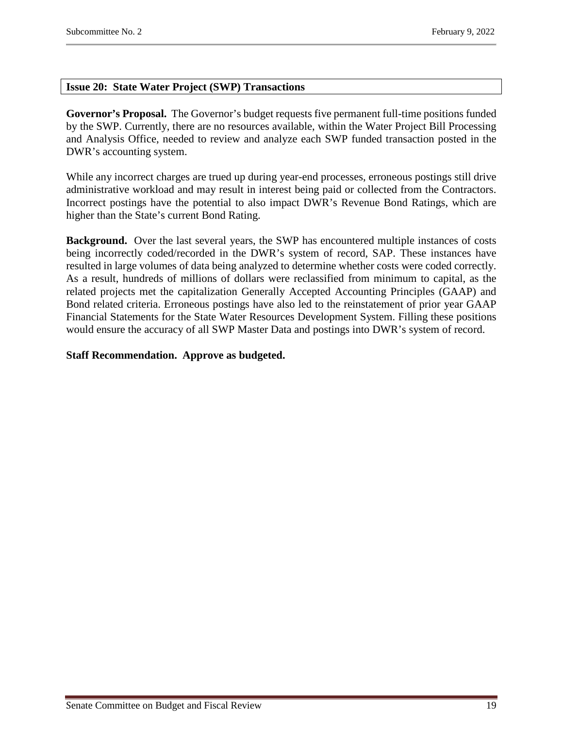## Issue 20: State Water Project (SWP) Transactions

**Governor's Proposal.** The Governor's budget requests five permanent full-time positions funded by the SWP. Currently, there are no resources available, within the Water Project Bill Processing and Analysis Office, needed to review and analyze each SWP funded transaction posted in the DWR's accounting system.

While any incorrect charges are trued up during year-end processes, erroneous postings still drive administrative workload and may result in interest being paid or collected from the Contractors. Incorrect postings have the potential to also impact DWR's Revenue Bond Ratings, which are higher than the State's current Bond Rating.

**Background.** Over the last several years, the SWP has encountered multiple instances of costs being incorrectly coded/recorded in the DWR's system of record, SAP. These instances have resulted in large volumes of data being analyzed to determine whether costs were coded correctly. As a result, hundreds of millions of dollars were reclassified from minimum to capital, as the related projects met the capitalization Generally Accepted Accounting Principles (GAAP) and Bond related criteria. Erroneous postings have also led to the reinstatement of prior year GAAP Financial Statements for the State Water Resources Development System. Filling these positions would ensure the accuracy of all SWP Master Data and postings into DWR's system of record.

**Staff Recommendation. Approve as budgeted.**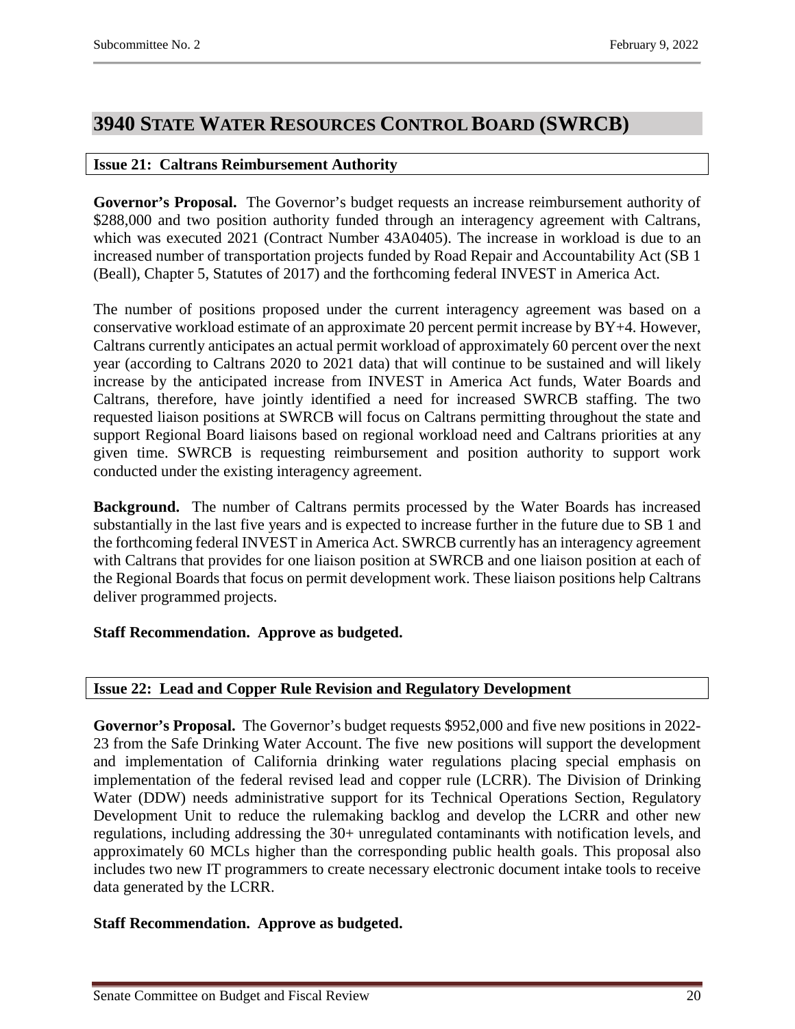## 3940 State Water Resources Control Board (SWRCB)

### Issue 21: Caltrans Reimbursement Authority

**Governor's Proposal.** The Governor's budget requests an increase reimbursement authority of $288,000 and two position authority funded through an interagency agreement with Caltrans, which was executed 2021 (Contract Number 43A0405). The increase in workload is due to an increased number of transportation projects funded by Road Repair and Accountability Act (SB 1 (Beall), Chapter 5, Statutes of 2017) and the forthcoming federal INVEST in America Act.

The number of positions proposed under the current interagency agreement was based on a conservative workload estimate of an approximate 20 percent permit increase by BY+4. However, Caltrans currently anticipates an actual permit workload of approximately 60 percent over the next year (according to Caltrans 2020 to 2021 data) that will continue to be sustained and will likely increase by the anticipated increase from INVEST in America Act funds, Water Boards and Caltrans, therefore, have jointly identified a need for increased SWRCB staffing. The two requested liaison positions at SWRCB will focus on Caltrans permitting throughout the state and support Regional Board liaisons based on regional workload need and Caltrans priorities at any given time. SWRCB is requesting reimbursement and position authority to support work conducted under the existing interagency agreement.

**Background.** The number of Caltrans permits processed by the Water Boards has increased substantially in the last five years and is expected to increase further in the future due to SB 1 and the forthcoming federal INVEST in America Act. SWRCB currently has an interagency agreement with Caltrans that provides for one liaison position at SWRCB and one liaison position at each of the Regional Boards that focus on permit development work. These liaison positions help Caltrans deliver programmed projects.

**Staff Recommendation. Approve as budgeted.**

### Issue 22: Lead and Copper Rule Revision and Regulatory Development

**Governor's Proposal.** The Governor's budget requests $952,000 and five new positions in 2022-23 from the Safe Drinking Water Account. The five new positions will support the development and implementation of California drinking water regulations placing special emphasis on implementation of the federal revised lead and copper rule (LCRR). The Division of Drinking Water (DDW) needs administrative support for its Technical Operations Section, Regulatory Development Unit to reduce the rulemaking backlog and develop the LCRR and other new regulations, including addressing the 30+ unregulated contaminants with notification levels, and approximately 60 MCLs higher than the corresponding public health goals. This proposal also includes two new IT programmers to create necessary electronic document intake tools to receive data generated by the LCRR.

**Staff Recommendation. Approve as budgeted.**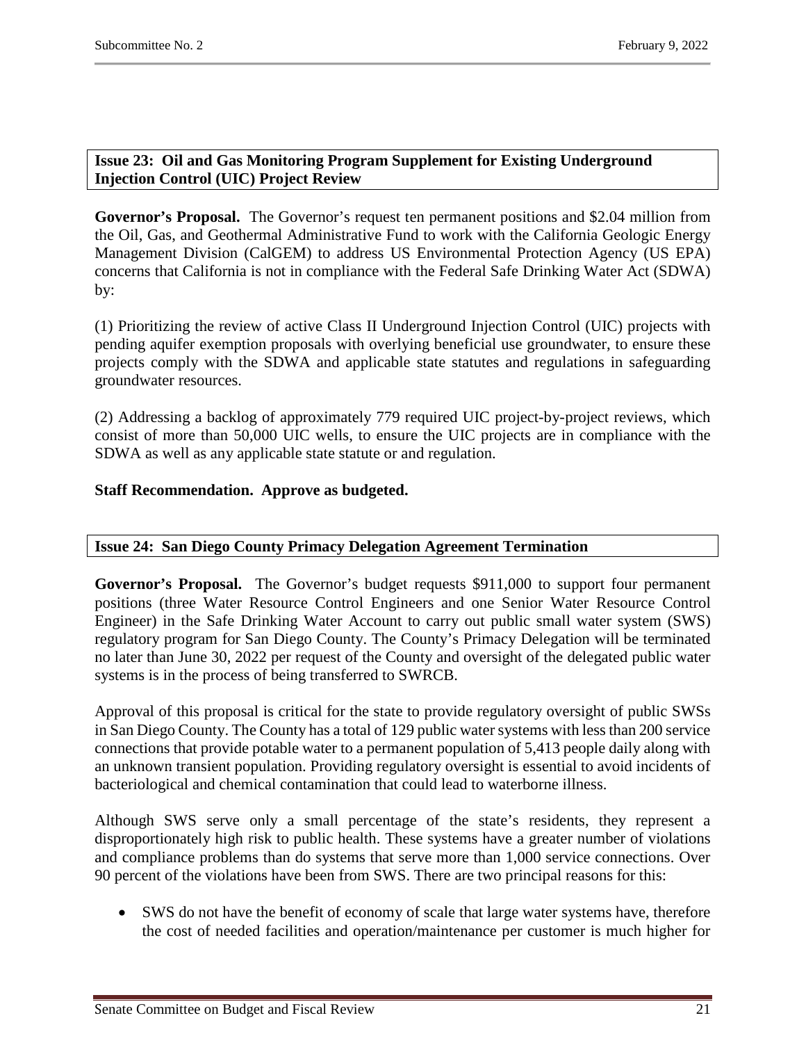## Issue 23: Oil and Gas Monitoring Program Supplement for Existing Underground Injection Control (UIC) Project Review

**Governor's Proposal.** The Governor's request ten permanent positions and $2.04 million from the Oil, Gas, and Geothermal Administrative Fund to work with the California Geologic Energy Management Division (CalGEM) to address US Environmental Protection Agency (US EPA) concerns that California is not in compliance with the Federal Safe Drinking Water Act (SDWA) by:

(1) Prioritizing the review of active Class II Underground Injection Control (UIC) projects with pending aquifer exemption proposals with overlying beneficial use groundwater, to ensure these projects comply with the SDWA and applicable state statutes and regulations in safeguarding groundwater resources.

(2) Addressing a backlog of approximately 779 required UIC project-by-project reviews, which consist of more than 50,000 UIC wells, to ensure the UIC projects are in compliance with the SDWA as well as any applicable state statute or and regulation.

**Staff Recommendation. Approve as budgeted.**

## Issue 24: San Diego County Primacy Delegation Agreement Termination

**Governor's Proposal.** The Governor's budget requests $911,000 to support four permanent positions (three Water Resource Control Engineers and one Senior Water Resource Control Engineer) in the Safe Drinking Water Account to carry out public small water system (SWS) regulatory program for San Diego County. The County's Primacy Delegation will be terminated no later than June 30, 2022 per request of the County and oversight of the delegated public water systems is in the process of being transferred to SWRCB.

Approval of this proposal is critical for the state to provide regulatory oversight of public SWSs in San Diego County. The County has a total of 129 public water systems with less than 200 service connections that provide potable water to a permanent population of 5,413 people daily along with an unknown transient population. Providing regulatory oversight is essential to avoid incidents of bacteriological and chemical contamination that could lead to waterborne illness.

Although SWS serve only a small percentage of the state's residents, they represent a disproportionately high risk to public health. These systems have a greater number of violations and compliance problems than do systems that serve more than 1,000 service connections. Over 90 percent of the violations have been from SWS. There are two principal reasons for this:

- SWS do not have the benefit of economy of scale that large water systems have, therefore the cost of needed facilities and operation/maintenance per customer is much higher for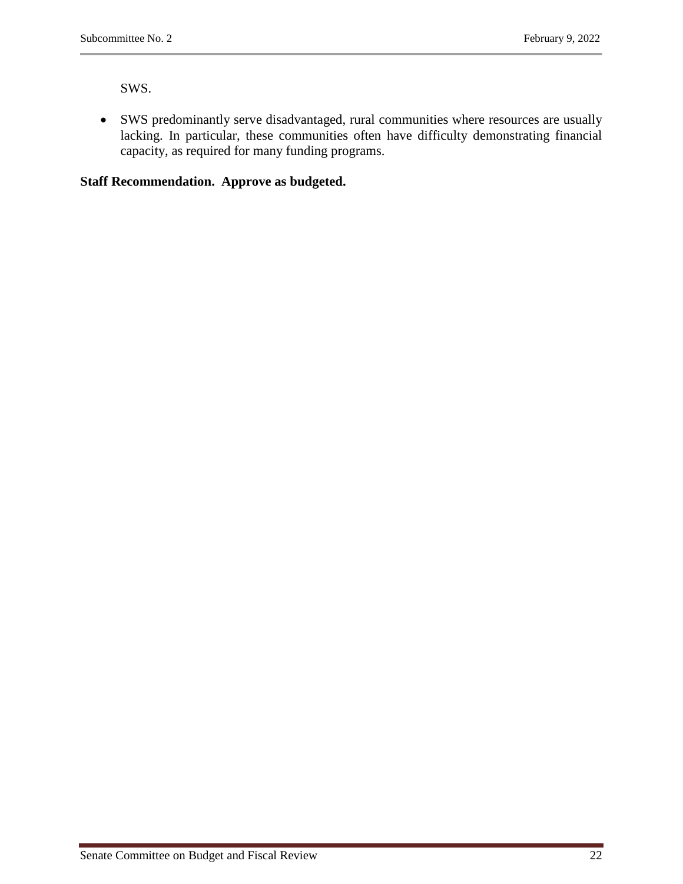SWS.

- SWS predominantly serve disadvantaged, rural communities where resources are usually lacking. In particular, these communities often have difficulty demonstrating financial capacity, as required for many funding programs.

**Staff Recommendation. Approve as budgeted.**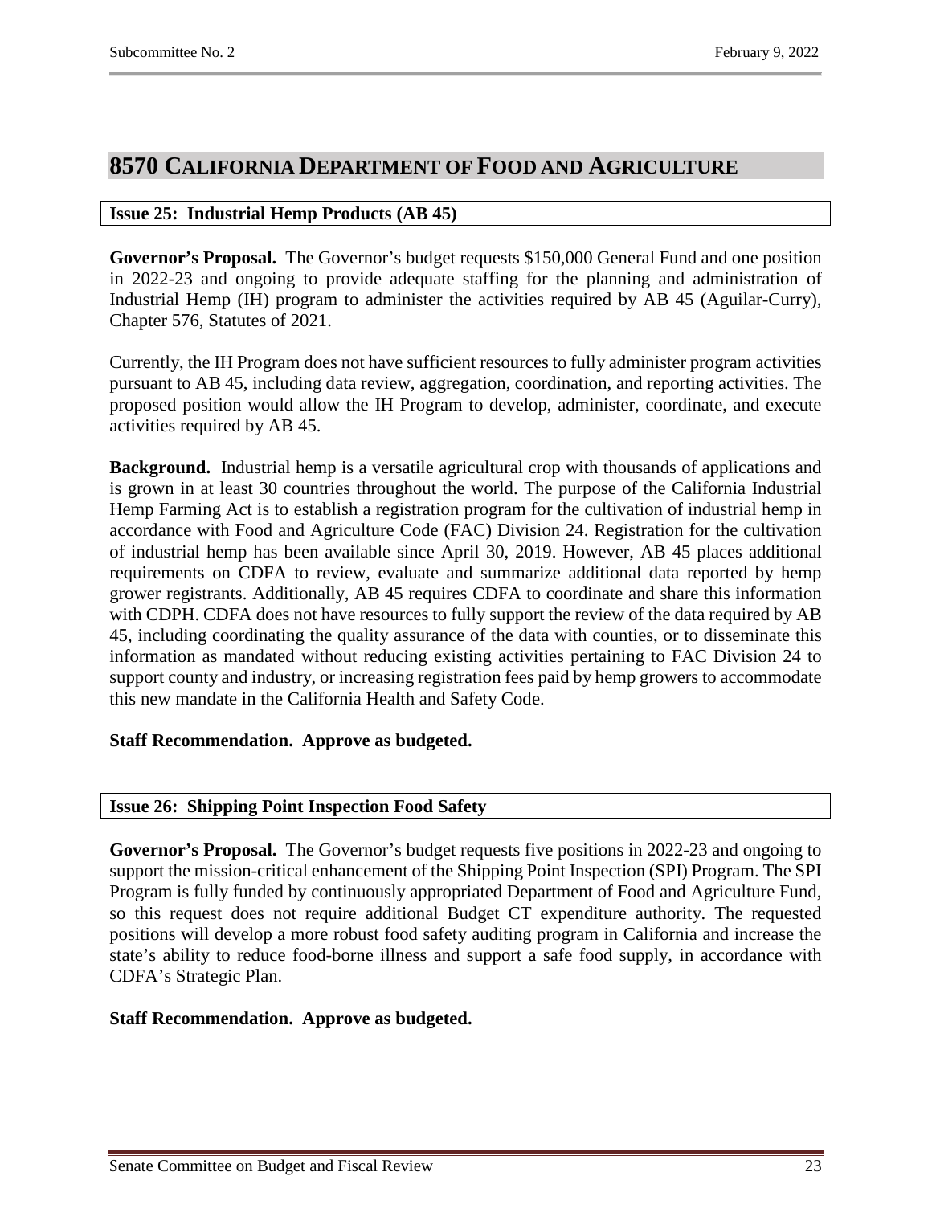## 8570 California Department of Food and Agriculture

### Issue 25: Industrial Hemp Products (AB 45)

**Governor's Proposal.** The Governor's budget requests $150,000 General Fund and one position in 2022-23 and ongoing to provide adequate staffing for the planning and administration of Industrial Hemp (IH) program to administer the activities required by AB 45 (Aguilar-Curry), Chapter 576, Statutes of 2021.

Currently, the IH Program does not have sufficient resources to fully administer program activities pursuant to AB 45, including data review, aggregation, coordination, and reporting activities. The proposed position would allow the IH Program to develop, administer, coordinate, and execute activities required by AB 45.

**Background.** Industrial hemp is a versatile agricultural crop with thousands of applications and is grown in at least 30 countries throughout the world. The purpose of the California Industrial Hemp Farming Act is to establish a registration program for the cultivation of industrial hemp in accordance with Food and Agriculture Code (FAC) Division 24. Registration for the cultivation of industrial hemp has been available since April 30, 2019. However, AB 45 places additional requirements on CDFA to review, evaluate and summarize additional data reported by hemp grower registrants. Additionally, AB 45 requires CDFA to coordinate and share this information with CDPH. CDFA does not have resources to fully support the review of the data required by AB 45, including coordinating the quality assurance of the data with counties, or to disseminate this information as mandated without reducing existing activities pertaining to FAC Division 24 to support county and industry, or increasing registration fees paid by hemp growers to accommodate this new mandate in the California Health and Safety Code.

**Staff Recommendation. Approve as budgeted.**

### Issue 26: Shipping Point Inspection Food Safety

**Governor's Proposal.** The Governor's budget requests five positions in 2022-23 and ongoing to support the mission-critical enhancement of the Shipping Point Inspection (SPI) Program. The SPI Program is fully funded by continuously appropriated Department of Food and Agriculture Fund, so this request does not require additional Budget CT expenditure authority. The requested positions will develop a more robust food safety auditing program in California and increase the state's ability to reduce food-borne illness and support a safe food supply, in accordance with CDFA's Strategic Plan.

**Staff Recommendation. Approve as budgeted.**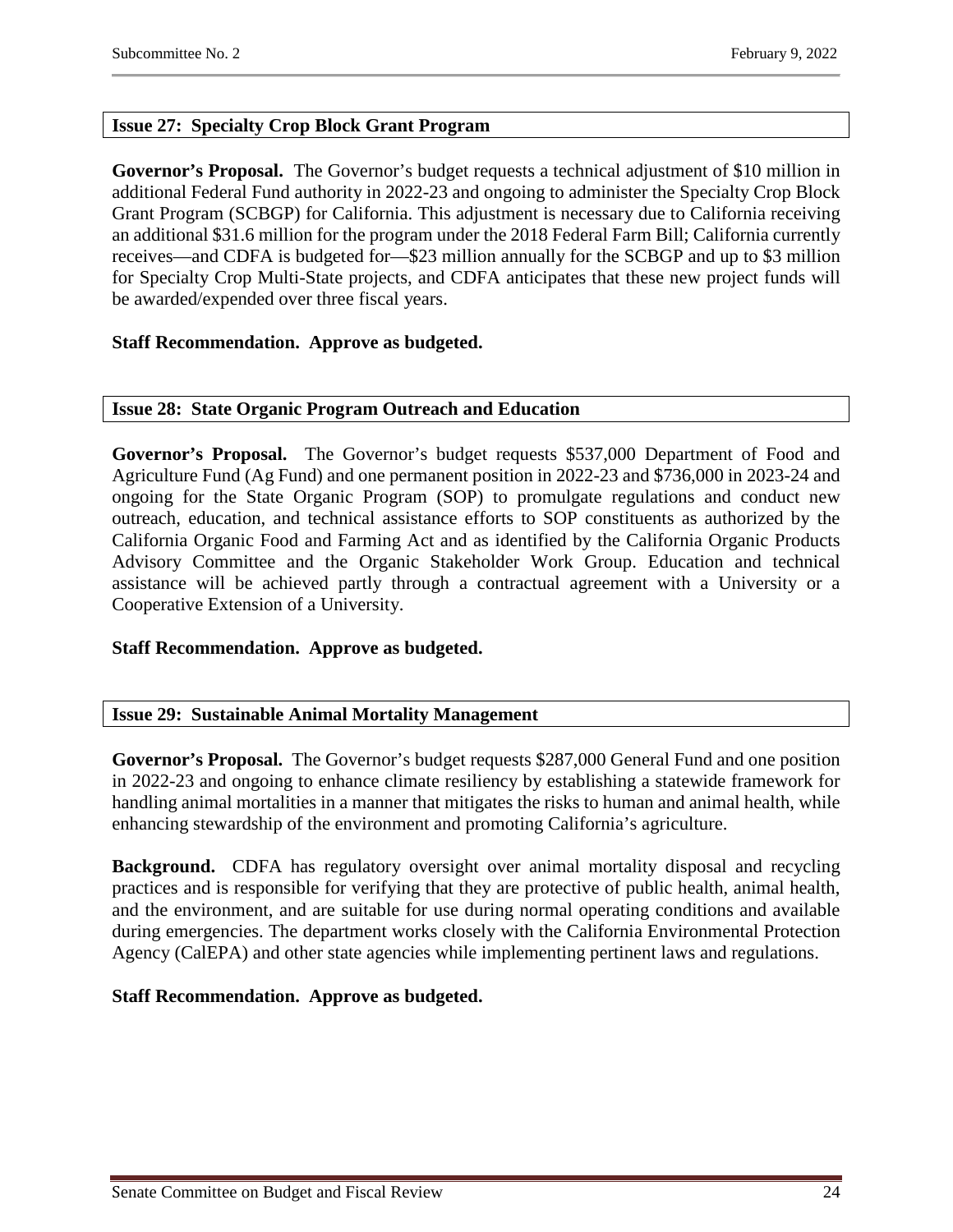### Issue 27: Specialty Crop Block Grant Program

**Governor's Proposal.** The Governor's budget requests a technical adjustment of $10 million in additional Federal Fund authority in 2022-23 and ongoing to administer the Specialty Crop Block Grant Program (SCBGP) for California. This adjustment is necessary due to California receiving an additional $31.6 million for the program under the 2018 Federal Farm Bill; California currently receives—and CDFA is budgeted for—$23 million annually for the SCBGP and up to $3 million for Specialty Crop Multi-State projects, and CDFA anticipates that these new project funds will be awarded/expended over three fiscal years.

**Staff Recommendation. Approve as budgeted.**

### Issue 28: State Organic Program Outreach and Education

**Governor's Proposal.** The Governor's budget requests $537,000 Department of Food and Agriculture Fund (Ag Fund) and one permanent position in 2022-23 and $736,000 in 2023-24 and ongoing for the State Organic Program (SOP) to promulgate regulations and conduct new outreach, education, and technical assistance efforts to SOP constituents as authorized by the California Organic Food and Farming Act and as identified by the California Organic Products Advisory Committee and the Organic Stakeholder Work Group. Education and technical assistance will be achieved partly through a contractual agreement with a University or a Cooperative Extension of a University.

**Staff Recommendation. Approve as budgeted.**

### Issue 29: Sustainable Animal Mortality Management

**Governor's Proposal.** The Governor's budget requests $287,000 General Fund and one position in 2022-23 and ongoing to enhance climate resiliency by establishing a statewide framework for handling animal mortalities in a manner that mitigates the risks to human and animal health, while enhancing stewardship of the environment and promoting California's agriculture.

**Background.** CDFA has regulatory oversight over animal mortality disposal and recycling practices and is responsible for verifying that they are protective of public health, animal health, and the environment, and are suitable for use during normal operating conditions and available during emergencies. The department works closely with the California Environmental Protection Agency (CalEPA) and other state agencies while implementing pertinent laws and regulations.

**Staff Recommendation. Approve as budgeted.**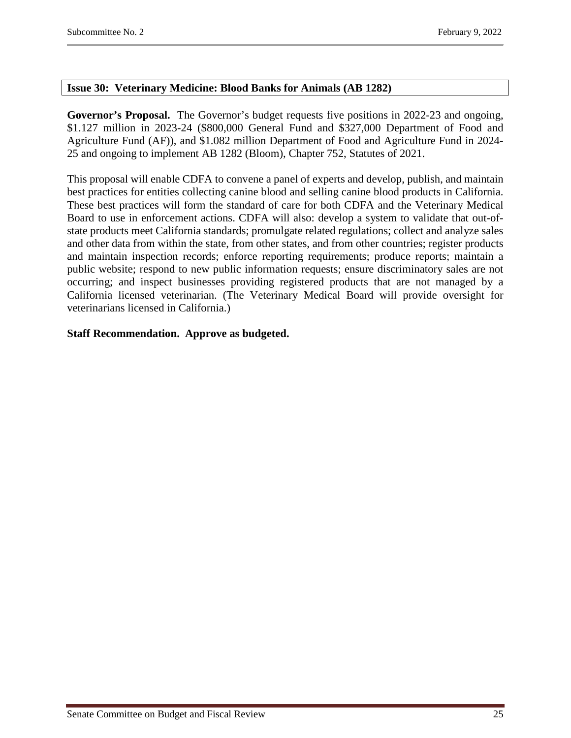## Issue 30: Veterinary Medicine: Blood Banks for Animals (AB 1282)

**Governor's Proposal.** The Governor's budget requests five positions in 2022-23 and ongoing, \$1.127 million in 2023-24 (\$800,000 General Fund and \$327,000 Department of Food and Agriculture Fund (AF)), and \$1.082 million Department of Food and Agriculture Fund in 2024-25 and ongoing to implement AB 1282 (Bloom), Chapter 752, Statutes of 2021.

This proposal will enable CDFA to convene a panel of experts and develop, publish, and maintain best practices for entities collecting canine blood and selling canine blood products in California. These best practices will form the standard of care for both CDFA and the Veterinary Medical Board to use in enforcement actions. CDFA will also: develop a system to validate that out-of-state products meet California standards; promulgate related regulations; collect and analyze sales and other data from within the state, from other states, and from other countries; register products and maintain inspection records; enforce reporting requirements; produce reports; maintain a public website; respond to new public information requests; ensure discriminatory sales are not occurring; and inspect businesses providing registered products that are not managed by a California licensed veterinarian. (The Veterinary Medical Board will provide oversight for veterinarians licensed in California.)

**Staff Recommendation. Approve as budgeted.**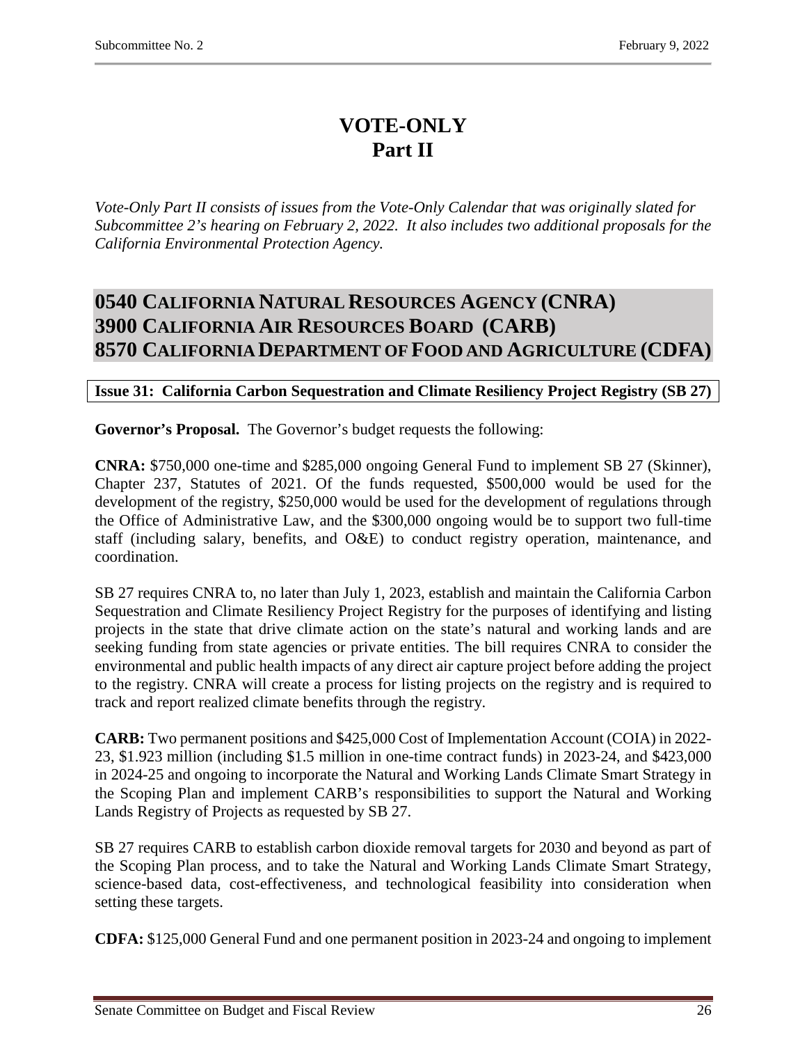# VOTE-ONLY
# Part II

*Vote-Only Part II consists of issues from the Vote-Only Calendar that was originally slated for Subcommittee 2's hearing on February 2, 2022. It also includes two additional proposals for the California Environmental Protection Agency.*

## 0540 California Natural Resources Agency (CNRA)
## 3900 California Air Resources Board (CARB)
## 8570 California Department of Food and Agriculture (CDFA)

**Issue 31: California Carbon Sequestration and Climate Resiliency Project Registry (SB 27)**

**Governor's Proposal.** The Governor's budget requests the following:

**CNRA:** \$750,000 one-time and \$285,000 ongoing General Fund to implement SB 27 (Skinner), Chapter 237, Statutes of 2021. Of the funds requested, \$500,000 would be used for the development of the registry, \$250,000 would be used for the development of regulations through the Office of Administrative Law, and the \$300,000 ongoing would be to support two full-time staff (including salary, benefits, and O&E) to conduct registry operation, maintenance, and coordination.

SB 27 requires CNRA to, no later than July 1, 2023, establish and maintain the California Carbon Sequestration and Climate Resiliency Project Registry for the purposes of identifying and listing projects in the state that drive climate action on the state's natural and working lands and are seeking funding from state agencies or private entities. The bill requires CNRA to consider the environmental and public health impacts of any direct air capture project before adding the project to the registry. CNRA will create a process for listing projects on the registry and is required to track and report realized climate benefits through the registry.

**CARB:** Two permanent positions and \$425,000 Cost of Implementation Account (COIA) in 2022-23, \$1.923 million (including \$1.5 million in one-time contract funds) in 2023-24, and \$423,000 in 2024-25 and ongoing to incorporate the Natural and Working Lands Climate Smart Strategy in the Scoping Plan and implement CARB's responsibilities to support the Natural and Working Lands Registry of Projects as requested by SB 27.

SB 27 requires CARB to establish carbon dioxide removal targets for 2030 and beyond as part of the Scoping Plan process, and to take the Natural and Working Lands Climate Smart Strategy, science-based data, cost-effectiveness, and technological feasibility into consideration when setting these targets.

**CDFA:** \$125,000 General Fund and one permanent position in 2023-24 and ongoing to implement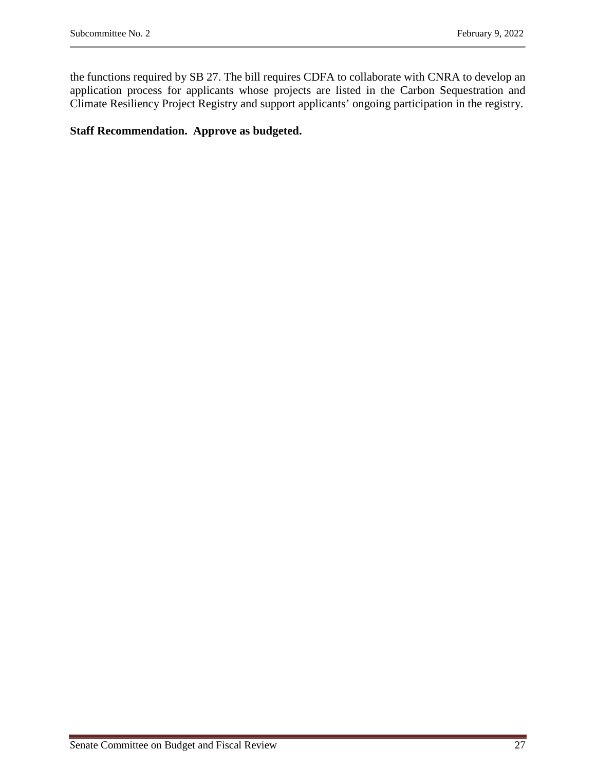the functions required by SB 27. The bill requires CDFA to collaborate with CNRA to develop an application process for applicants whose projects are listed in the Carbon Sequestration and Climate Resiliency Project Registry and support applicants' ongoing participation in the registry.

**Staff Recommendation. Approve as budgeted.**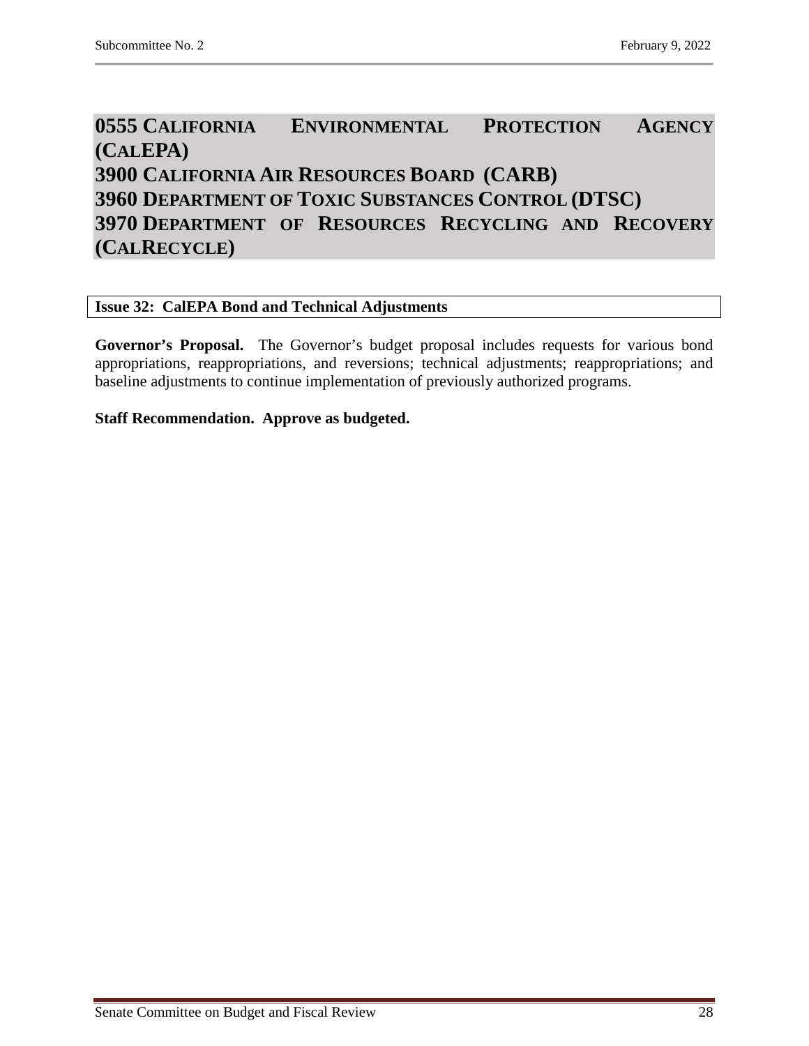# 0555 California Environmental Protection Agency (CalEPA)
# 3900 California Air Resources Board (CARB)
# 3960 Department of Toxic Substances Control (DTSC)
# 3970 Department of Resources Recycling and Recovery (CalRecycle)

## Issue 32: CalEPA Bond and Technical Adjustments

**Governor's Proposal.** The Governor's budget proposal includes requests for various bond appropriations, reappropriations, and reversions; technical adjustments; reappropriations; and baseline adjustments to continue implementation of previously authorized programs.

**Staff Recommendation. Approve as budgeted.**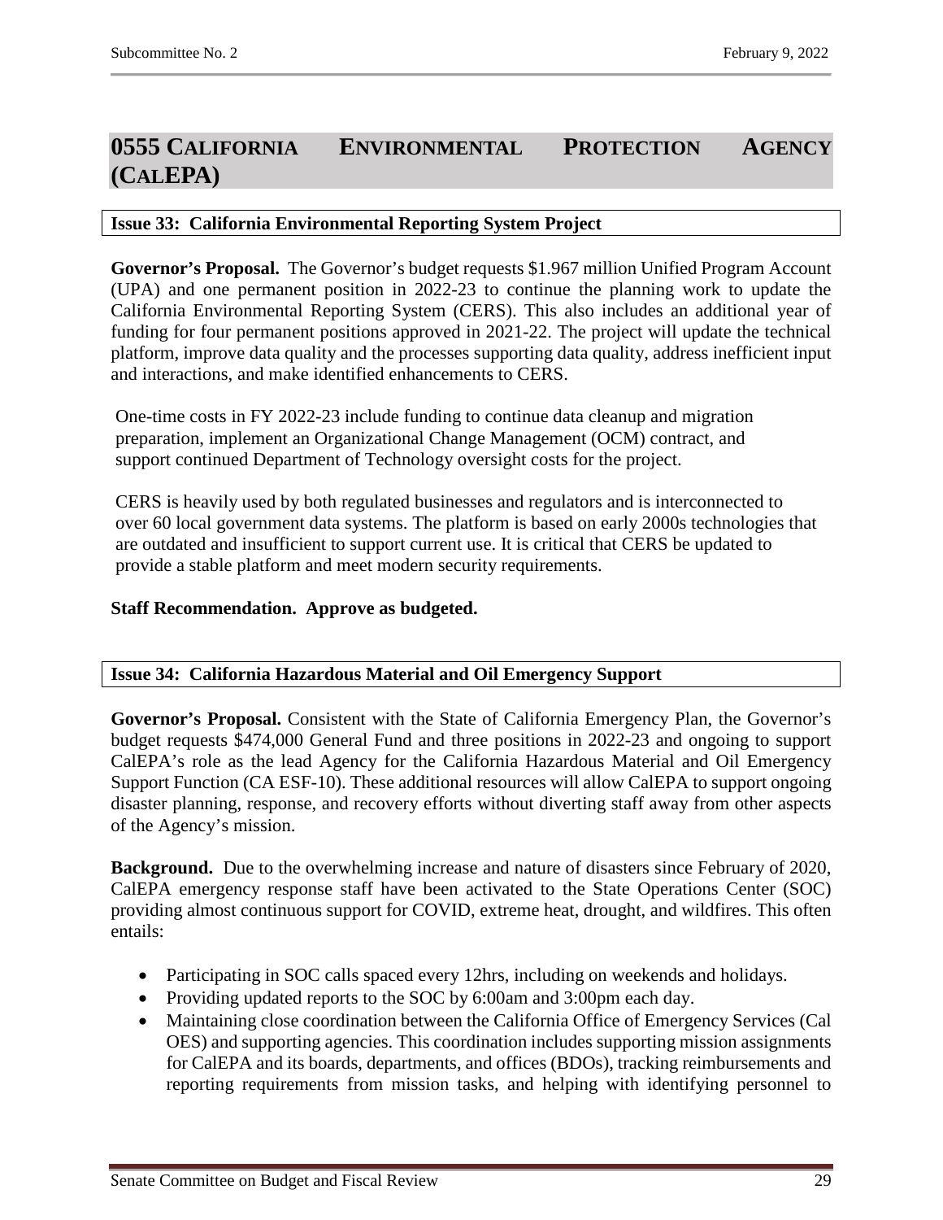# 0555 California Environmental Protection Agency (CalEPA)

## Issue 33: California Environmental Reporting System Project

**Governor's Proposal.** The Governor's budget requests $1.967 million Unified Program Account (UPA) and one permanent position in 2022-23 to continue the planning work to update the California Environmental Reporting System (CERS). This also includes an additional year of funding for four permanent positions approved in 2021-22. The project will update the technical platform, improve data quality and the processes supporting data quality, address inefficient input and interactions, and make identified enhancements to CERS.

One-time costs in FY 2022-23 include funding to continue data cleanup and migration preparation, implement an Organizational Change Management (OCM) contract, and support continued Department of Technology oversight costs for the project.

CERS is heavily used by both regulated businesses and regulators and is interconnected to over 60 local government data systems. The platform is based on early 2000s technologies that are outdated and insufficient to support current use. It is critical that CERS be updated to provide a stable platform and meet modern security requirements.

**Staff Recommendation. Approve as budgeted.**

## Issue 34: California Hazardous Material and Oil Emergency Support

**Governor's Proposal.** Consistent with the State of California Emergency Plan, the Governor's budget requests $474,000 General Fund and three positions in 2022-23 and ongoing to support CalEPA's role as the lead Agency for the California Hazardous Material and Oil Emergency Support Function (CA ESF-10). These additional resources will allow CalEPA to support ongoing disaster planning, response, and recovery efforts without diverting staff away from other aspects of the Agency's mission.

**Background.** Due to the overwhelming increase and nature of disasters since February of 2020, CalEPA emergency response staff have been activated to the State Operations Center (SOC) providing almost continuous support for COVID, extreme heat, drought, and wildfires. This often entails:

- Participating in SOC calls spaced every 12hrs, including on weekends and holidays.
- Providing updated reports to the SOC by 6:00am and 3:00pm each day.
- Maintaining close coordination between the California Office of Emergency Services (Cal OES) and supporting agencies. This coordination includes supporting mission assignments for CalEPA and its boards, departments, and offices (BDOs), tracking reimbursements and reporting requirements from mission tasks, and helping with identifying personnel to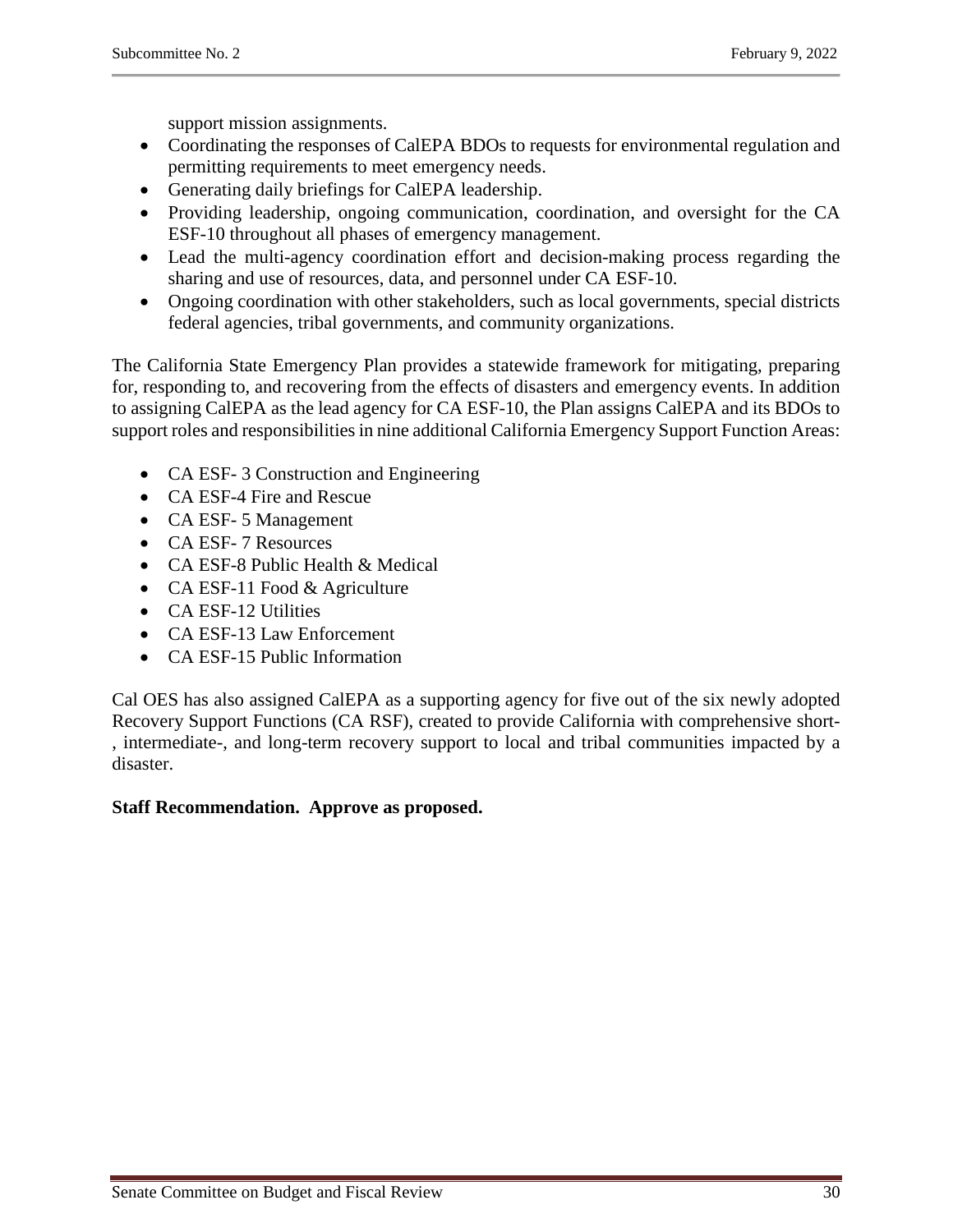support mission assignments.

- Coordinating the responses of CalEPA BDOs to requests for environmental regulation and permitting requirements to meet emergency needs.
- Generating daily briefings for CalEPA leadership.
- Providing leadership, ongoing communication, coordination, and oversight for the CA ESF-10 throughout all phases of emergency management.
- Lead the multi-agency coordination effort and decision-making process regarding the sharing and use of resources, data, and personnel under CA ESF-10.
- Ongoing coordination with other stakeholders, such as local governments, special districts federal agencies, tribal governments, and community organizations.

The California State Emergency Plan provides a statewide framework for mitigating, preparing for, responding to, and recovering from the effects of disasters and emergency events. In addition to assigning CalEPA as the lead agency for CA ESF-10, the Plan assigns CalEPA and its BDOs to support roles and responsibilities in nine additional California Emergency Support Function Areas:

- CA ESF- 3 Construction and Engineering
- CA ESF-4 Fire and Rescue
- CA ESF- 5 Management
- CA ESF- 7 Resources
- CA ESF-8 Public Health & Medical
- CA ESF-11 Food & Agriculture
- CA ESF-12 Utilities
- CA ESF-13 Law Enforcement
- CA ESF-15 Public Information

Cal OES has also assigned CalEPA as a supporting agency for five out of the six newly adopted Recovery Support Functions (CA RSF), created to provide California with comprehensive short-, intermediate-, and long-term recovery support to local and tribal communities impacted by a disaster.

**Staff Recommendation. Approve as proposed.**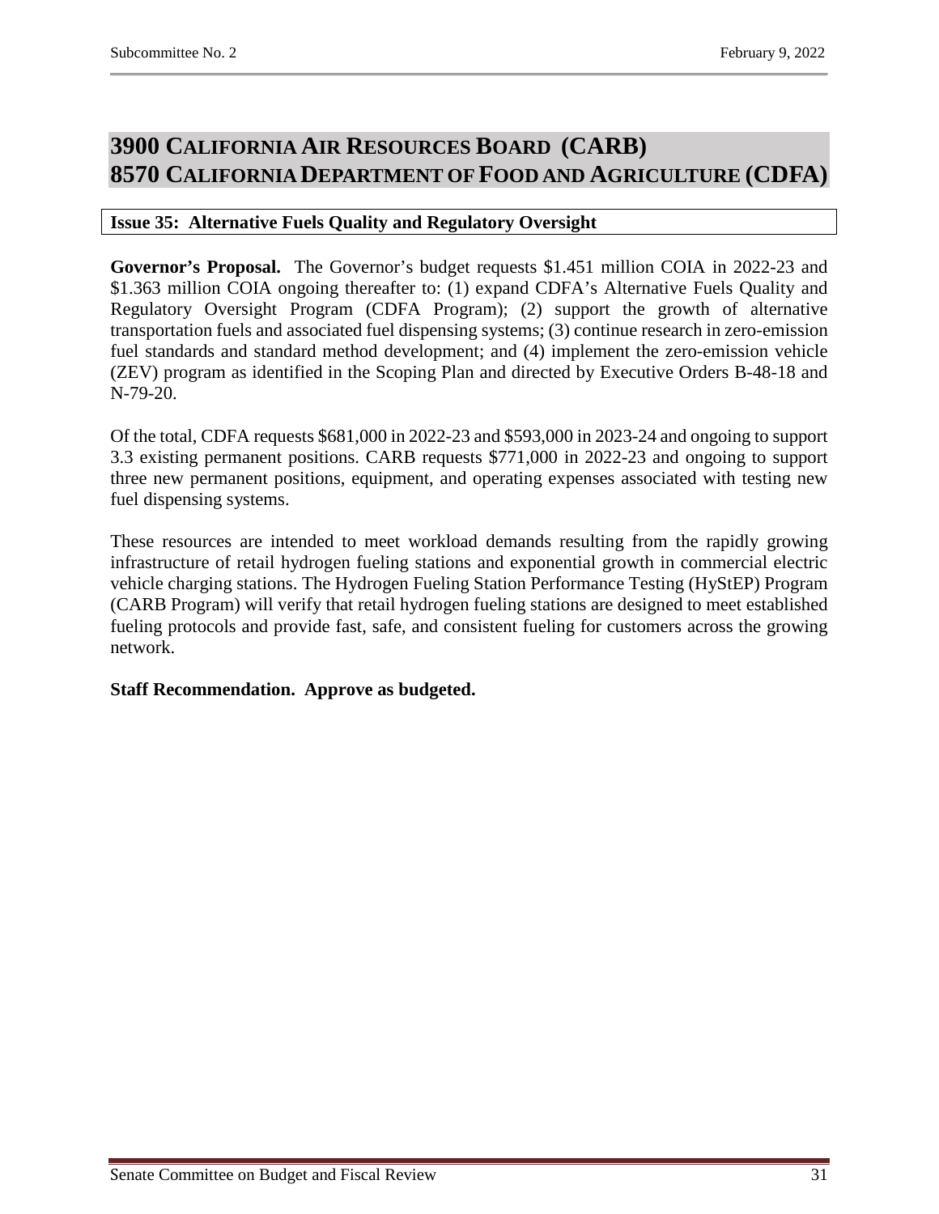# 3900 California Air Resources Board (CARB)
# 8570 California Department of Food and Agriculture (CDFA)

**Issue 35: Alternative Fuels Quality and Regulatory Oversight**

**Governor's Proposal.** The Governor's budget requests $1.451 million COIA in 2022-23 and $1.363 million COIA ongoing thereafter to: (1) expand CDFA's Alternative Fuels Quality and Regulatory Oversight Program (CDFA Program); (2) support the growth of alternative transportation fuels and associated fuel dispensing systems; (3) continue research in zero-emission fuel standards and standard method development; and (4) implement the zero-emission vehicle (ZEV) program as identified in the Scoping Plan and directed by Executive Orders B-48-18 and N-79-20.

Of the total, CDFA requests $681,000 in 2022-23 and $593,000 in 2023-24 and ongoing to support 3.3 existing permanent positions. CARB requests $771,000 in 2022-23 and ongoing to support three new permanent positions, equipment, and operating expenses associated with testing new fuel dispensing systems.

These resources are intended to meet workload demands resulting from the rapidly growing infrastructure of retail hydrogen fueling stations and exponential growth in commercial electric vehicle charging stations. The Hydrogen Fueling Station Performance Testing (HyStEP) Program (CARB Program) will verify that retail hydrogen fueling stations are designed to meet established fueling protocols and provide fast, safe, and consistent fueling for customers across the growing network.

**Staff Recommendation. Approve as budgeted.**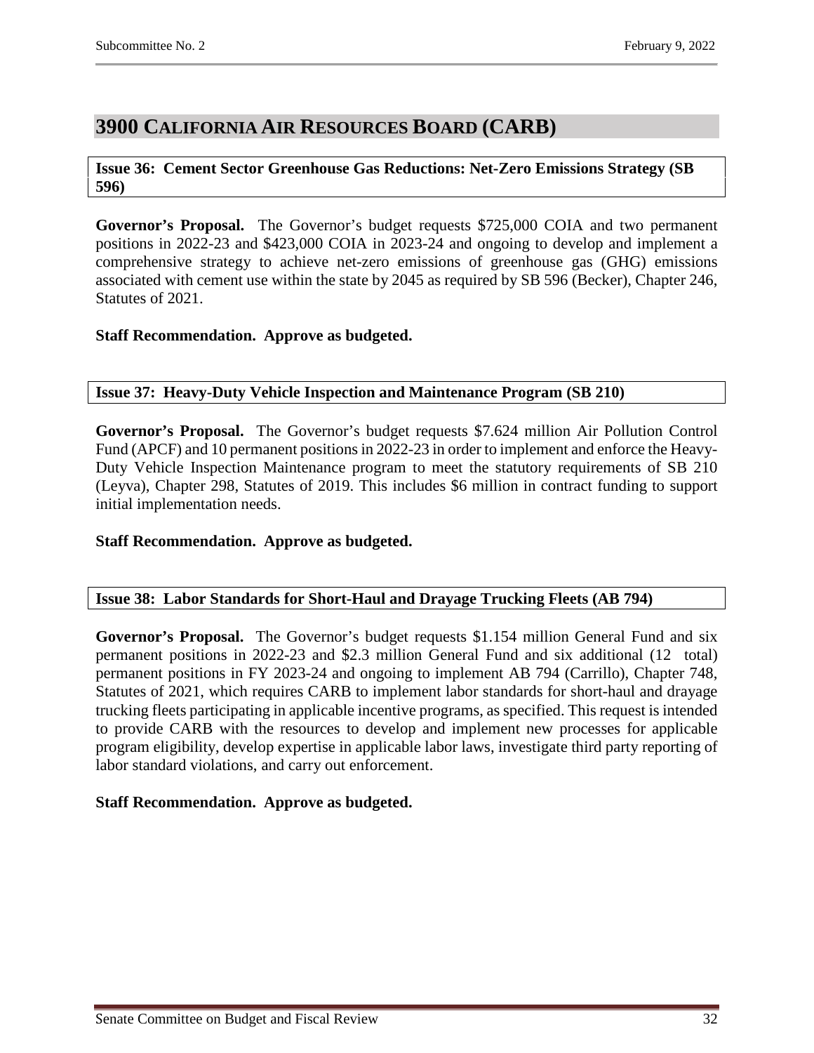# 3900 California Air Resources Board (CARB)

**Issue 36: Cement Sector Greenhouse Gas Reductions: Net-Zero Emissions Strategy (SB 596)**

**Governor's Proposal.** The Governor's budget requests $725,000 COIA and two permanent positions in 2022-23 and $423,000 COIA in 2023-24 and ongoing to develop and implement a comprehensive strategy to achieve net-zero emissions of greenhouse gas (GHG) emissions associated with cement use within the state by 2045 as required by SB 596 (Becker), Chapter 246, Statutes of 2021.

**Staff Recommendation. Approve as budgeted.**

**Issue 37: Heavy-Duty Vehicle Inspection and Maintenance Program (SB 210)**

**Governor's Proposal.** The Governor's budget requests $7.624 million Air Pollution Control Fund (APCF) and 10 permanent positions in 2022-23 in order to implement and enforce the Heavy-Duty Vehicle Inspection Maintenance program to meet the statutory requirements of SB 210 (Leyva), Chapter 298, Statutes of 2019. This includes $6 million in contract funding to support initial implementation needs.

**Staff Recommendation. Approve as budgeted.**

**Issue 38: Labor Standards for Short-Haul and Drayage Trucking Fleets (AB 794)**

**Governor's Proposal.** The Governor's budget requests $1.154 million General Fund and six permanent positions in 2022-23 and $2.3 million General Fund and six additional (12 total) permanent positions in FY 2023-24 and ongoing to implement AB 794 (Carrillo), Chapter 748, Statutes of 2021, which requires CARB to implement labor standards for short-haul and drayage trucking fleets participating in applicable incentive programs, as specified. This request is intended to provide CARB with the resources to develop and implement new processes for applicable program eligibility, develop expertise in applicable labor laws, investigate third party reporting of labor standard violations, and carry out enforcement.

**Staff Recommendation. Approve as budgeted.**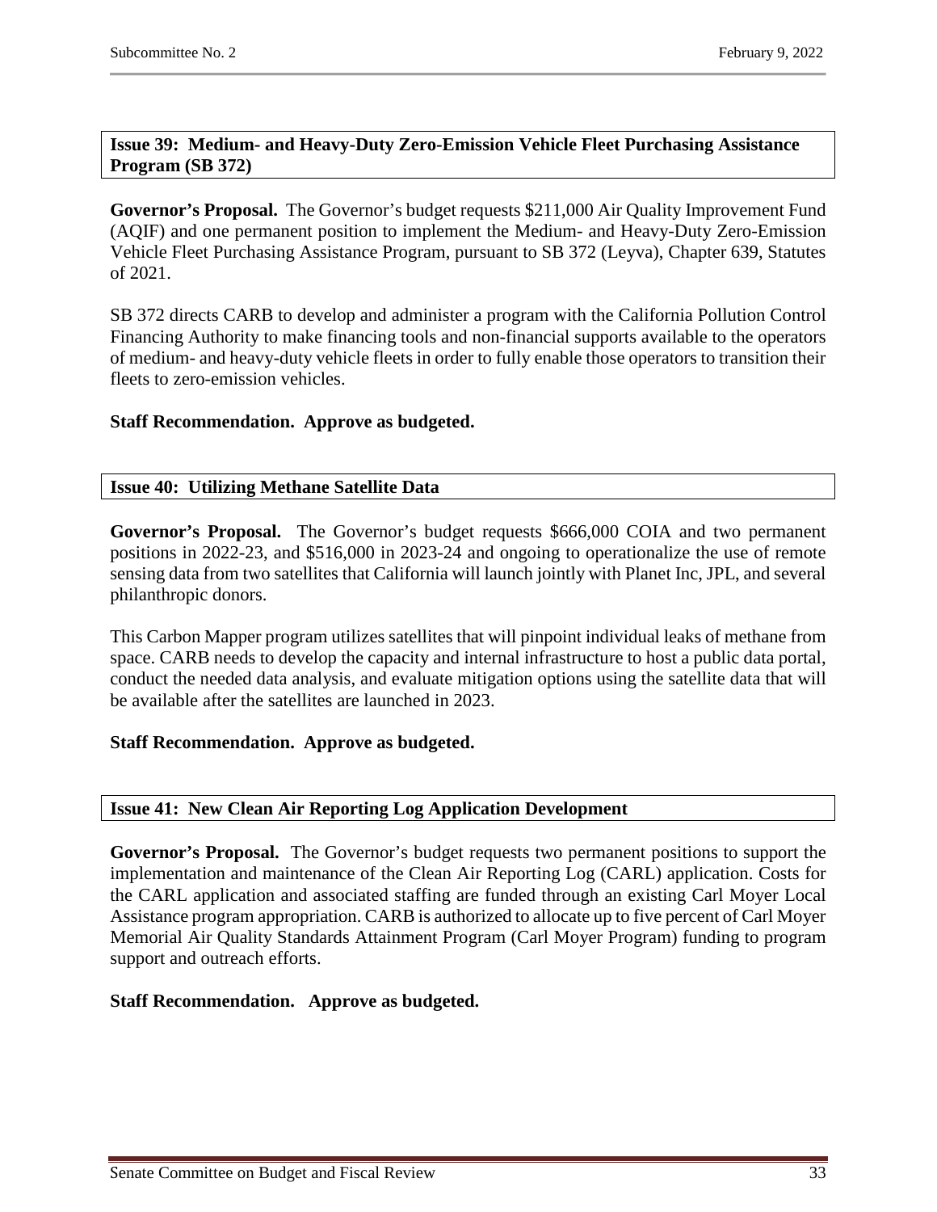### Issue 39: Medium- and Heavy-Duty Zero-Emission Vehicle Fleet Purchasing Assistance Program (SB 372)

**Governor's Proposal.** The Governor's budget requests $211,000 Air Quality Improvement Fund (AQIF) and one permanent position to implement the Medium- and Heavy-Duty Zero-Emission Vehicle Fleet Purchasing Assistance Program, pursuant to SB 372 (Leyva), Chapter 639, Statutes of 2021.

SB 372 directs CARB to develop and administer a program with the California Pollution Control Financing Authority to make financing tools and non-financial supports available to the operators of medium- and heavy-duty vehicle fleets in order to fully enable those operators to transition their fleets to zero-emission vehicles.

**Staff Recommendation. Approve as budgeted.**

### Issue 40: Utilizing Methane Satellite Data

**Governor's Proposal.** The Governor's budget requests $666,000 COIA and two permanent positions in 2022-23, and $516,000 in 2023-24 and ongoing to operationalize the use of remote sensing data from two satellites that California will launch jointly with Planet Inc, JPL, and several philanthropic donors.

This Carbon Mapper program utilizes satellites that will pinpoint individual leaks of methane from space. CARB needs to develop the capacity and internal infrastructure to host a public data portal, conduct the needed data analysis, and evaluate mitigation options using the satellite data that will be available after the satellites are launched in 2023.

**Staff Recommendation. Approve as budgeted.**

### Issue 41: New Clean Air Reporting Log Application Development

**Governor's Proposal.** The Governor's budget requests two permanent positions to support the implementation and maintenance of the Clean Air Reporting Log (CARL) application. Costs for the CARL application and associated staffing are funded through an existing Carl Moyer Local Assistance program appropriation. CARB is authorized to allocate up to five percent of Carl Moyer Memorial Air Quality Standards Attainment Program (Carl Moyer Program) funding to program support and outreach efforts.

**Staff Recommendation. Approve as budgeted.**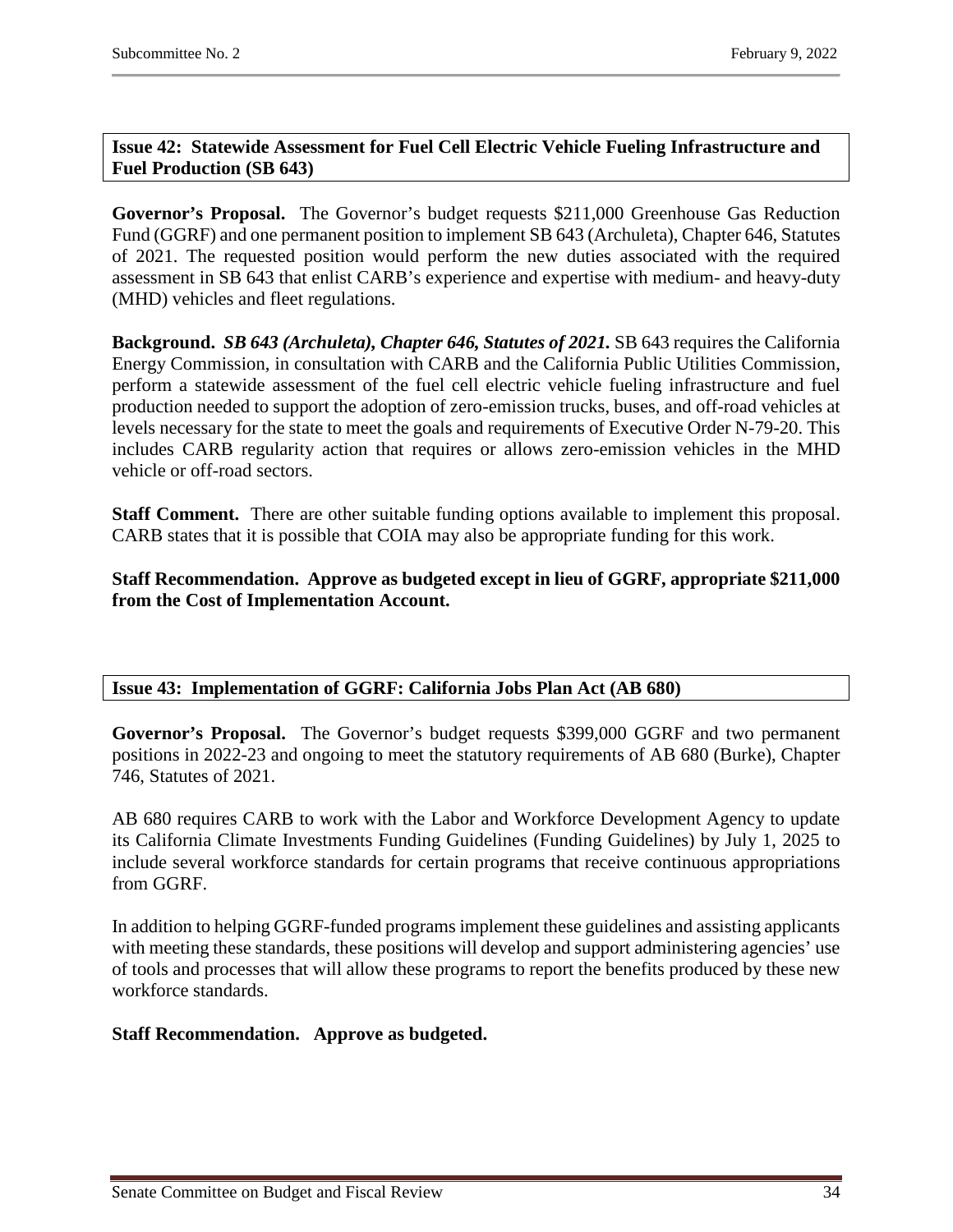### Issue 42: Statewide Assessment for Fuel Cell Electric Vehicle Fueling Infrastructure and Fuel Production (SB 643)

**Governor's Proposal.** The Governor's budget requests $211,000 Greenhouse Gas Reduction Fund (GGRF) and one permanent position to implement SB 643 (Archuleta), Chapter 646, Statutes of 2021. The requested position would perform the new duties associated with the required assessment in SB 643 that enlist CARB's experience and expertise with medium- and heavy-duty (MHD) vehicles and fleet regulations.

**Background.** ***SB 643 (Archuleta), Chapter 646, Statutes of 2021.*** SB 643 requires the California Energy Commission, in consultation with CARB and the California Public Utilities Commission, perform a statewide assessment of the fuel cell electric vehicle fueling infrastructure and fuel production needed to support the adoption of zero-emission trucks, buses, and off-road vehicles at levels necessary for the state to meet the goals and requirements of Executive Order N-79-20. This includes CARB regularity action that requires or allows zero-emission vehicles in the MHD vehicle or off-road sectors.

**Staff Comment.** There are other suitable funding options available to implement this proposal. CARB states that it is possible that COIA may also be appropriate funding for this work.

**Staff Recommendation. Approve as budgeted except in lieu of GGRF, appropriate $211,000 from the Cost of Implementation Account.**

### Issue 43: Implementation of GGRF: California Jobs Plan Act (AB 680)

**Governor's Proposal.** The Governor's budget requests $399,000 GGRF and two permanent positions in 2022-23 and ongoing to meet the statutory requirements of AB 680 (Burke), Chapter 746, Statutes of 2021.

AB 680 requires CARB to work with the Labor and Workforce Development Agency to update its California Climate Investments Funding Guidelines (Funding Guidelines) by July 1, 2025 to include several workforce standards for certain programs that receive continuous appropriations from GGRF.

In addition to helping GGRF-funded programs implement these guidelines and assisting applicants with meeting these standards, these positions will develop and support administering agencies' use of tools and processes that will allow these programs to report the benefits produced by these new workforce standards.

**Staff Recommendation. Approve as budgeted.**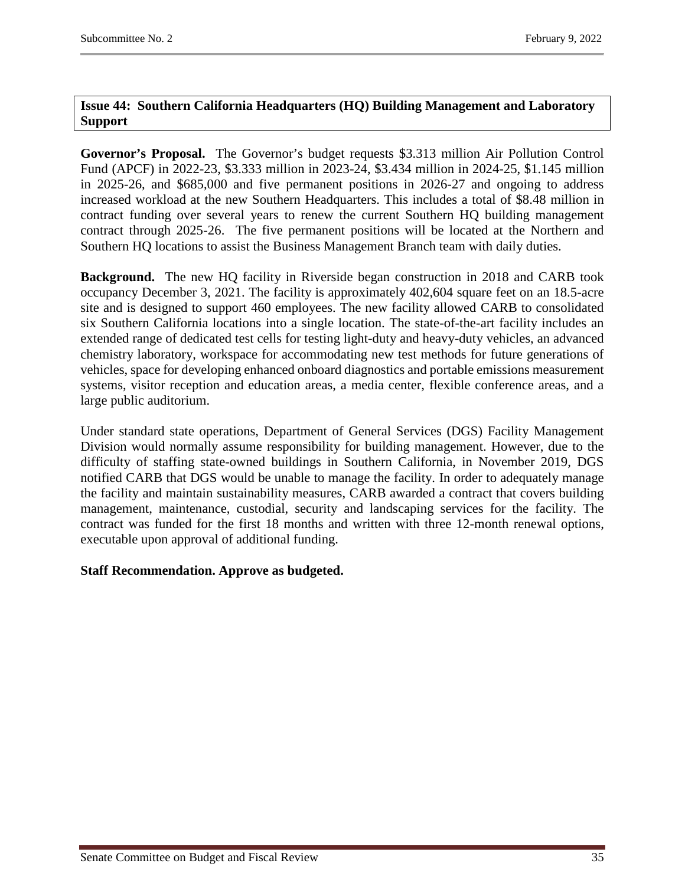## Issue 44: Southern California Headquarters (HQ) Building Management and Laboratory Support

**Governor's Proposal.** The Governor's budget requests $3.313 million Air Pollution Control Fund (APCF) in 2022-23, $3.333 million in 2023-24, $3.434 million in 2024-25, $1.145 million in 2025-26, and $685,000 and five permanent positions in 2026-27 and ongoing to address increased workload at the new Southern Headquarters. This includes a total of $8.48 million in contract funding over several years to renew the current Southern HQ building management contract through 2025-26. The five permanent positions will be located at the Northern and Southern HQ locations to assist the Business Management Branch team with daily duties.

**Background.** The new HQ facility in Riverside began construction in 2018 and CARB took occupancy December 3, 2021. The facility is approximately 402,604 square feet on an 18.5-acre site and is designed to support 460 employees. The new facility allowed CARB to consolidated six Southern California locations into a single location. The state-of-the-art facility includes an extended range of dedicated test cells for testing light-duty and heavy-duty vehicles, an advanced chemistry laboratory, workspace for accommodating new test methods for future generations of vehicles, space for developing enhanced onboard diagnostics and portable emissions measurement systems, visitor reception and education areas, a media center, flexible conference areas, and a large public auditorium.

Under standard state operations, Department of General Services (DGS) Facility Management Division would normally assume responsibility for building management. However, due to the difficulty of staffing state-owned buildings in Southern California, in November 2019, DGS notified CARB that DGS would be unable to manage the facility. In order to adequately manage the facility and maintain sustainability measures, CARB awarded a contract that covers building management, maintenance, custodial, security and landscaping services for the facility. The contract was funded for the first 18 months and written with three 12-month renewal options, executable upon approval of additional funding.

**Staff Recommendation. Approve as budgeted.**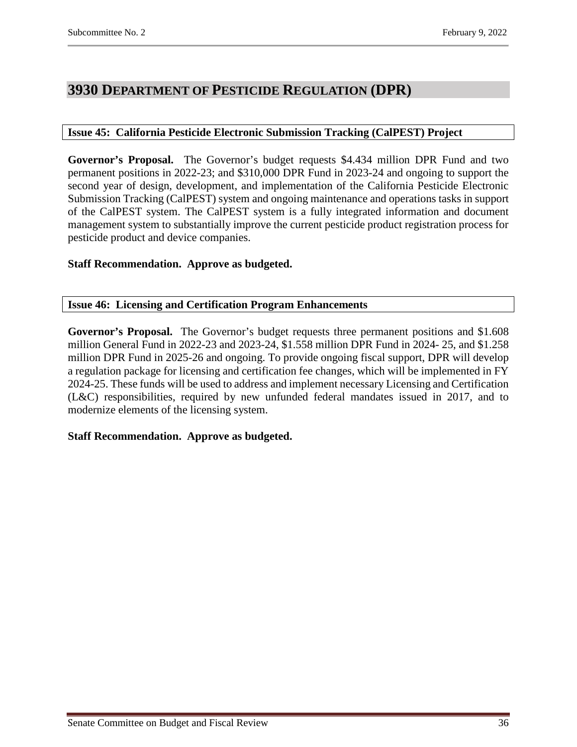# 3930 Department of Pesticide Regulation (DPR)

### Issue 45: California Pesticide Electronic Submission Tracking (CalPEST) Project

**Governor's Proposal.** The Governor's budget requests $4.434 million DPR Fund and two permanent positions in 2022-23; and $310,000 DPR Fund in 2023-24 and ongoing to support the second year of design, development, and implementation of the California Pesticide Electronic Submission Tracking (CalPEST) system and ongoing maintenance and operations tasks in support of the CalPEST system. The CalPEST system is a fully integrated information and document management system to substantially improve the current pesticide product registration process for pesticide product and device companies.

**Staff Recommendation. Approve as budgeted.**

### Issue 46: Licensing and Certification Program Enhancements

**Governor's Proposal.** The Governor's budget requests three permanent positions and $1.608 million General Fund in 2022-23 and 2023-24, $1.558 million DPR Fund in 2024- 25, and $1.258 million DPR Fund in 2025-26 and ongoing. To provide ongoing fiscal support, DPR will develop a regulation package for licensing and certification fee changes, which will be implemented in FY 2024-25. These funds will be used to address and implement necessary Licensing and Certification (L&C) responsibilities, required by new unfunded federal mandates issued in 2017, and to modernize elements of the licensing system.

**Staff Recommendation. Approve as budgeted.**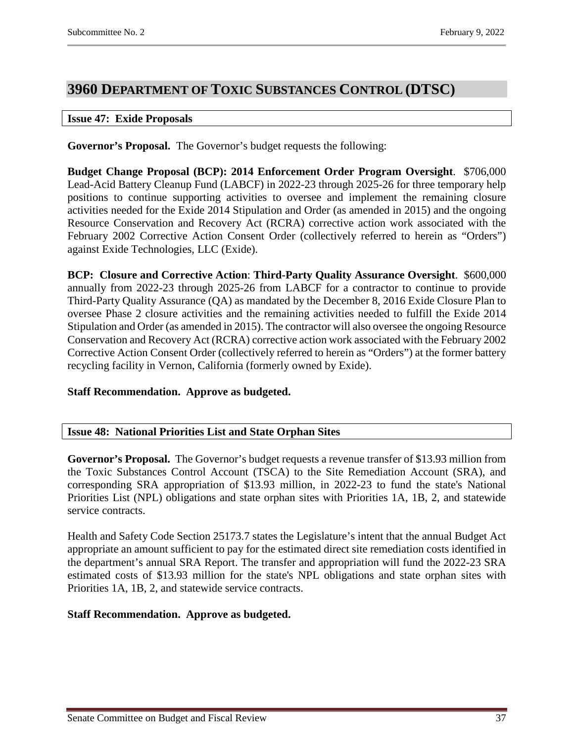# 3960 Department of Toxic Substances Control (DTSC)

## Issue 47: Exide Proposals

**Governor's Proposal.** The Governor's budget requests the following:

**Budget Change Proposal (BCP): 2014 Enforcement Order Program Oversight**. $706,000 Lead-Acid Battery Cleanup Fund (LABCF) in 2022-23 through 2025-26 for three temporary help positions to continue supporting activities to oversee and implement the remaining closure activities needed for the Exide 2014 Stipulation and Order (as amended in 2015) and the ongoing Resource Conservation and Recovery Act (RCRA) corrective action work associated with the February 2002 Corrective Action Consent Order (collectively referred to herein as "Orders") against Exide Technologies, LLC (Exide).

**BCP: Closure and Corrective Action**: **Third-Party Quality Assurance Oversight**. $600,000 annually from 2022-23 through 2025-26 from LABCF for a contractor to continue to provide Third-Party Quality Assurance (QA) as mandated by the December 8, 2016 Exide Closure Plan to oversee Phase 2 closure activities and the remaining activities needed to fulfill the Exide 2014 Stipulation and Order (as amended in 2015). The contractor will also oversee the ongoing Resource Conservation and Recovery Act (RCRA) corrective action work associated with the February 2002 Corrective Action Consent Order (collectively referred to herein as "Orders") at the former battery recycling facility in Vernon, California (formerly owned by Exide).

**Staff Recommendation. Approve as budgeted.**

## Issue 48: National Priorities List and State Orphan Sites

**Governor's Proposal.** The Governor's budget requests a revenue transfer of $13.93 million from the Toxic Substances Control Account (TSCA) to the Site Remediation Account (SRA), and corresponding SRA appropriation of $13.93 million, in 2022-23 to fund the state's National Priorities List (NPL) obligations and state orphan sites with Priorities 1A, 1B, 2, and statewide service contracts.

Health and Safety Code Section 25173.7 states the Legislature's intent that the annual Budget Act appropriate an amount sufficient to pay for the estimated direct site remediation costs identified in the department's annual SRA Report. The transfer and appropriation will fund the 2022-23 SRA estimated costs of $13.93 million for the state's NPL obligations and state orphan sites with Priorities 1A, 1B, 2, and statewide service contracts.

**Staff Recommendation. Approve as budgeted.**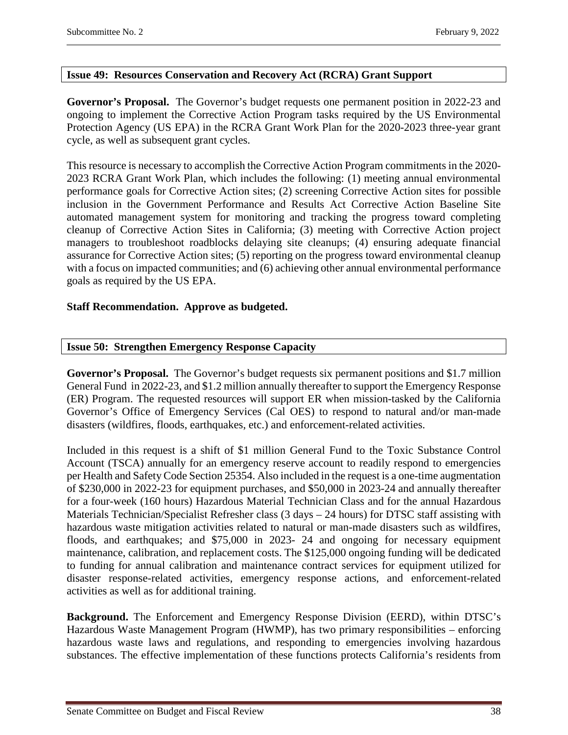## Issue 49: Resources Conservation and Recovery Act (RCRA) Grant Support

**Governor's Proposal.** The Governor's budget requests one permanent position in 2022-23 and ongoing to implement the Corrective Action Program tasks required by the US Environmental Protection Agency (US EPA) in the RCRA Grant Work Plan for the 2020-2023 three-year grant cycle, as well as subsequent grant cycles.

This resource is necessary to accomplish the Corrective Action Program commitments in the 2020-2023 RCRA Grant Work Plan, which includes the following: (1) meeting annual environmental performance goals for Corrective Action sites; (2) screening Corrective Action sites for possible inclusion in the Government Performance and Results Act Corrective Action Baseline Site automated management system for monitoring and tracking the progress toward completing cleanup of Corrective Action Sites in California; (3) meeting with Corrective Action project managers to troubleshoot roadblocks delaying site cleanups; (4) ensuring adequate financial assurance for Corrective Action sites; (5) reporting on the progress toward environmental cleanup with a focus on impacted communities; and (6) achieving other annual environmental performance goals as required by the US EPA.

**Staff Recommendation. Approve as budgeted.**

## Issue 50: Strengthen Emergency Response Capacity

**Governor's Proposal.** The Governor's budget requests six permanent positions and $1.7 million General Fund in 2022-23, and $1.2 million annually thereafter to support the Emergency Response (ER) Program. The requested resources will support ER when mission-tasked by the California Governor's Office of Emergency Services (Cal OES) to respond to natural and/or man-made disasters (wildfires, floods, earthquakes, etc.) and enforcement-related activities.

Included in this request is a shift of $1 million General Fund to the Toxic Substance Control Account (TSCA) annually for an emergency reserve account to readily respond to emergencies per Health and Safety Code Section 25354. Also included in the request is a one-time augmentation of $230,000 in 2022-23 for equipment purchases, and $50,000 in 2023-24 and annually thereafter for a four-week (160 hours) Hazardous Material Technician Class and for the annual Hazardous Materials Technician/Specialist Refresher class (3 days – 24 hours) for DTSC staff assisting with hazardous waste mitigation activities related to natural or man-made disasters such as wildfires, floods, and earthquakes; and $75,000 in 2023- 24 and ongoing for necessary equipment maintenance, calibration, and replacement costs. The $125,000 ongoing funding will be dedicated to funding for annual calibration and maintenance contract services for equipment utilized for disaster response-related activities, emergency response actions, and enforcement-related activities as well as for additional training.

**Background.** The Enforcement and Emergency Response Division (EERD), within DTSC's Hazardous Waste Management Program (HWMP), has two primary responsibilities – enforcing hazardous waste laws and regulations, and responding to emergencies involving hazardous substances. The effective implementation of these functions protects California's residents from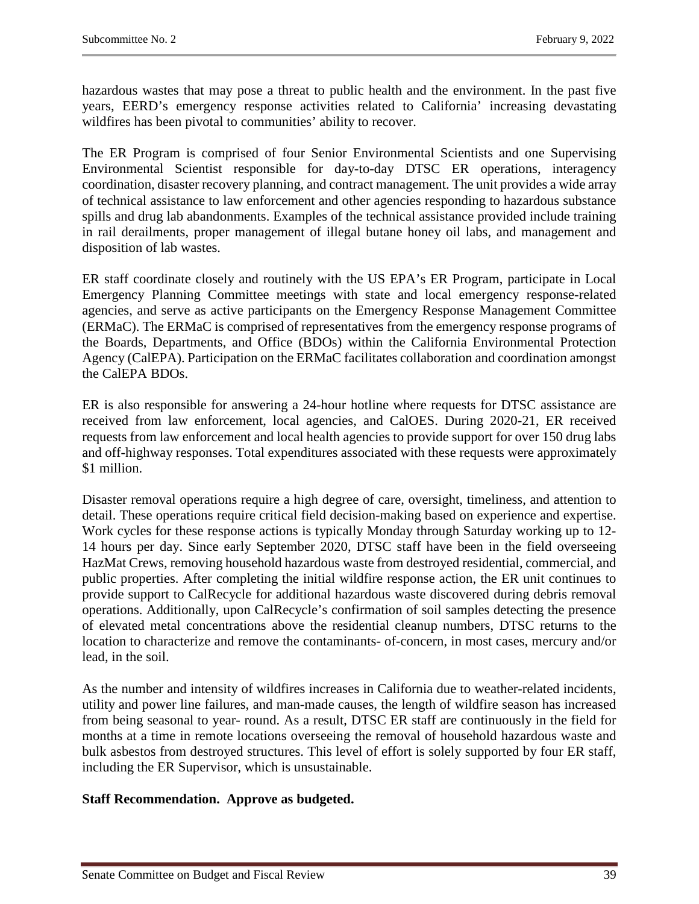hazardous wastes that may pose a threat to public health and the environment. In the past five years, EERD's emergency response activities related to California' increasing devastating wildfires has been pivotal to communities' ability to recover.

The ER Program is comprised of four Senior Environmental Scientists and one Supervising Environmental Scientist responsible for day-to-day DTSC ER operations, interagency coordination, disaster recovery planning, and contract management. The unit provides a wide array of technical assistance to law enforcement and other agencies responding to hazardous substance spills and drug lab abandonments. Examples of the technical assistance provided include training in rail derailments, proper management of illegal butane honey oil labs, and management and disposition of lab wastes.

ER staff coordinate closely and routinely with the US EPA's ER Program, participate in Local Emergency Planning Committee meetings with state and local emergency response-related agencies, and serve as active participants on the Emergency Response Management Committee (ERMaC). The ERMaC is comprised of representatives from the emergency response programs of the Boards, Departments, and Office (BDOs) within the California Environmental Protection Agency (CalEPA). Participation on the ERMaC facilitates collaboration and coordination amongst the CalEPA BDOs.

ER is also responsible for answering a 24-hour hotline where requests for DTSC assistance are received from law enforcement, local agencies, and CalOES. During 2020-21, ER received requests from law enforcement and local health agencies to provide support for over 150 drug labs and off-highway responses. Total expenditures associated with these requests were approximately $1 million.

Disaster removal operations require a high degree of care, oversight, timeliness, and attention to detail. These operations require critical field decision-making based on experience and expertise. Work cycles for these response actions is typically Monday through Saturday working up to 12-14 hours per day. Since early September 2020, DTSC staff have been in the field overseeing HazMat Crews, removing household hazardous waste from destroyed residential, commercial, and public properties. After completing the initial wildfire response action, the ER unit continues to provide support to CalRecycle for additional hazardous waste discovered during debris removal operations. Additionally, upon CalRecycle's confirmation of soil samples detecting the presence of elevated metal concentrations above the residential cleanup numbers, DTSC returns to the location to characterize and remove the contaminants- of-concern, in most cases, mercury and/or lead, in the soil.

As the number and intensity of wildfires increases in California due to weather-related incidents, utility and power line failures, and man-made causes, the length of wildfire season has increased from being seasonal to year- round. As a result, DTSC ER staff are continuously in the field for months at a time in remote locations overseeing the removal of household hazardous waste and bulk asbestos from destroyed structures. This level of effort is solely supported by four ER staff, including the ER Supervisor, which is unsustainable.

**Staff Recommendation. Approve as budgeted.**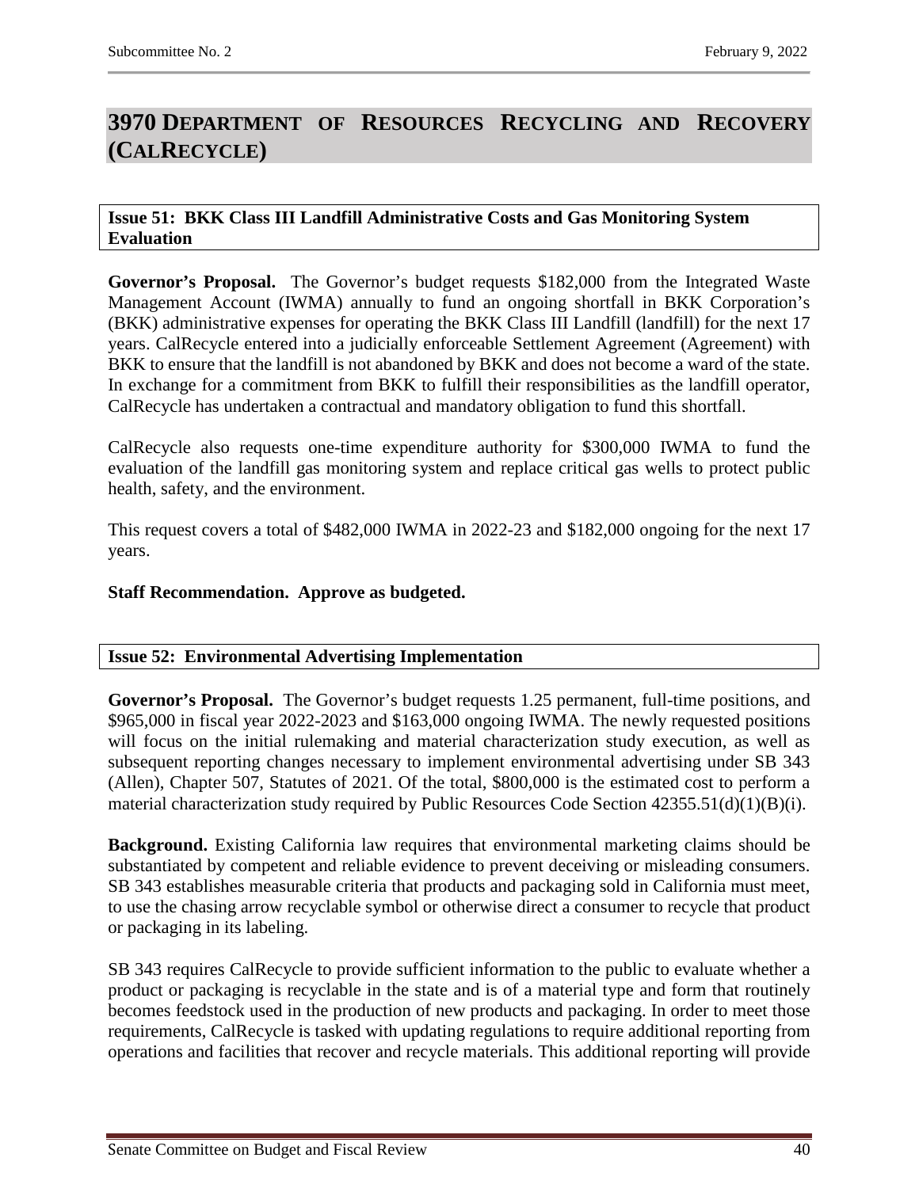# 3970 Department of Resources Recycling and Recovery (CalRecycle)

### Issue 51: BKK Class III Landfill Administrative Costs and Gas Monitoring System Evaluation

**Governor's Proposal.** The Governor's budget requests \$182,000 from the Integrated Waste Management Account (IWMA) annually to fund an ongoing shortfall in BKK Corporation's (BKK) administrative expenses for operating the BKK Class III Landfill (landfill) for the next 17 years. CalRecycle entered into a judicially enforceable Settlement Agreement (Agreement) with BKK to ensure that the landfill is not abandoned by BKK and does not become a ward of the state. In exchange for a commitment from BKK to fulfill their responsibilities as the landfill operator, CalRecycle has undertaken a contractual and mandatory obligation to fund this shortfall.

CalRecycle also requests one-time expenditure authority for \$300,000 IWMA to fund the evaluation of the landfill gas monitoring system and replace critical gas wells to protect public health, safety, and the environment.

This request covers a total of \$482,000 IWMA in 2022-23 and \$182,000 ongoing for the next 17 years.

**Staff Recommendation. Approve as budgeted.**

### Issue 52: Environmental Advertising Implementation

**Governor's Proposal.** The Governor's budget requests 1.25 permanent, full-time positions, and \$965,000 in fiscal year 2022-2023 and \$163,000 ongoing IWMA. The newly requested positions will focus on the initial rulemaking and material characterization study execution, as well as subsequent reporting changes necessary to implement environmental advertising under SB 343 (Allen), Chapter 507, Statutes of 2021. Of the total, \$800,000 is the estimated cost to perform a material characterization study required by Public Resources Code Section 42355.51(d)(1)(B)(i).

**Background.** Existing California law requires that environmental marketing claims should be substantiated by competent and reliable evidence to prevent deceiving or misleading consumers. SB 343 establishes measurable criteria that products and packaging sold in California must meet, to use the chasing arrow recyclable symbol or otherwise direct a consumer to recycle that product or packaging in its labeling.

SB 343 requires CalRecycle to provide sufficient information to the public to evaluate whether a product or packaging is recyclable in the state and is of a material type and form that routinely becomes feedstock used in the production of new products and packaging. In order to meet those requirements, CalRecycle is tasked with updating regulations to require additional reporting from operations and facilities that recover and recycle materials. This additional reporting will provide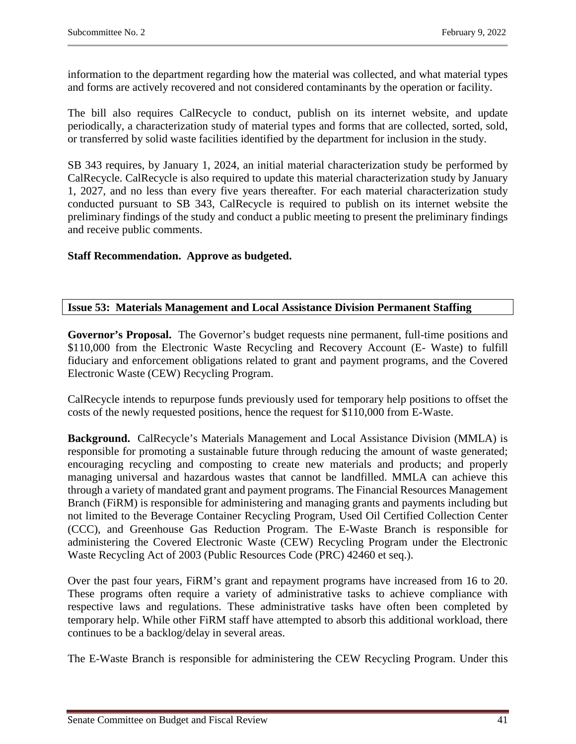information to the department regarding how the material was collected, and what material types and forms are actively recovered and not considered contaminants by the operation or facility.

The bill also requires CalRecycle to conduct, publish on its internet website, and update periodically, a characterization study of material types and forms that are collected, sorted, sold, or transferred by solid waste facilities identified by the department for inclusion in the study.

SB 343 requires, by January 1, 2024, an initial material characterization study be performed by CalRecycle. CalRecycle is also required to update this material characterization study by January 1, 2027, and no less than every five years thereafter. For each material characterization study conducted pursuant to SB 343, CalRecycle is required to publish on its internet website the preliminary findings of the study and conduct a public meeting to present the preliminary findings and receive public comments.

**Staff Recommendation. Approve as budgeted.**

## Issue 53: Materials Management and Local Assistance Division Permanent Staffing

**Governor's Proposal.** The Governor's budget requests nine permanent, full-time positions and $110,000 from the Electronic Waste Recycling and Recovery Account (E- Waste) to fulfill fiduciary and enforcement obligations related to grant and payment programs, and the Covered Electronic Waste (CEW) Recycling Program.

CalRecycle intends to repurpose funds previously used for temporary help positions to offset the costs of the newly requested positions, hence the request for $110,000 from E-Waste.

**Background.** CalRecycle's Materials Management and Local Assistance Division (MMLA) is responsible for promoting a sustainable future through reducing the amount of waste generated; encouraging recycling and composting to create new materials and products; and properly managing universal and hazardous wastes that cannot be landfilled. MMLA can achieve this through a variety of mandated grant and payment programs. The Financial Resources Management Branch (FiRM) is responsible for administering and managing grants and payments including but not limited to the Beverage Container Recycling Program, Used Oil Certified Collection Center (CCC), and Greenhouse Gas Reduction Program. The E-Waste Branch is responsible for administering the Covered Electronic Waste (CEW) Recycling Program under the Electronic Waste Recycling Act of 2003 (Public Resources Code (PRC) 42460 et seq.).

Over the past four years, FiRM's grant and repayment programs have increased from 16 to 20. These programs often require a variety of administrative tasks to achieve compliance with respective laws and regulations. These administrative tasks have often been completed by temporary help. While other FiRM staff have attempted to absorb this additional workload, there continues to be a backlog/delay in several areas.

The E-Waste Branch is responsible for administering the CEW Recycling Program. Under this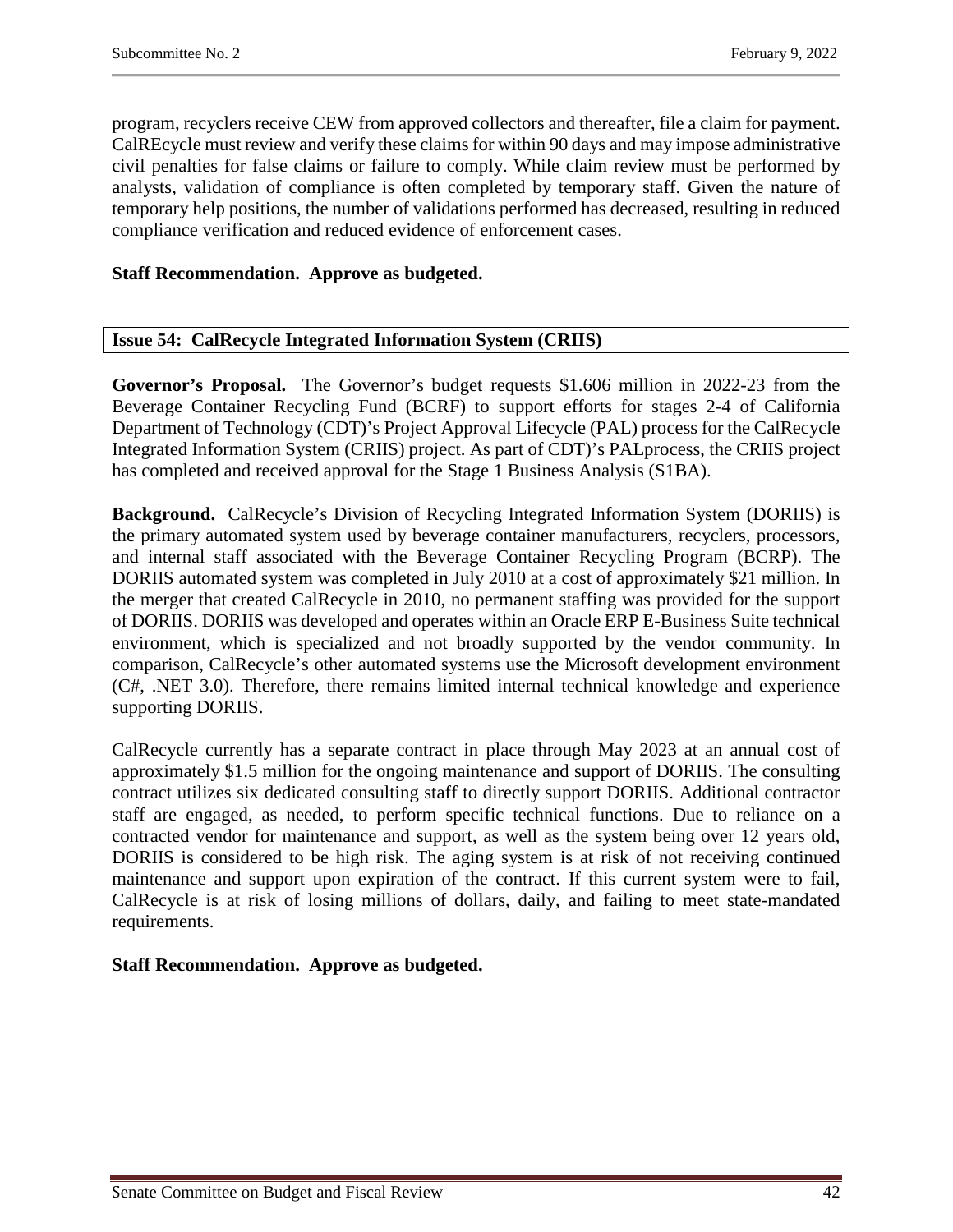program, recyclers receive CEW from approved collectors and thereafter, file a claim for payment. CalREcycle must review and verify these claims for within 90 days and may impose administrative civil penalties for false claims or failure to comply. While claim review must be performed by analysts, validation of compliance is often completed by temporary staff. Given the nature of temporary help positions, the number of validations performed has decreased, resulting in reduced compliance verification and reduced evidence of enforcement cases.

**Staff Recommendation. Approve as budgeted.**

### Issue 54: CalRecycle Integrated Information System (CRIIS)

**Governor's Proposal.** The Governor's budget requests $1.606 million in 2022-23 from the Beverage Container Recycling Fund (BCRF) to support efforts for stages 2-4 of California Department of Technology (CDT)'s Project Approval Lifecycle (PAL) process for the CalRecycle Integrated Information System (CRIIS) project. As part of CDT)'s PALprocess, the CRIIS project has completed and received approval for the Stage 1 Business Analysis (S1BA).

**Background.** CalRecycle's Division of Recycling Integrated Information System (DORIIS) is the primary automated system used by beverage container manufacturers, recyclers, processors, and internal staff associated with the Beverage Container Recycling Program (BCRP). The DORIIS automated system was completed in July 2010 at a cost of approximately $21 million. In the merger that created CalRecycle in 2010, no permanent staffing was provided for the support of DORIIS. DORIIS was developed and operates within an Oracle ERP E-Business Suite technical environment, which is specialized and not broadly supported by the vendor community. In comparison, CalRecycle's other automated systems use the Microsoft development environment (C#, .NET 3.0). Therefore, there remains limited internal technical knowledge and experience supporting DORIIS.

CalRecycle currently has a separate contract in place through May 2023 at an annual cost of approximately $1.5 million for the ongoing maintenance and support of DORIIS. The consulting contract utilizes six dedicated consulting staff to directly support DORIIS. Additional contractor staff are engaged, as needed, to perform specific technical functions. Due to reliance on a contracted vendor for maintenance and support, as well as the system being over 12 years old, DORIIS is considered to be high risk. The aging system is at risk of not receiving continued maintenance and support upon expiration of the contract. If this current system were to fail, CalRecycle is at risk of losing millions of dollars, daily, and failing to meet state-mandated requirements.

**Staff Recommendation. Approve as budgeted.**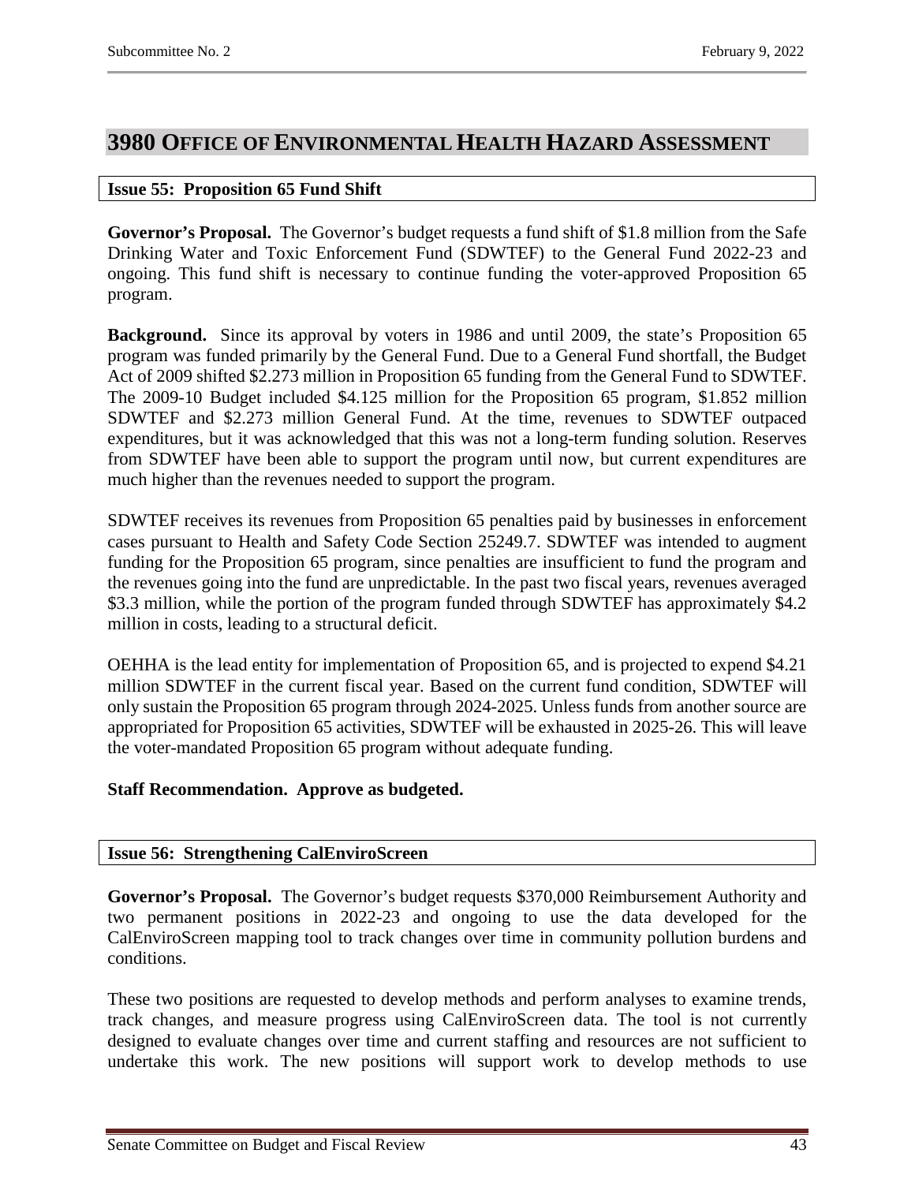## 3980 Office of Environmental Health Hazard Assessment

### Issue 55: Proposition 65 Fund Shift

**Governor's Proposal.** The Governor's budget requests a fund shift of $1.8 million from the Safe Drinking Water and Toxic Enforcement Fund (SDWTEF) to the General Fund 2022-23 and ongoing. This fund shift is necessary to continue funding the voter-approved Proposition 65 program.

**Background.** Since its approval by voters in 1986 and until 2009, the state's Proposition 65 program was funded primarily by the General Fund. Due to a General Fund shortfall, the Budget Act of 2009 shifted $2.273 million in Proposition 65 funding from the General Fund to SDWTEF. The 2009-10 Budget included $4.125 million for the Proposition 65 program, $1.852 million SDWTEF and $2.273 million General Fund. At the time, revenues to SDWTEF outpaced expenditures, but it was acknowledged that this was not a long-term funding solution. Reserves from SDWTEF have been able to support the program until now, but current expenditures are much higher than the revenues needed to support the program.

SDWTEF receives its revenues from Proposition 65 penalties paid by businesses in enforcement cases pursuant to Health and Safety Code Section 25249.7. SDWTEF was intended to augment funding for the Proposition 65 program, since penalties are insufficient to fund the program and the revenues going into the fund are unpredictable. In the past two fiscal years, revenues averaged $3.3 million, while the portion of the program funded through SDWTEF has approximately $4.2 million in costs, leading to a structural deficit.

OEHHA is the lead entity for implementation of Proposition 65, and is projected to expend $4.21 million SDWTEF in the current fiscal year. Based on the current fund condition, SDWTEF will only sustain the Proposition 65 program through 2024-2025. Unless funds from another source are appropriated for Proposition 65 activities, SDWTEF will be exhausted in 2025-26. This will leave the voter-mandated Proposition 65 program without adequate funding.

**Staff Recommendation. Approve as budgeted.**

### Issue 56: Strengthening CalEnviroScreen

**Governor's Proposal.** The Governor's budget requests $370,000 Reimbursement Authority and two permanent positions in 2022-23 and ongoing to use the data developed for the CalEnviroScreen mapping tool to track changes over time in community pollution burdens and conditions.

These two positions are requested to develop methods and perform analyses to examine trends, track changes, and measure progress using CalEnviroScreen data. The tool is not currently designed to evaluate changes over time and current staffing and resources are not sufficient to undertake this work. The new positions will support work to develop methods to use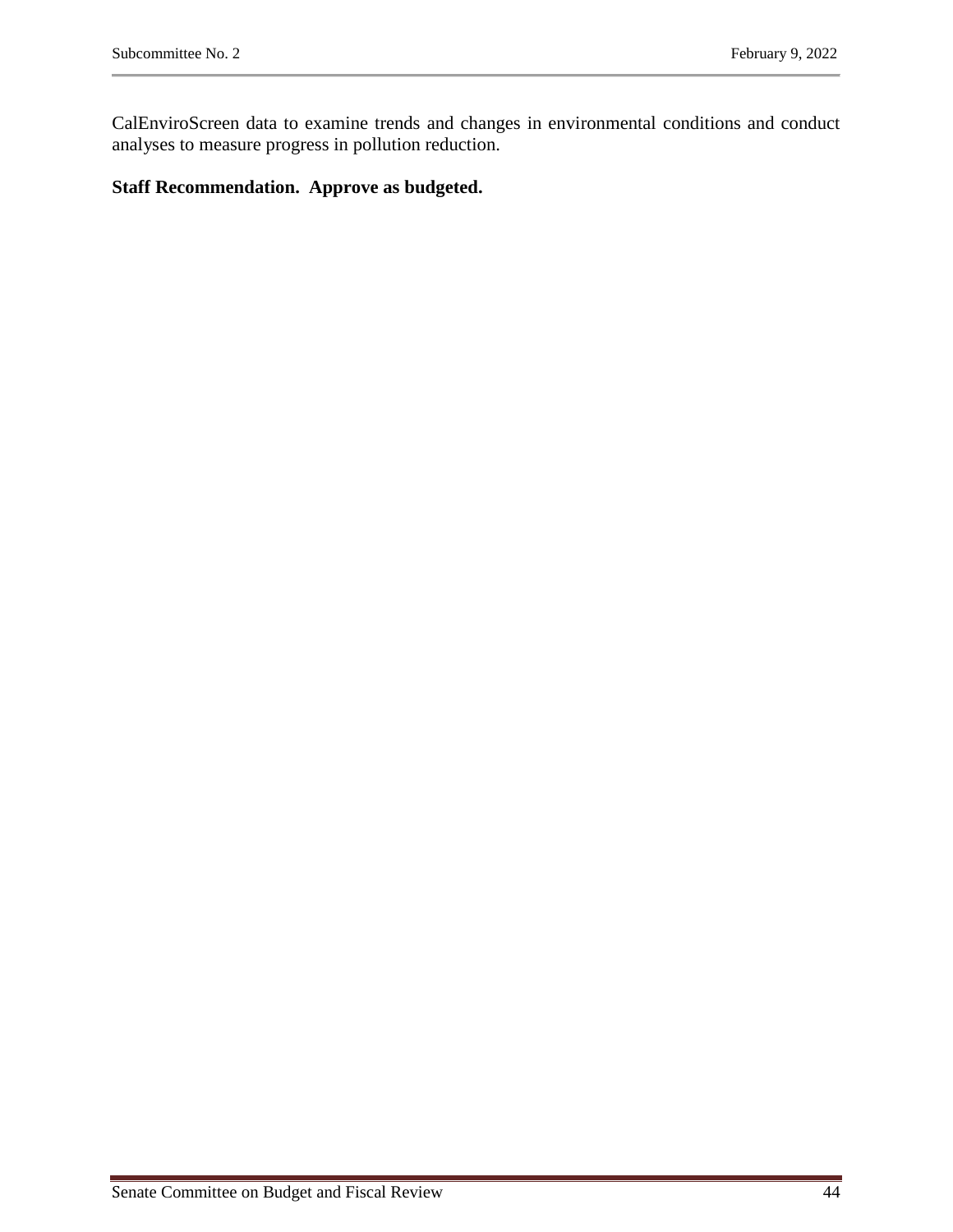CalEnviroScreen data to examine trends and changes in environmental conditions and conduct analyses to measure progress in pollution reduction.

**Staff Recommendation. Approve as budgeted.**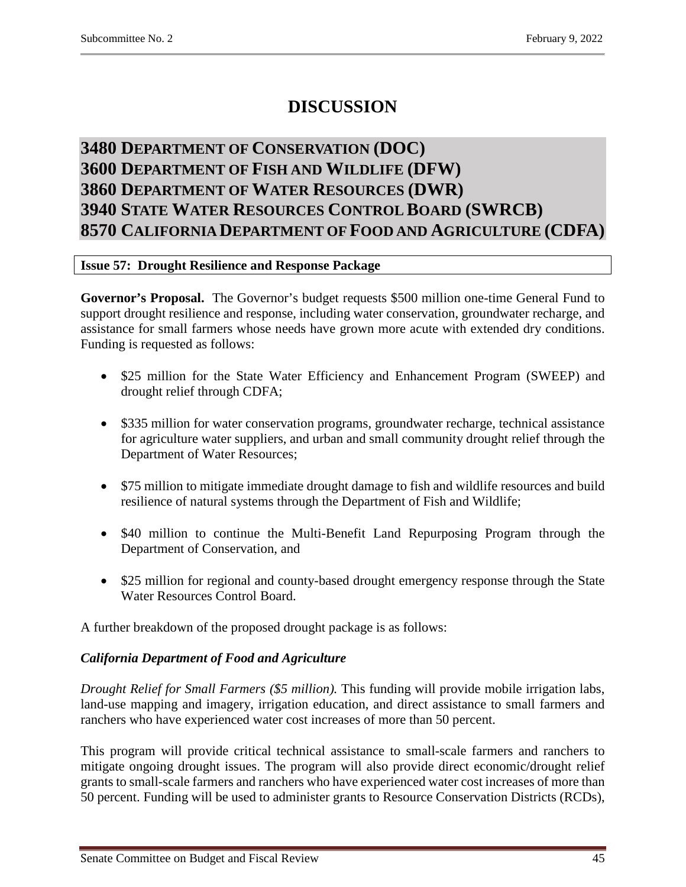# DISCUSSION

## 3480 Department of Conservation (DOC)
## 3600 Department of Fish and Wildlife (DFW)
## 3860 Department of Water Resources (DWR)
## 3940 State Water Resources Control Board (SWRCB)
## 8570 California Department of Food and Agriculture (CDFA)

### Issue 57: Drought Resilience and Response Package

**Governor's Proposal.** The Governor's budget requests $500 million one-time General Fund to support drought resilience and response, including water conservation, groundwater recharge, and assistance for small farmers whose needs have grown more acute with extended dry conditions. Funding is requested as follows:

- $25 million for the State Water Efficiency and Enhancement Program (SWEEP) and drought relief through CDFA;
- $335 million for water conservation programs, groundwater recharge, technical assistance for agriculture water suppliers, and urban and small community drought relief through the Department of Water Resources;
- $75 million to mitigate immediate drought damage to fish and wildlife resources and build resilience of natural systems through the Department of Fish and Wildlife;
- $40 million to continue the Multi-Benefit Land Repurposing Program through the Department of Conservation, and
- $25 million for regional and county-based drought emergency response through the State Water Resources Control Board.

A further breakdown of the proposed drought package is as follows:

***California Department of Food and Agriculture***

*Drought Relief for Small Farmers ($5 million).* This funding will provide mobile irrigation labs, land-use mapping and imagery, irrigation education, and direct assistance to small farmers and ranchers who have experienced water cost increases of more than 50 percent.

This program will provide critical technical assistance to small-scale farmers and ranchers to mitigate ongoing drought issues. The program will also provide direct economic/drought relief grants to small-scale farmers and ranchers who have experienced water cost increases of more than 50 percent. Funding will be used to administer grants to Resource Conservation Districts (RCDs),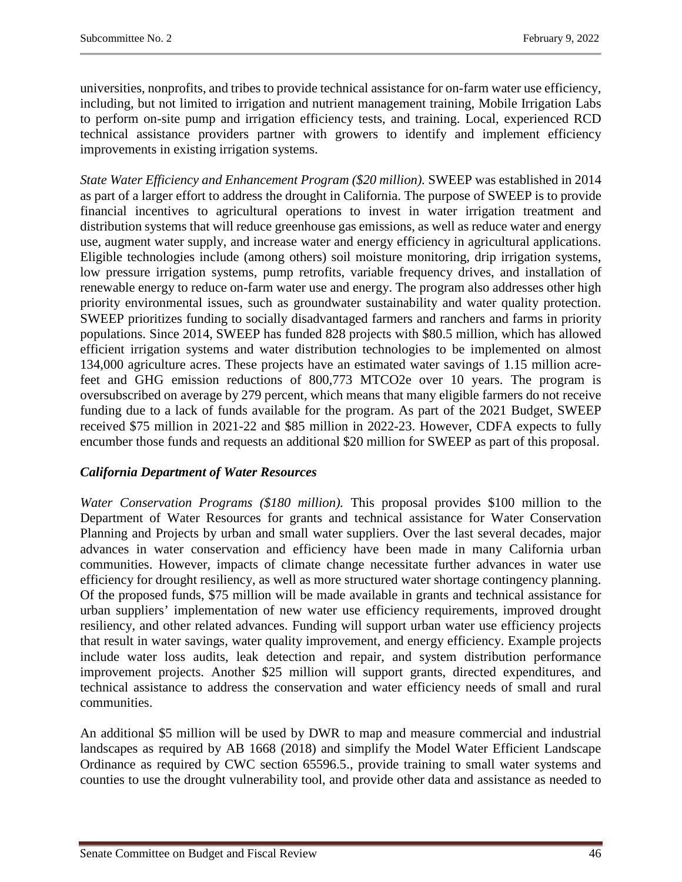universities, nonprofits, and tribes to provide technical assistance for on-farm water use efficiency, including, but not limited to irrigation and nutrient management training, Mobile Irrigation Labs to perform on-site pump and irrigation efficiency tests, and training. Local, experienced RCD technical assistance providers partner with growers to identify and implement efficiency improvements in existing irrigation systems.

*State Water Efficiency and Enhancement Program ($20 million).* SWEEP was established in 2014 as part of a larger effort to address the drought in California. The purpose of SWEEP is to provide financial incentives to agricultural operations to invest in water irrigation treatment and distribution systems that will reduce greenhouse gas emissions, as well as reduce water and energy use, augment water supply, and increase water and energy efficiency in agricultural applications. Eligible technologies include (among others) soil moisture monitoring, drip irrigation systems, low pressure irrigation systems, pump retrofits, variable frequency drives, and installation of renewable energy to reduce on-farm water use and energy. The program also addresses other high priority environmental issues, such as groundwater sustainability and water quality protection. SWEEP prioritizes funding to socially disadvantaged farmers and ranchers and farms in priority populations. Since 2014, SWEEP has funded 828 projects with $80.5 million, which has allowed efficient irrigation systems and water distribution technologies to be implemented on almost 134,000 agriculture acres. These projects have an estimated water savings of 1.15 million acre-feet and GHG emission reductions of 800,773 MTCO2e over 10 years. The program is oversubscribed on average by 279 percent, which means that many eligible farmers do not receive funding due to a lack of funds available for the program. As part of the 2021 Budget, SWEEP received $75 million in 2021-22 and $85 million in 2022-23. However, CDFA expects to fully encumber those funds and requests an additional $20 million for SWEEP as part of this proposal.

### *California Department of Water Resources*

*Water Conservation Programs ($180 million).* This proposal provides $100 million to the Department of Water Resources for grants and technical assistance for Water Conservation Planning and Projects by urban and small water suppliers. Over the last several decades, major advances in water conservation and efficiency have been made in many California urban communities. However, impacts of climate change necessitate further advances in water use efficiency for drought resiliency, as well as more structured water shortage contingency planning. Of the proposed funds, $75 million will be made available in grants and technical assistance for urban suppliers' implementation of new water use efficiency requirements, improved drought resiliency, and other related advances. Funding will support urban water use efficiency projects that result in water savings, water quality improvement, and energy efficiency. Example projects include water loss audits, leak detection and repair, and system distribution performance improvement projects. Another $25 million will support grants, directed expenditures, and technical assistance to address the conservation and water efficiency needs of small and rural communities.

An additional $5 million will be used by DWR to map and measure commercial and industrial landscapes as required by AB 1668 (2018) and simplify the Model Water Efficient Landscape Ordinance as required by CWC section 65596.5., provide training to small water systems and counties to use the drought vulnerability tool, and provide other data and assistance as needed to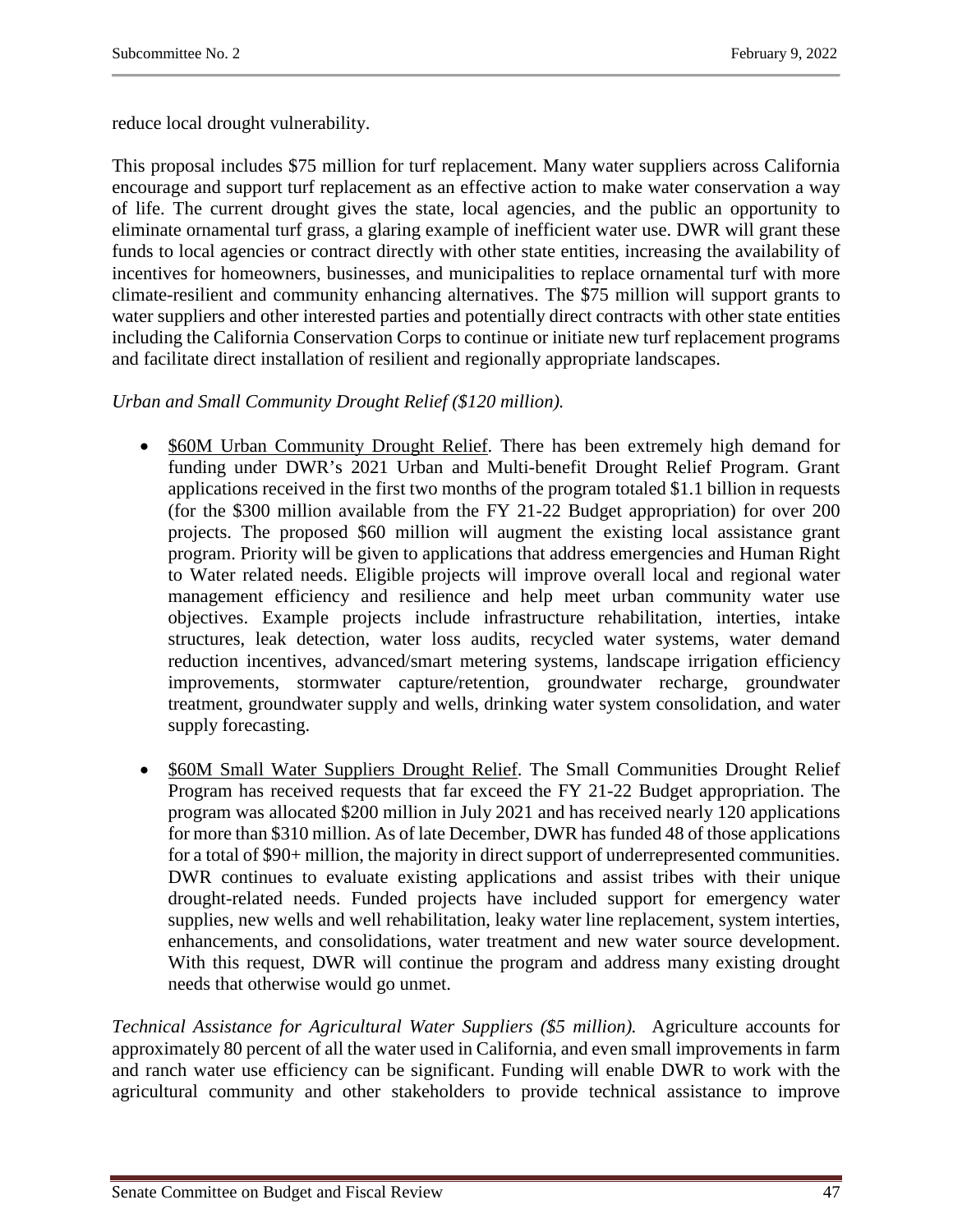reduce local drought vulnerability.

This proposal includes $75 million for turf replacement. Many water suppliers across California encourage and support turf replacement as an effective action to make water conservation a way of life. The current drought gives the state, local agencies, and the public an opportunity to eliminate ornamental turf grass, a glaring example of inefficient water use. DWR will grant these funds to local agencies or contract directly with other state entities, increasing the availability of incentives for homeowners, businesses, and municipalities to replace ornamental turf with more climate-resilient and community enhancing alternatives. The $75 million will support grants to water suppliers and other interested parties and potentially direct contracts with other state entities including the California Conservation Corps to continue or initiate new turf replacement programs and facilitate direct installation of resilient and regionally appropriate landscapes.

*Urban and Small Community Drought Relief ($120 million).*

- <u>$60M Urban Community Drought Relief</u>. There has been extremely high demand for funding under DWR's 2021 Urban and Multi-benefit Drought Relief Program. Grant applications received in the first two months of the program totaled $1.1 billion in requests (for the $300 million available from the FY 21-22 Budget appropriation) for over 200 projects. The proposed $60 million will augment the existing local assistance grant program. Priority will be given to applications that address emergencies and Human Right to Water related needs. Eligible projects will improve overall local and regional water management efficiency and resilience and help meet urban community water use objectives. Example projects include infrastructure rehabilitation, interties, intake structures, leak detection, water loss audits, recycled water systems, water demand reduction incentives, advanced/smart metering systems, landscape irrigation efficiency improvements, stormwater capture/retention, groundwater recharge, groundwater treatment, groundwater supply and wells, drinking water system consolidation, and water supply forecasting.

- <u>$60M Small Water Suppliers Drought Relief</u>. The Small Communities Drought Relief Program has received requests that far exceed the FY 21-22 Budget appropriation. The program was allocated $200 million in July 2021 and has received nearly 120 applications for more than $310 million. As of late December, DWR has funded 48 of those applications for a total of $90+ million, the majority in direct support of underrepresented communities. DWR continues to evaluate existing applications and assist tribes with their unique drought-related needs. Funded projects have included support for emergency water supplies, new wells and well rehabilitation, leaky water line replacement, system interties, enhancements, and consolidations, water treatment and new water source development. With this request, DWR will continue the program and address many existing drought needs that otherwise would go unmet.

*Technical Assistance for Agricultural Water Suppliers ($5 million).* Agriculture accounts for approximately 80 percent of all the water used in California, and even small improvements in farm and ranch water use efficiency can be significant. Funding will enable DWR to work with the agricultural community and other stakeholders to provide technical assistance to improve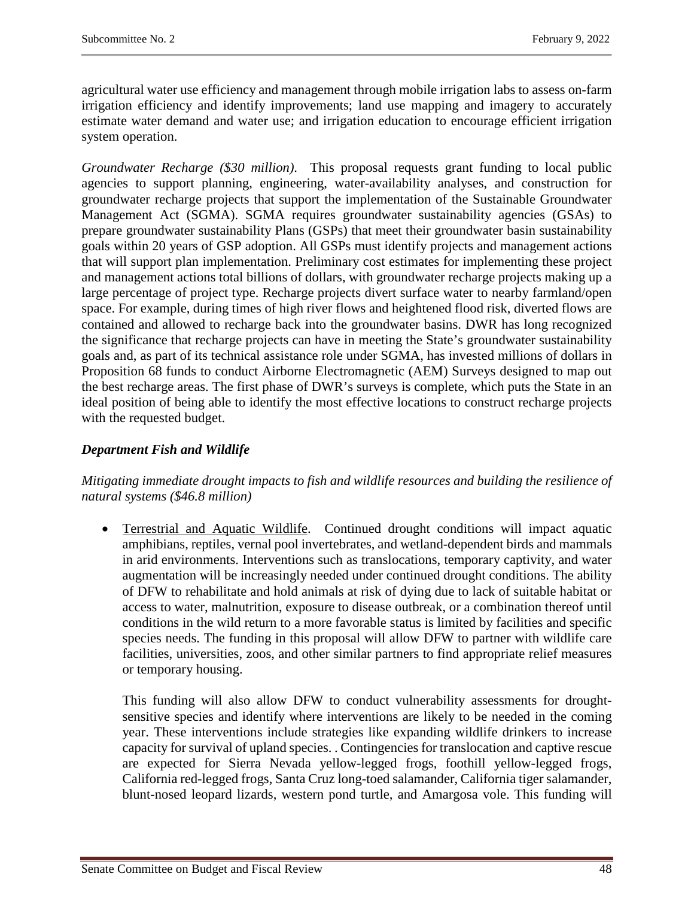agricultural water use efficiency and management through mobile irrigation labs to assess on-farm irrigation efficiency and identify improvements; land use mapping and imagery to accurately estimate water demand and water use; and irrigation education to encourage efficient irrigation system operation.

*Groundwater Recharge ($30 million).* This proposal requests grant funding to local public agencies to support planning, engineering, water-availability analyses, and construction for groundwater recharge projects that support the implementation of the Sustainable Groundwater Management Act (SGMA). SGMA requires groundwater sustainability agencies (GSAs) to prepare groundwater sustainability Plans (GSPs) that meet their groundwater basin sustainability goals within 20 years of GSP adoption. All GSPs must identify projects and management actions that will support plan implementation. Preliminary cost estimates for implementing these project and management actions total billions of dollars, with groundwater recharge projects making up a large percentage of project type. Recharge projects divert surface water to nearby farmland/open space. For example, during times of high river flows and heightened flood risk, diverted flows are contained and allowed to recharge back into the groundwater basins. DWR has long recognized the significance that recharge projects can have in meeting the State's groundwater sustainability goals and, as part of its technical assistance role under SGMA, has invested millions of dollars in Proposition 68 funds to conduct Airborne Electromagnetic (AEM) Surveys designed to map out the best recharge areas. The first phase of DWR's surveys is complete, which puts the State in an ideal position of being able to identify the most effective locations to construct recharge projects with the requested budget.

***Department Fish and Wildlife***

*Mitigating immediate drought impacts to fish and wildlife resources and building the resilience of natural systems ($46.8 million)*

- <u>Terrestrial and Aquatic Wildlife</u>. Continued drought conditions will impact aquatic amphibians, reptiles, vernal pool invertebrates, and wetland-dependent birds and mammals in arid environments. Interventions such as translocations, temporary captivity, and water augmentation will be increasingly needed under continued drought conditions. The ability of DFW to rehabilitate and hold animals at risk of dying due to lack of suitable habitat or access to water, malnutrition, exposure to disease outbreak, or a combination thereof until conditions in the wild return to a more favorable status is limited by facilities and specific species needs. The funding in this proposal will allow DFW to partner with wildlife care facilities, universities, zoos, and other similar partners to find appropriate relief measures or temporary housing.

  This funding will also allow DFW to conduct vulnerability assessments for drought-sensitive species and identify where interventions are likely to be needed in the coming year. These interventions include strategies like expanding wildlife drinkers to increase capacity for survival of upland species. . Contingencies for translocation and captive rescue are expected for Sierra Nevada yellow-legged frogs, foothill yellow-legged frogs, California red-legged frogs, Santa Cruz long-toed salamander, California tiger salamander, blunt-nosed leopard lizards, western pond turtle, and Amargosa vole. This funding will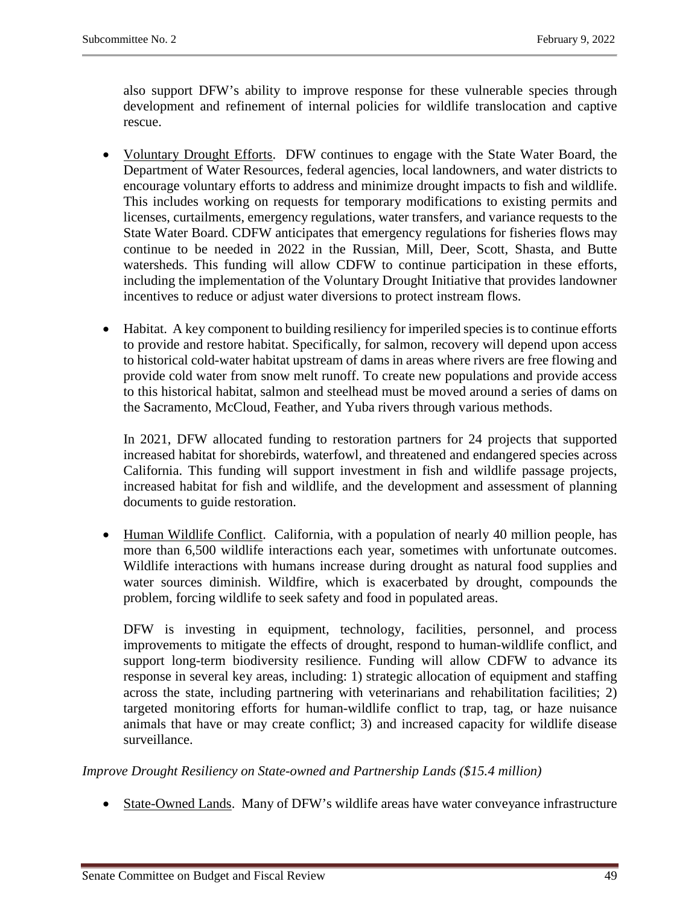also support DFW's ability to improve response for these vulnerable species through development and refinement of internal policies for wildlife translocation and captive rescue.

- Voluntary Drought Efforts. DFW continues to engage with the State Water Board, the Department of Water Resources, federal agencies, local landowners, and water districts to encourage voluntary efforts to address and minimize drought impacts to fish and wildlife. This includes working on requests for temporary modifications to existing permits and licenses, curtailments, emergency regulations, water transfers, and variance requests to the State Water Board. CDFW anticipates that emergency regulations for fisheries flows may continue to be needed in 2022 in the Russian, Mill, Deer, Scott, Shasta, and Butte watersheds. This funding will allow CDFW to continue participation in these efforts, including the implementation of the Voluntary Drought Initiative that provides landowner incentives to reduce or adjust water diversions to protect instream flows.

- Habitat. A key component to building resiliency for imperiled species is to continue efforts to provide and restore habitat. Specifically, for salmon, recovery will depend upon access to historical cold-water habitat upstream of dams in areas where rivers are free flowing and provide cold water from snow melt runoff. To create new populations and provide access to this historical habitat, salmon and steelhead must be moved around a series of dams on the Sacramento, McCloud, Feather, and Yuba rivers through various methods.

  In 2021, DFW allocated funding to restoration partners for 24 projects that supported increased habitat for shorebirds, waterfowl, and threatened and endangered species across California. This funding will support investment in fish and wildlife passage projects, increased habitat for fish and wildlife, and the development and assessment of planning documents to guide restoration.

- Human Wildlife Conflict. California, with a population of nearly 40 million people, has more than 6,500 wildlife interactions each year, sometimes with unfortunate outcomes. Wildlife interactions with humans increase during drought as natural food supplies and water sources diminish. Wildfire, which is exacerbated by drought, compounds the problem, forcing wildlife to seek safety and food in populated areas.

  DFW is investing in equipment, technology, facilities, personnel, and process improvements to mitigate the effects of drought, respond to human-wildlife conflict, and support long-term biodiversity resilience. Funding will allow CDFW to advance its response in several key areas, including: 1) strategic allocation of equipment and staffing across the state, including partnering with veterinarians and rehabilitation facilities; 2) targeted monitoring efforts for human-wildlife conflict to trap, tag, or haze nuisance animals that have or may create conflict; 3) and increased capacity for wildlife disease surveillance.

*Improve Drought Resiliency on State-owned and Partnership Lands ($15.4 million)*

- State-Owned Lands. Many of DFW's wildlife areas have water conveyance infrastructure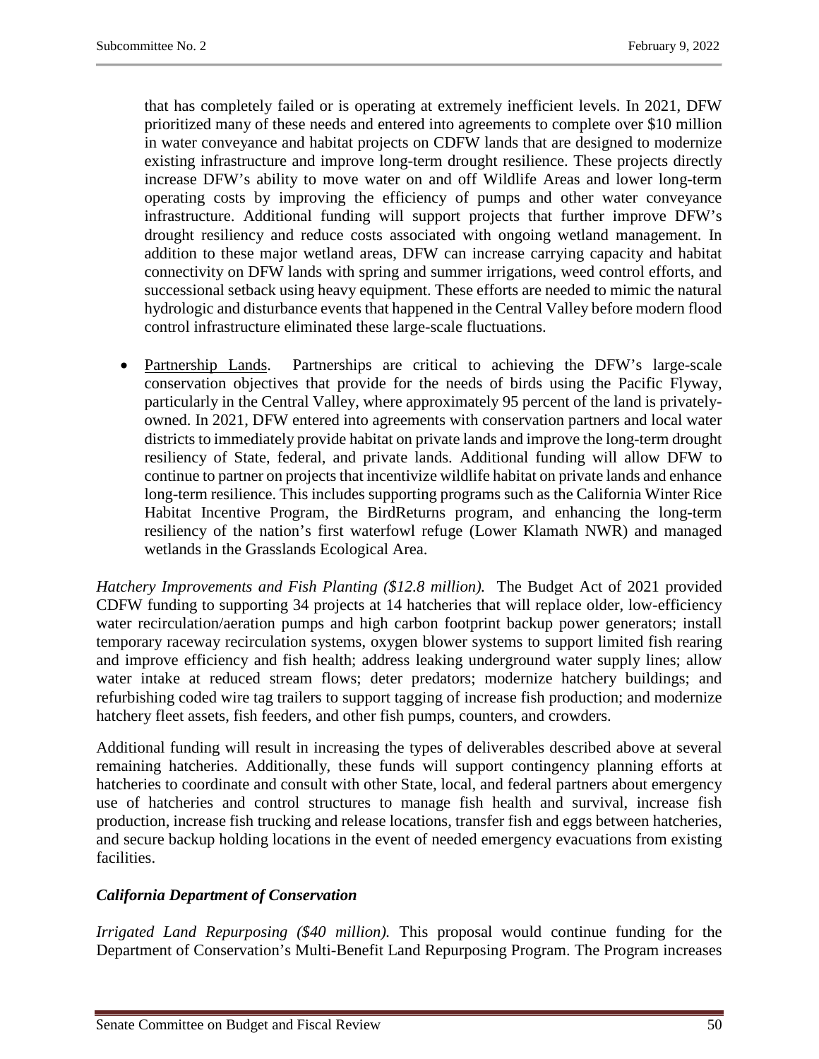that has completely failed or is operating at extremely inefficient levels. In 2021, DFW prioritized many of these needs and entered into agreements to complete over $10 million in water conveyance and habitat projects on CDFW lands that are designed to modernize existing infrastructure and improve long-term drought resilience. These projects directly increase DFW's ability to move water on and off Wildlife Areas and lower long-term operating costs by improving the efficiency of pumps and other water conveyance infrastructure. Additional funding will support projects that further improve DFW's drought resiliency and reduce costs associated with ongoing wetland management. In addition to these major wetland areas, DFW can increase carrying capacity and habitat connectivity on DFW lands with spring and summer irrigations, weed control efforts, and successional setback using heavy equipment. These efforts are needed to mimic the natural hydrologic and disturbance events that happened in the Central Valley before modern flood control infrastructure eliminated these large-scale fluctuations.

- <u>Partnership Lands</u>. Partnerships are critical to achieving the DFW's large-scale conservation objectives that provide for the needs of birds using the Pacific Flyway, particularly in the Central Valley, where approximately 95 percent of the land is privately-owned. In 2021, DFW entered into agreements with conservation partners and local water districts to immediately provide habitat on private lands and improve the long-term drought resiliency of State, federal, and private lands. Additional funding will allow DFW to continue to partner on projects that incentivize wildlife habitat on private lands and enhance long-term resilience. This includes supporting programs such as the California Winter Rice Habitat Incentive Program, the BirdReturns program, and enhancing the long-term resiliency of the nation's first waterfowl refuge (Lower Klamath NWR) and managed wetlands in the Grasslands Ecological Area.

*Hatchery Improvements and Fish Planting ($12.8 million).* The Budget Act of 2021 provided CDFW funding to supporting 34 projects at 14 hatcheries that will replace older, low-efficiency water recirculation/aeration pumps and high carbon footprint backup power generators; install temporary raceway recirculation systems, oxygen blower systems to support limited fish rearing and improve efficiency and fish health; address leaking underground water supply lines; allow water intake at reduced stream flows; deter predators; modernize hatchery buildings; and refurbishing coded wire tag trailers to support tagging of increase fish production; and modernize hatchery fleet assets, fish feeders, and other fish pumps, counters, and crowders.

Additional funding will result in increasing the types of deliverables described above at several remaining hatcheries. Additionally, these funds will support contingency planning efforts at hatcheries to coordinate and consult with other State, local, and federal partners about emergency use of hatcheries and control structures to manage fish health and survival, increase fish production, increase fish trucking and release locations, transfer fish and eggs between hatcheries, and secure backup holding locations in the event of needed emergency evacuations from existing facilities.

### *California Department of Conservation*

*Irrigated Land Repurposing ($40 million).* This proposal would continue funding for the Department of Conservation's Multi-Benefit Land Repurposing Program. The Program increases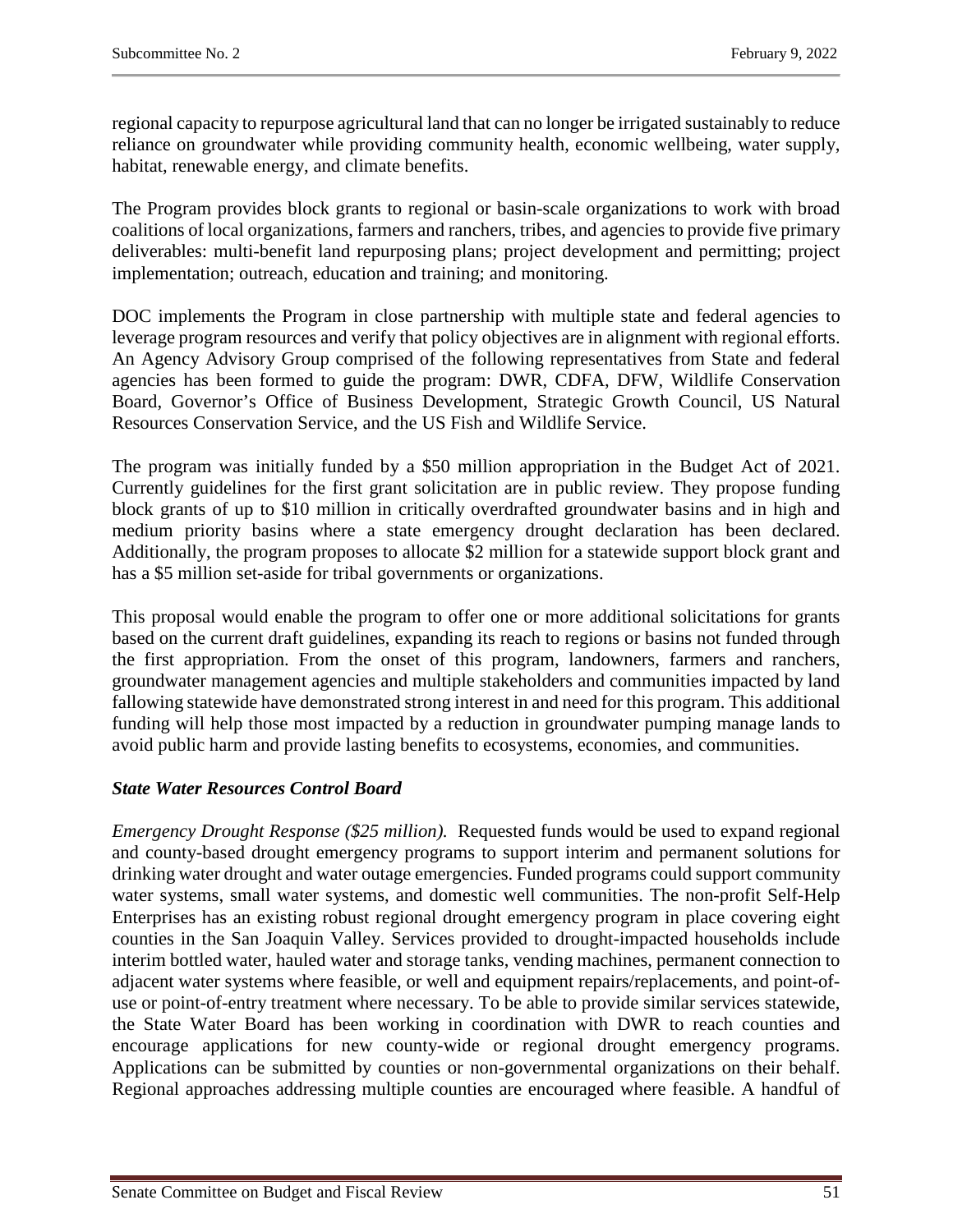regional capacity to repurpose agricultural land that can no longer be irrigated sustainably to reduce reliance on groundwater while providing community health, economic wellbeing, water supply, habitat, renewable energy, and climate benefits.

The Program provides block grants to regional or basin-scale organizations to work with broad coalitions of local organizations, farmers and ranchers, tribes, and agencies to provide five primary deliverables: multi-benefit land repurposing plans; project development and permitting; project implementation; outreach, education and training; and monitoring.

DOC implements the Program in close partnership with multiple state and federal agencies to leverage program resources and verify that policy objectives are in alignment with regional efforts. An Agency Advisory Group comprised of the following representatives from State and federal agencies has been formed to guide the program: DWR, CDFA, DFW, Wildlife Conservation Board, Governor's Office of Business Development, Strategic Growth Council, US Natural Resources Conservation Service, and the US Fish and Wildlife Service.

The program was initially funded by a $50 million appropriation in the Budget Act of 2021. Currently guidelines for the first grant solicitation are in public review. They propose funding block grants of up to $10 million in critically overdrafted groundwater basins and in high and medium priority basins where a state emergency drought declaration has been declared. Additionally, the program proposes to allocate $2 million for a statewide support block grant and has a $5 million set-aside for tribal governments or organizations.

This proposal would enable the program to offer one or more additional solicitations for grants based on the current draft guidelines, expanding its reach to regions or basins not funded through the first appropriation. From the onset of this program, landowners, farmers and ranchers, groundwater management agencies and multiple stakeholders and communities impacted by land fallowing statewide have demonstrated strong interest in and need for this program. This additional funding will help those most impacted by a reduction in groundwater pumping manage lands to avoid public harm and provide lasting benefits to ecosystems, economies, and communities.

***State Water Resources Control Board***

*Emergency Drought Response ($25 million).* Requested funds would be used to expand regional and county-based drought emergency programs to support interim and permanent solutions for drinking water drought and water outage emergencies. Funded programs could support community water systems, small water systems, and domestic well communities. The non-profit Self-Help Enterprises has an existing robust regional drought emergency program in place covering eight counties in the San Joaquin Valley. Services provided to drought-impacted households include interim bottled water, hauled water and storage tanks, vending machines, permanent connection to adjacent water systems where feasible, or well and equipment repairs/replacements, and point-of-use or point-of-entry treatment where necessary. To be able to provide similar services statewide, the State Water Board has been working in coordination with DWR to reach counties and encourage applications for new county-wide or regional drought emergency programs. Applications can be submitted by counties or non-governmental organizations on their behalf. Regional approaches addressing multiple counties are encouraged where feasible. A handful of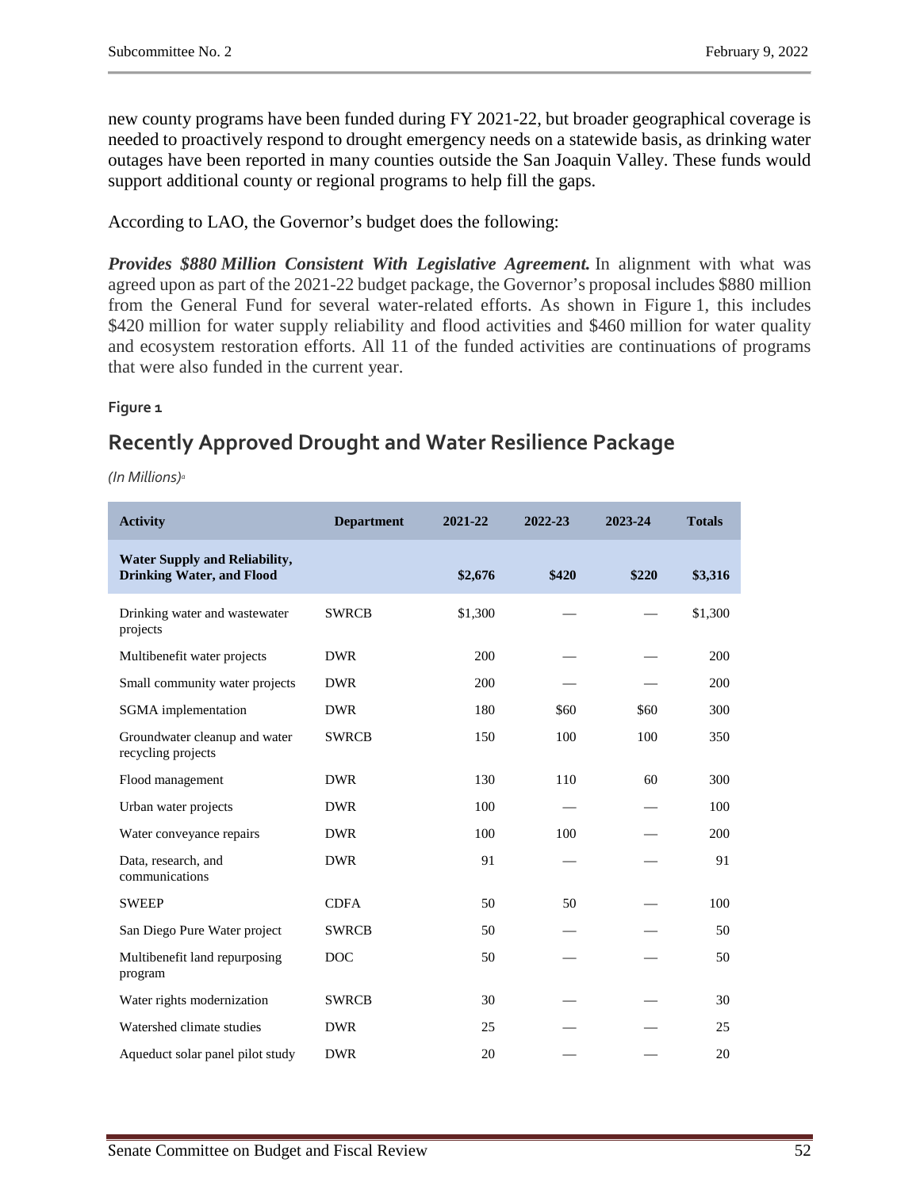new county programs have been funded during FY 2021-22, but broader geographical coverage is needed to proactively respond to drought emergency needs on a statewide basis, as drinking water outages have been reported in many counties outside the San Joaquin Valley. These funds would support additional county or regional programs to help fill the gaps.

According to LAO, the Governor's budget does the following:

***Provides $880 Million Consistent With Legislative Agreement.*** In alignment with what was agreed upon as part of the 2021-22 budget package, the Governor's proposal includes $880 million from the General Fund for several water-related efforts. As shown in Figure 1, this includes $420 million for water supply reliability and flood activities and $460 million for water quality and ecosystem restoration efforts. All 11 of the funded activities are continuations of programs that were also funded in the current year.

**Figure 1**

## Recently Approved Drought and Water Resilience Package

*(In Millions)*[a]

| Activity | Department | 2021-22 | 2022-23 | 2023-24 | Totals |
|---|---|---|---|---|---|
| **Water Supply and Reliability, Drinking Water, and Flood** | | **$2,676** | **$420** | **$220** | **$3,316** |
| Drinking water and wastewater projects | SWRCB | $1,300 | — | — | $1,300 |
| Multibenefit water projects | DWR | 200 | — | — | 200 |
| Small community water projects | DWR | 200 | — | — | 200 |
| SGMA implementation | DWR | 180 | $60 | $60 | 300 |
| Groundwater cleanup and water recycling projects | SWRCB | 150 | 100 | 100 | 350 |
| Flood management | DWR | 130 | 110 | 60 | 300 |
| Urban water projects | DWR | 100 | — | — | 100 |
| Water conveyance repairs | DWR | 100 | 100 | — | 200 |
| Data, research, and communications | DWR | 91 | — | — | 91 |
| SWEEP | CDFA | 50 | 50 | — | 100 |
| San Diego Pure Water project | SWRCB | 50 | — | — | 50 |
| Multibenefit land repurposing program | DOC | 50 | — | — | 50 |
| Water rights modernization | SWRCB | 30 | — | — | 30 |
| Watershed climate studies | DWR | 25 | — | — | 25 |
| Aqueduct solar panel pilot study | DWR | 20 | — | — | 20 |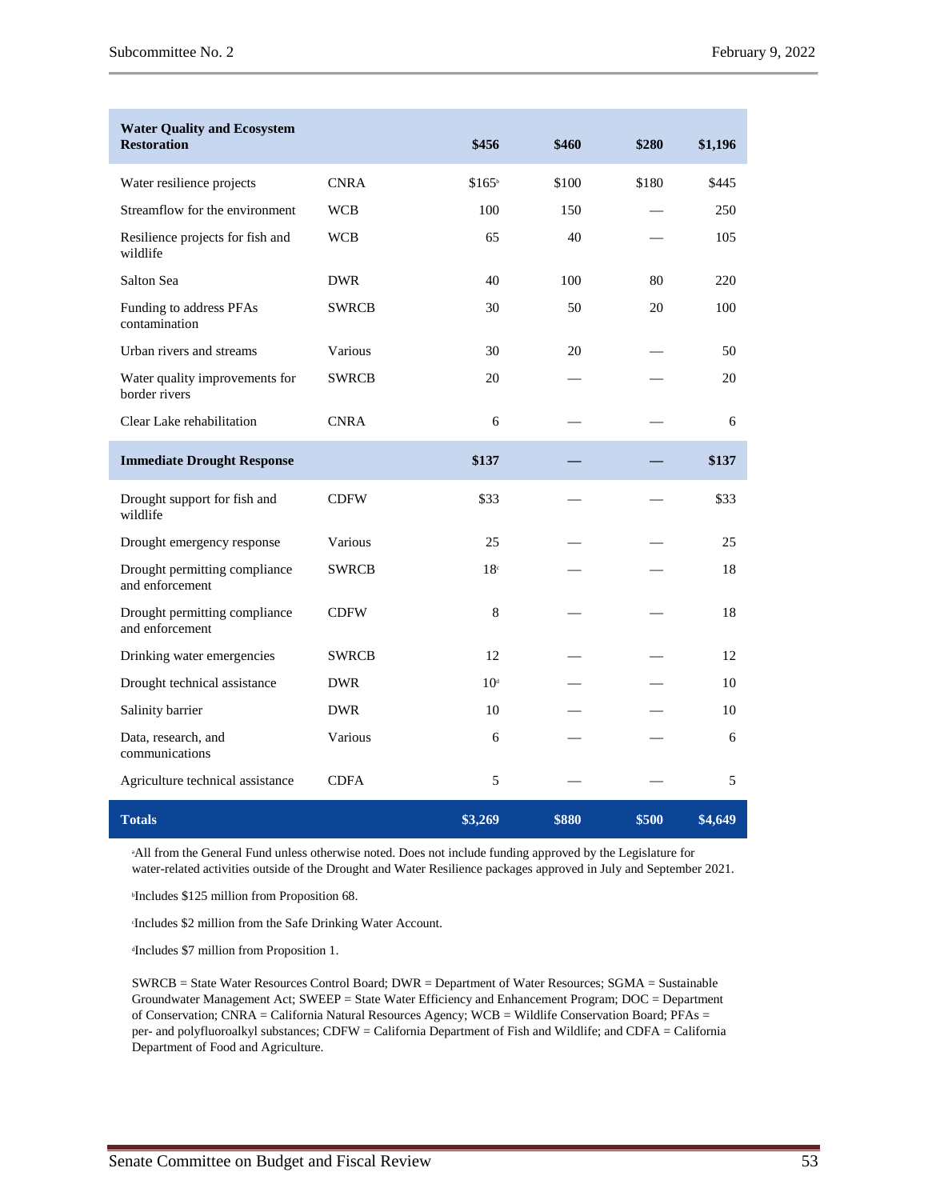| **Water Quality and Ecosystem Restoration** | | **$456** | **$460** | **$280** | **$1,196** |
|---|---|---|---|---|---|
| Water resilience projects | CNRA | $165[b] | $100 | $180 | $445 |
| Streamflow for the environment | WCB | 100 | 150 | — | 250 |
| Resilience projects for fish and wildlife | WCB | 65 | 40 | — | 105 |
| Salton Sea | DWR | 40 | 100 | 80 | 220 |
| Funding to address PFAs contamination | SWRCB | 30 | 50 | 20 | 100 |
| Urban rivers and streams | Various | 30 | 20 | — | 50 |
| Water quality improvements for border rivers | SWRCB | 20 | — | — | 20 |
| Clear Lake rehabilitation | CNRA | 6 | — | — | 6 |
| **Immediate Drought Response** | | **$137** | **—** | **—** | **$137** |
| Drought support for fish and wildlife | CDFW | $33 | — | — | $33 |
| Drought emergency response | Various | 25 | — | — | 25 |
| Drought permitting compliance and enforcement | SWRCB | 18[c] | — | — | 18 |
| Drought permitting compliance and enforcement | CDFW | 8 | — | — | 18 |
| Drinking water emergencies | SWRCB | 12 | — | — | 12 |
| Drought technical assistance | DWR | 10[d] | — | — | 10 |
| Salinity barrier | DWR | 10 | — | — | 10 |
| Data, research, and communications | Various | 6 | — | — | 6 |
| Agriculture technical assistance | CDFA | 5 | — | — | 5 |
| **Totals** | | **$3,269** | **$880** | **$500** | **$4,649** |

[a]All from the General Fund unless otherwise noted. Does not include funding approved by the Legislature for water-related activities outside of the Drought and Water Resilience packages approved in July and September 2021.

[b]Includes $125 million from Proposition 68.

[c]Includes $2 million from the Safe Drinking Water Account.

[d]Includes $7 million from Proposition 1.

SWRCB = State Water Resources Control Board; DWR = Department of Water Resources; SGMA = Sustainable Groundwater Management Act; SWEEP = State Water Efficiency and Enhancement Program; DOC = Department of Conservation; CNRA = California Natural Resources Agency; WCB = Wildlife Conservation Board; PFAs = per- and polyfluoroalkyl substances; CDFW = California Department of Fish and Wildlife; and CDFA = California Department of Food and Agriculture.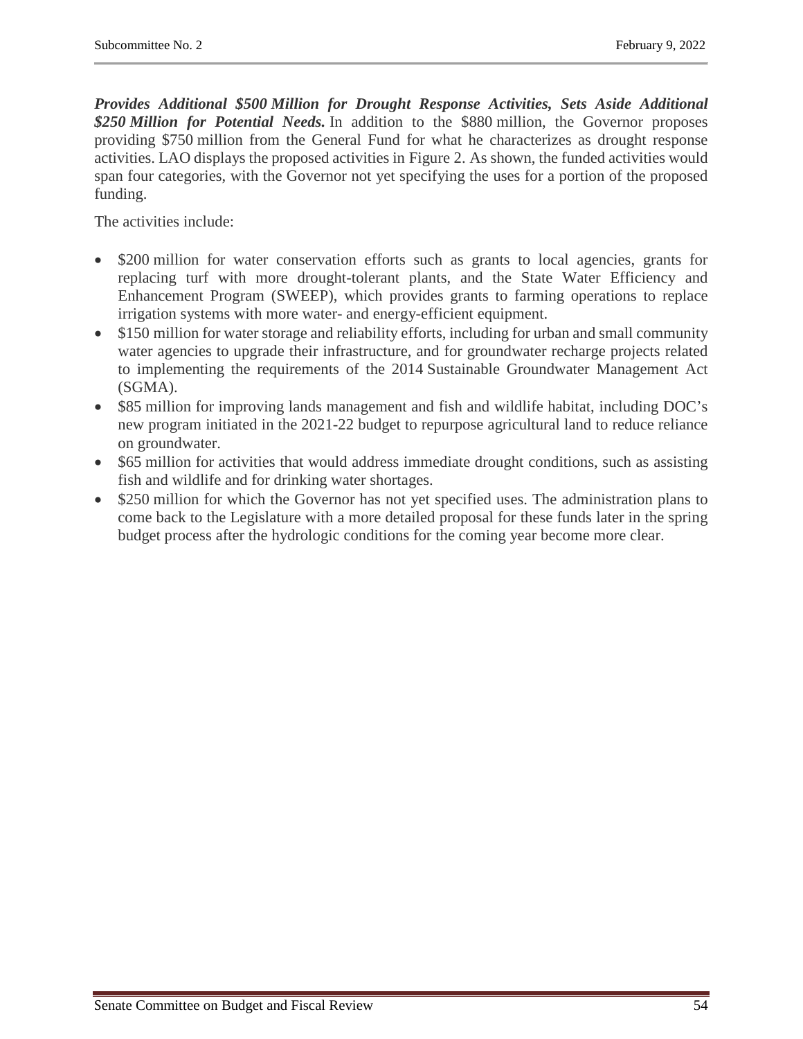***Provides Additional $500 Million for Drought Response Activities, Sets Aside Additional $250 Million for Potential Needs.*** In addition to the $880 million, the Governor proposes providing $750 million from the General Fund for what he characterizes as drought response activities. LAO displays the proposed activities in Figure 2. As shown, the funded activities would span four categories, with the Governor not yet specifying the uses for a portion of the proposed funding.

The activities include:

- $200 million for water conservation efforts such as grants to local agencies, grants for replacing turf with more drought-tolerant plants, and the State Water Efficiency and Enhancement Program (SWEEP), which provides grants to farming operations to replace irrigation systems with more water- and energy-efficient equipment.
- $150 million for water storage and reliability efforts, including for urban and small community water agencies to upgrade their infrastructure, and for groundwater recharge projects related to implementing the requirements of the 2014 Sustainable Groundwater Management Act (SGMA).
- $85 million for improving lands management and fish and wildlife habitat, including DOC's new program initiated in the 2021-22 budget to repurpose agricultural land to reduce reliance on groundwater.
- $65 million for activities that would address immediate drought conditions, such as assisting fish and wildlife and for drinking water shortages.
- $250 million for which the Governor has not yet specified uses. The administration plans to come back to the Legislature with a more detailed proposal for these funds later in the spring budget process after the hydrologic conditions for the coming year become more clear.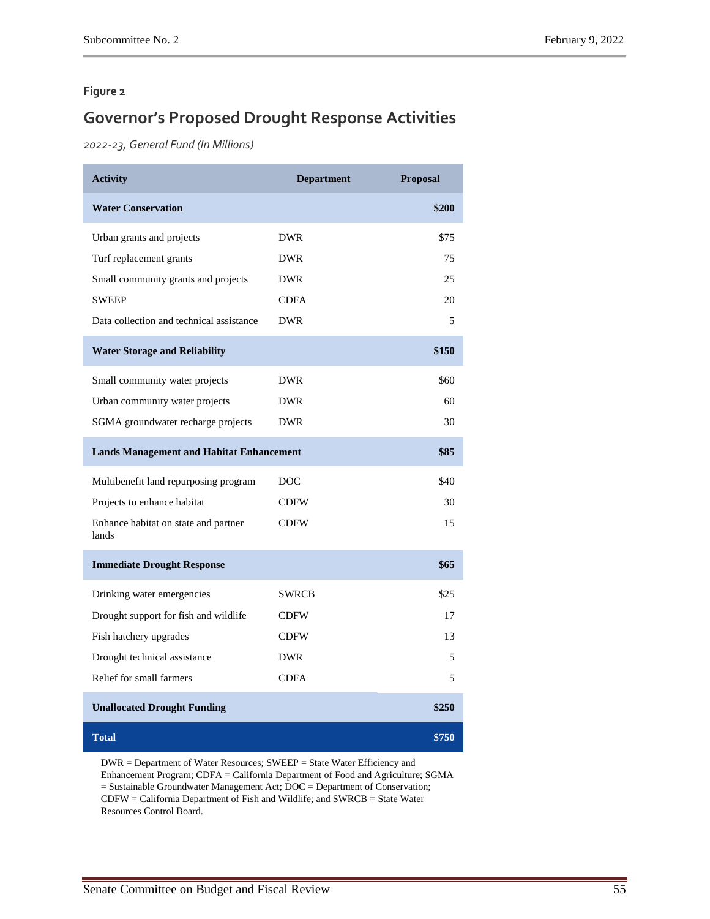**Figure 2**

## Governor's Proposed Drought Response Activities

*2022-23, General Fund (In Millions)*

| Activity | Department | Proposal |
|---|---|---|
| **Water Conservation** | | **$200** |
| Urban grants and projects | DWR | $75 |
| Turf replacement grants | DWR | 75 |
| Small community grants and projects | DWR | 25 |
| SWEEP | CDFA | 20 |
| Data collection and technical assistance | DWR | 5 |
| **Water Storage and Reliability** | | **$150** |
| Small community water projects | DWR | $60 |
| Urban community water projects | DWR | 60 |
| SGMA groundwater recharge projects | DWR | 30 |
| **Lands Management and Habitat Enhancement** | | **$85** |
| Multibenefit land repurposing program | DOC | $40 |
| Projects to enhance habitat | CDFW | 30 |
| Enhance habitat on state and partner lands | CDFW | 15 |
| **Immediate Drought Response** | | **$65** |
| Drinking water emergencies | SWRCB | $25 |
| Drought support for fish and wildlife | CDFW | 17 |
| Fish hatchery upgrades | CDFW | 13 |
| Drought technical assistance | DWR | 5 |
| Relief for small farmers | CDFA | 5 |
| **Unallocated Drought Funding** | | **$250** |
| **Total** | | **$750** |

DWR = Department of Water Resources; SWEEP = State Water Efficiency and Enhancement Program; CDFA = California Department of Food and Agriculture; SGMA = Sustainable Groundwater Management Act; DOC = Department of Conservation; CDFW = California Department of Fish and Wildlife; and SWRCB = State Water Resources Control Board.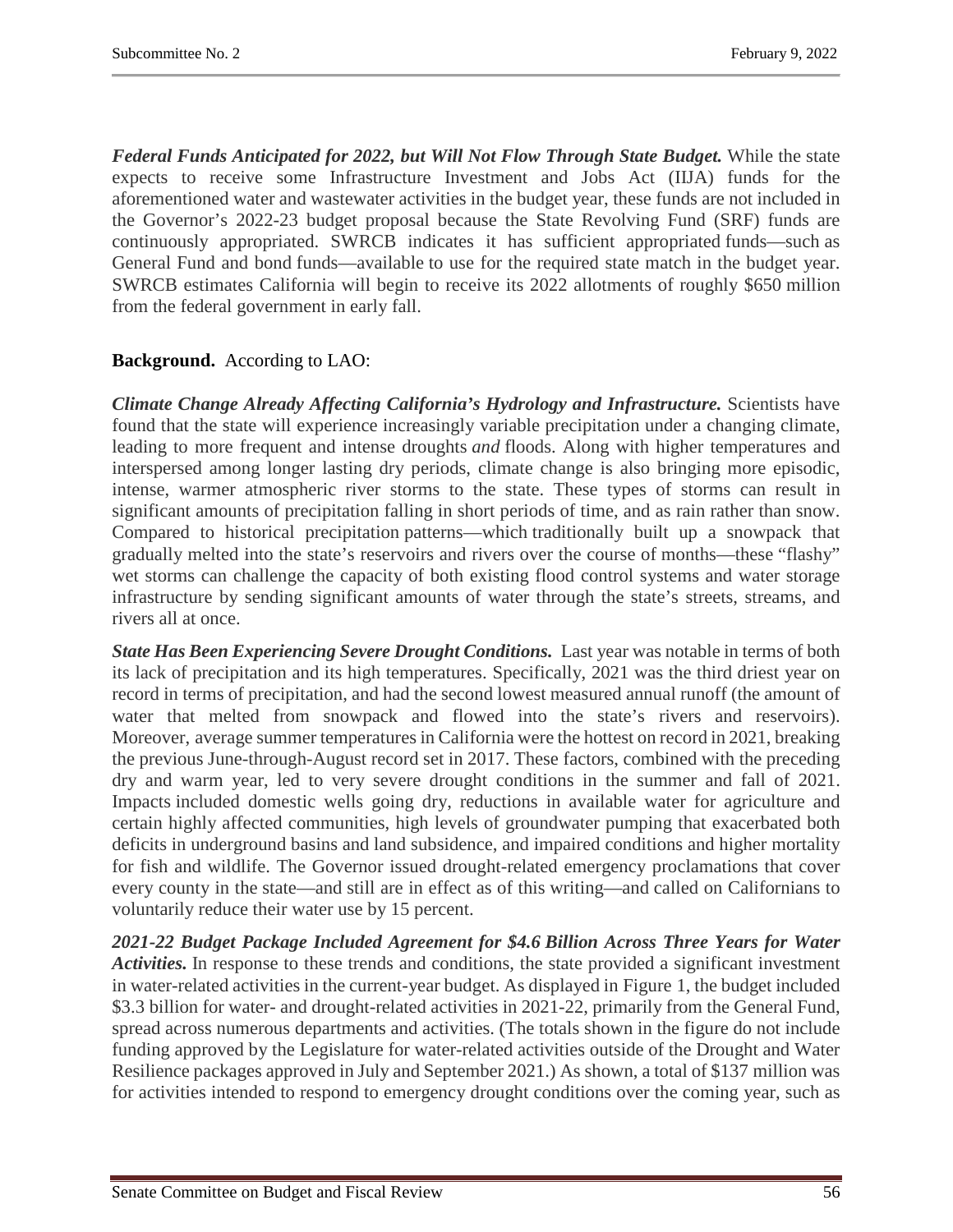***Federal Funds Anticipated for 2022, but Will Not Flow Through State Budget.*** While the state expects to receive some Infrastructure Investment and Jobs Act (IIJA) funds for the aforementioned water and wastewater activities in the budget year, these funds are not included in the Governor's 2022-23 budget proposal because the State Revolving Fund (SRF) funds are continuously appropriated. SWRCB indicates it has sufficient appropriated funds—such as General Fund and bond funds—available to use for the required state match in the budget year. SWRCB estimates California will begin to receive its 2022 allotments of roughly $650 million from the federal government in early fall.

**Background.** According to LAO:

***Climate Change Already Affecting California's Hydrology and Infrastructure.*** Scientists have found that the state will experience increasingly variable precipitation under a changing climate, leading to more frequent and intense droughts *and* floods. Along with higher temperatures and interspersed among longer lasting dry periods, climate change is also bringing more episodic, intense, warmer atmospheric river storms to the state. These types of storms can result in significant amounts of precipitation falling in short periods of time, and as rain rather than snow. Compared to historical precipitation patterns—which traditionally built up a snowpack that gradually melted into the state's reservoirs and rivers over the course of months—these "flashy" wet storms can challenge the capacity of both existing flood control systems and water storage infrastructure by sending significant amounts of water through the state's streets, streams, and rivers all at once.

***State Has Been Experiencing Severe Drought Conditions.*** Last year was notable in terms of both its lack of precipitation and its high temperatures. Specifically, 2021 was the third driest year on record in terms of precipitation, and had the second lowest measured annual runoff (the amount of water that melted from snowpack and flowed into the state's rivers and reservoirs). Moreover, average summer temperatures in California were the hottest on record in 2021, breaking the previous June-through-August record set in 2017. These factors, combined with the preceding dry and warm year, led to very severe drought conditions in the summer and fall of 2021. Impacts included domestic wells going dry, reductions in available water for agriculture and certain highly affected communities, high levels of groundwater pumping that exacerbated both deficits in underground basins and land subsidence, and impaired conditions and higher mortality for fish and wildlife. The Governor issued drought-related emergency proclamations that cover every county in the state—and still are in effect as of this writing—and called on Californians to voluntarily reduce their water use by 15 percent.

***2021-22 Budget Package Included Agreement for $4.6 Billion Across Three Years for Water Activities.*** In response to these trends and conditions, the state provided a significant investment in water-related activities in the current-year budget. As displayed in Figure 1, the budget included $3.3 billion for water- and drought-related activities in 2021-22, primarily from the General Fund, spread across numerous departments and activities. (The totals shown in the figure do not include funding approved by the Legislature for water-related activities outside of the Drought and Water Resilience packages approved in July and September 2021.) As shown, a total of $137 million was for activities intended to respond to emergency drought conditions over the coming year, such as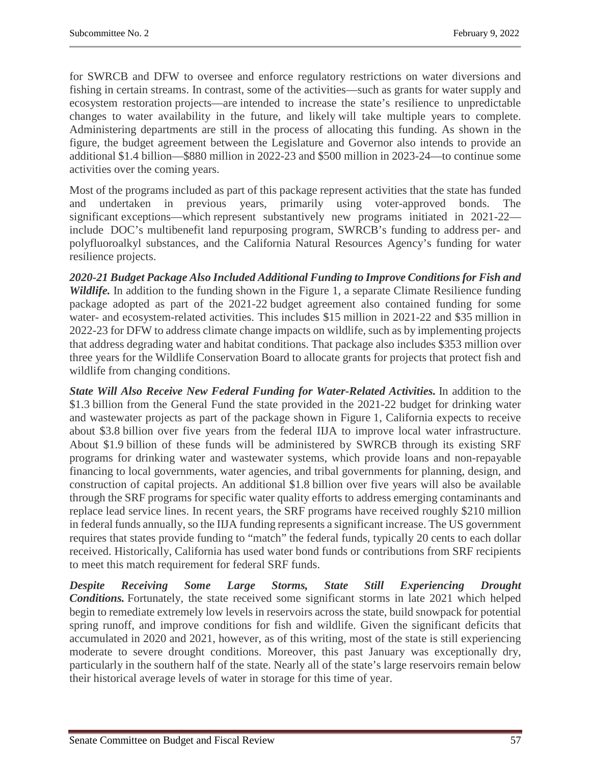for SWRCB and DFW to oversee and enforce regulatory restrictions on water diversions and fishing in certain streams. In contrast, some of the activities—such as grants for water supply and ecosystem restoration projects—are intended to increase the state's resilience to unpredictable changes to water availability in the future, and likely will take multiple years to complete. Administering departments are still in the process of allocating this funding. As shown in the figure, the budget agreement between the Legislature and Governor also intends to provide an additional $1.4 billion—$880 million in 2022-23 and $500 million in 2023-24—to continue some activities over the coming years.

Most of the programs included as part of this package represent activities that the state has funded and undertaken in previous years, primarily using voter-approved bonds. The significant exceptions—which represent substantively new programs initiated in 2021-22—include DOC's multibenefit land repurposing program, SWRCB's funding to address per- and polyfluoroalkyl substances, and the California Natural Resources Agency's funding for water resilience projects.

***2020-21 Budget Package Also Included Additional Funding to Improve Conditions for Fish and Wildlife.*** In addition to the funding shown in the Figure 1, a separate Climate Resilience funding package adopted as part of the 2021-22 budget agreement also contained funding for some water- and ecosystem-related activities. This includes $15 million in 2021-22 and $35 million in 2022-23 for DFW to address climate change impacts on wildlife, such as by implementing projects that address degrading water and habitat conditions. That package also includes $353 million over three years for the Wildlife Conservation Board to allocate grants for projects that protect fish and wildlife from changing conditions.

***State Will Also Receive New Federal Funding for Water-Related Activities.*** In addition to the $1.3 billion from the General Fund the state provided in the 2021-22 budget for drinking water and wastewater projects as part of the package shown in Figure 1, California expects to receive about $3.8 billion over five years from the federal IIJA to improve local water infrastructure. About $1.9 billion of these funds will be administered by SWRCB through its existing SRF programs for drinking water and wastewater systems, which provide loans and non-repayable financing to local governments, water agencies, and tribal governments for planning, design, and construction of capital projects. An additional $1.8 billion over five years will also be available through the SRF programs for specific water quality efforts to address emerging contaminants and replace lead service lines. In recent years, the SRF programs have received roughly $210 million in federal funds annually, so the IIJA funding represents a significant increase. The US government requires that states provide funding to "match" the federal funds, typically 20 cents to each dollar received. Historically, California has used water bond funds or contributions from SRF recipients to meet this match requirement for federal SRF funds.

***Despite Receiving Some Large Storms, State Still Experiencing Drought Conditions.*** Fortunately, the state received some significant storms in late 2021 which helped begin to remediate extremely low levels in reservoirs across the state, build snowpack for potential spring runoff, and improve conditions for fish and wildlife. Given the significant deficits that accumulated in 2020 and 2021, however, as of this writing, most of the state is still experiencing moderate to severe drought conditions. Moreover, this past January was exceptionally dry, particularly in the southern half of the state. Nearly all of the state's large reservoirs remain below their historical average levels of water in storage for this time of year.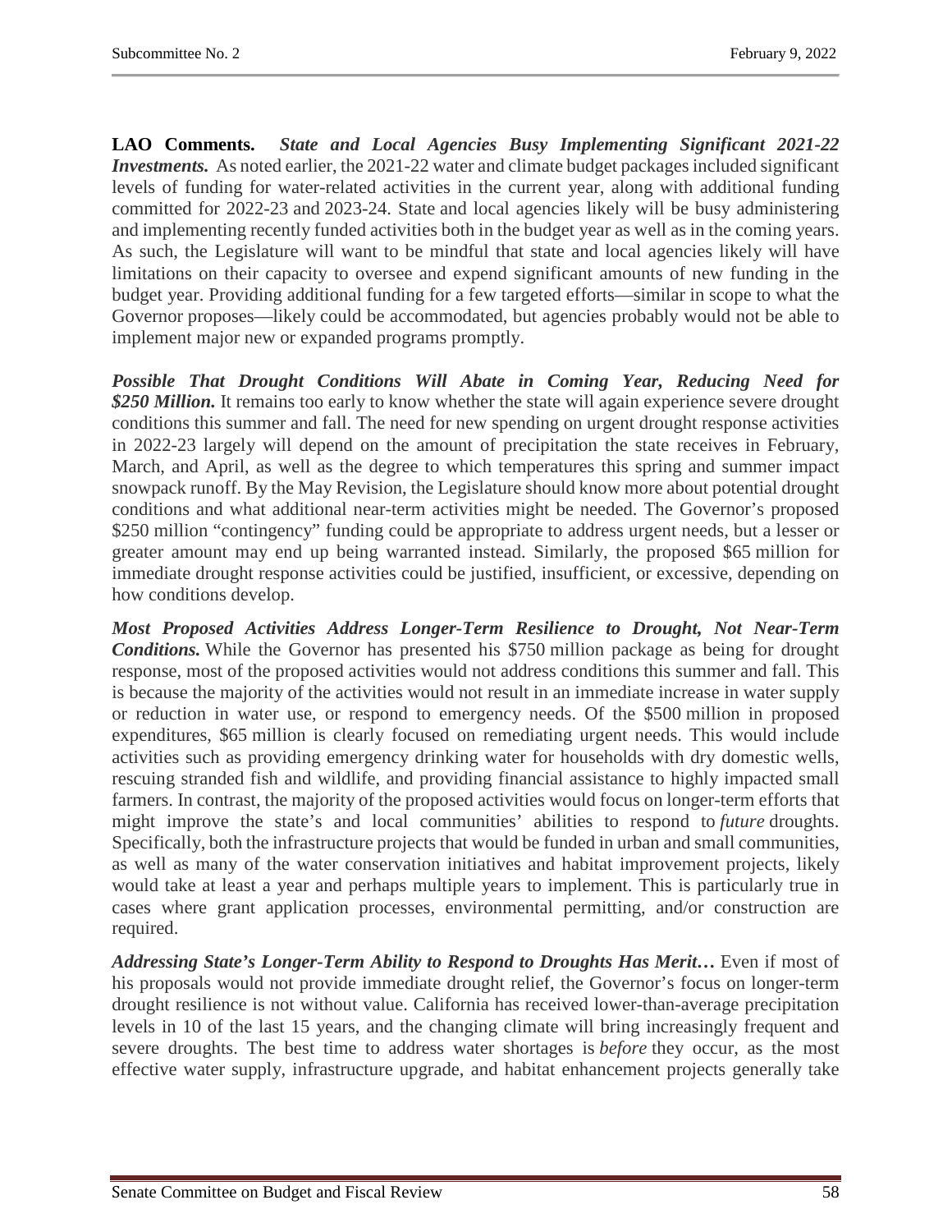**LAO Comments.** ***State and Local Agencies Busy Implementing Significant 2021-22 Investments.*** As noted earlier, the 2021-22 water and climate budget packages included significant levels of funding for water-related activities in the current year, along with additional funding committed for 2022-23 and 2023-24. State and local agencies likely will be busy administering and implementing recently funded activities both in the budget year as well as in the coming years. As such, the Legislature will want to be mindful that state and local agencies likely will have limitations on their capacity to oversee and expend significant amounts of new funding in the budget year. Providing additional funding for a few targeted efforts—similar in scope to what the Governor proposes—likely could be accommodated, but agencies probably would not be able to implement major new or expanded programs promptly.

***Possible That Drought Conditions Will Abate in Coming Year, Reducing Need for $250 Million.*** It remains too early to know whether the state will again experience severe drought conditions this summer and fall. The need for new spending on urgent drought response activities in 2022-23 largely will depend on the amount of precipitation the state receives in February, March, and April, as well as the degree to which temperatures this spring and summer impact snowpack runoff. By the May Revision, the Legislature should know more about potential drought conditions and what additional near-term activities might be needed. The Governor's proposed $250 million "contingency" funding could be appropriate to address urgent needs, but a lesser or greater amount may end up being warranted instead. Similarly, the proposed $65 million for immediate drought response activities could be justified, insufficient, or excessive, depending on how conditions develop.

***Most Proposed Activities Address Longer-Term Resilience to Drought, Not Near-Term Conditions.*** While the Governor has presented his $750 million package as being for drought response, most of the proposed activities would not address conditions this summer and fall. This is because the majority of the activities would not result in an immediate increase in water supply or reduction in water use, or respond to emergency needs. Of the $500 million in proposed expenditures, $65 million is clearly focused on remediating urgent needs. This would include activities such as providing emergency drinking water for households with dry domestic wells, rescuing stranded fish and wildlife, and providing financial assistance to highly impacted small farmers. In contrast, the majority of the proposed activities would focus on longer-term efforts that might improve the state's and local communities' abilities to respond to *future* droughts. Specifically, both the infrastructure projects that would be funded in urban and small communities, as well as many of the water conservation initiatives and habitat improvement projects, likely would take at least a year and perhaps multiple years to implement. This is particularly true in cases where grant application processes, environmental permitting, and/or construction are required.

***Addressing State's Longer-Term Ability to Respond to Droughts Has Merit…*** Even if most of his proposals would not provide immediate drought relief, the Governor's focus on longer-term drought resilience is not without value. California has received lower-than-average precipitation levels in 10 of the last 15 years, and the changing climate will bring increasingly frequent and severe droughts. The best time to address water shortages is *before* they occur, as the most effective water supply, infrastructure upgrade, and habitat enhancement projects generally take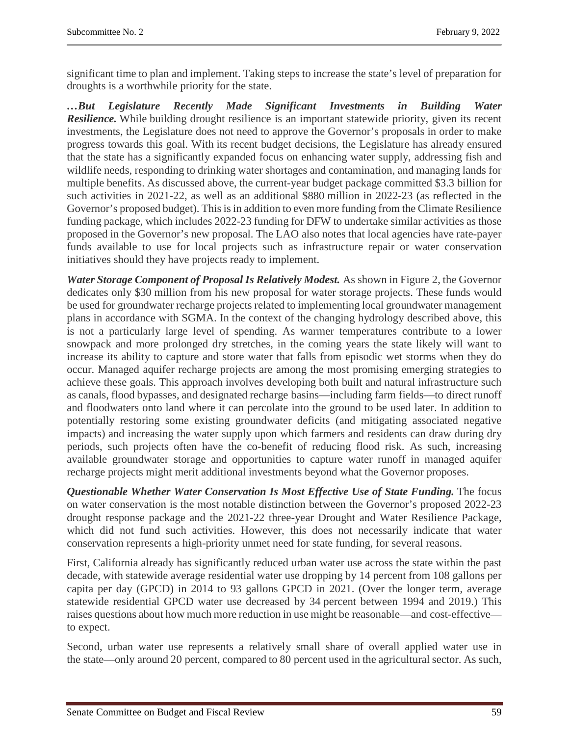significant time to plan and implement. Taking steps to increase the state's level of preparation for droughts is a worthwhile priority for the state.

***…But Legislature Recently Made Significant Investments in Building Water Resilience.*** While building drought resilience is an important statewide priority, given its recent investments, the Legislature does not need to approve the Governor's proposals in order to make progress towards this goal. With its recent budget decisions, the Legislature has already ensured that the state has a significantly expanded focus on enhancing water supply, addressing fish and wildlife needs, responding to drinking water shortages and contamination, and managing lands for multiple benefits. As discussed above, the current-year budget package committed $3.3 billion for such activities in 2021-22, as well as an additional $880 million in 2022-23 (as reflected in the Governor's proposed budget). This is in addition to even more funding from the Climate Resilience funding package, which includes 2022-23 funding for DFW to undertake similar activities as those proposed in the Governor's new proposal. The LAO also notes that local agencies have rate-payer funds available to use for local projects such as infrastructure repair or water conservation initiatives should they have projects ready to implement.

***Water Storage Component of Proposal Is Relatively Modest.*** As shown in Figure 2, the Governor dedicates only $30 million from his new proposal for water storage projects. These funds would be used for groundwater recharge projects related to implementing local groundwater management plans in accordance with SGMA. In the context of the changing hydrology described above, this is not a particularly large level of spending. As warmer temperatures contribute to a lower snowpack and more prolonged dry stretches, in the coming years the state likely will want to increase its ability to capture and store water that falls from episodic wet storms when they do occur. Managed aquifer recharge projects are among the most promising emerging strategies to achieve these goals. This approach involves developing both built and natural infrastructure such as canals, flood bypasses, and designated recharge basins—including farm fields—to direct runoff and floodwaters onto land where it can percolate into the ground to be used later. In addition to potentially restoring some existing groundwater deficits (and mitigating associated negative impacts) and increasing the water supply upon which farmers and residents can draw during dry periods, such projects often have the co-benefit of reducing flood risk. As such, increasing available groundwater storage and opportunities to capture water runoff in managed aquifer recharge projects might merit additional investments beyond what the Governor proposes.

***Questionable Whether Water Conservation Is Most Effective Use of State Funding.*** The focus on water conservation is the most notable distinction between the Governor's proposed 2022-23 drought response package and the 2021-22 three-year Drought and Water Resilience Package, which did not fund such activities. However, this does not necessarily indicate that water conservation represents a high-priority unmet need for state funding, for several reasons.

First, California already has significantly reduced urban water use across the state within the past decade, with statewide average residential water use dropping by 14 percent from 108 gallons per capita per day (GPCD) in 2014 to 93 gallons GPCD in 2021. (Over the longer term, average statewide residential GPCD water use decreased by 34 percent between 1994 and 2019.) This raises questions about how much more reduction in use might be reasonable—and cost-effective—to expect.

Second, urban water use represents a relatively small share of overall applied water use in the state—only around 20 percent, compared to 80 percent used in the agricultural sector. As such,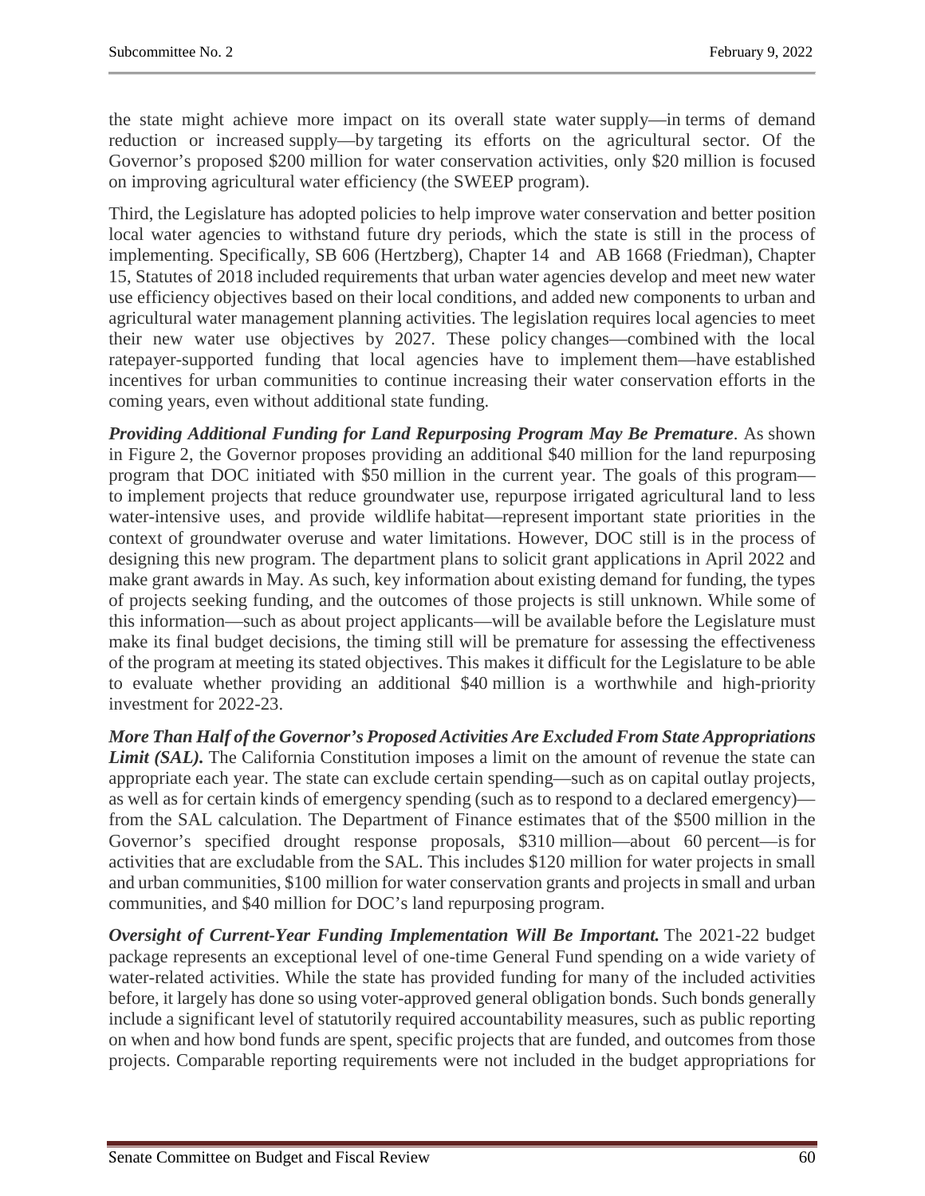the state might achieve more impact on its overall state water supply—in terms of demand reduction or increased supply—by targeting its efforts on the agricultural sector. Of the Governor's proposed $200 million for water conservation activities, only $20 million is focused on improving agricultural water efficiency (the SWEEP program).

Third, the Legislature has adopted policies to help improve water conservation and better position local water agencies to withstand future dry periods, which the state is still in the process of implementing. Specifically, SB 606 (Hertzberg), Chapter 14 and AB 1668 (Friedman), Chapter 15, Statutes of 2018 included requirements that urban water agencies develop and meet new water use efficiency objectives based on their local conditions, and added new components to urban and agricultural water management planning activities. The legislation requires local agencies to meet their new water use objectives by 2027. These policy changes—combined with the local ratepayer-supported funding that local agencies have to implement them—have established incentives for urban communities to continue increasing their water conservation efforts in the coming years, even without additional state funding.

***Providing Additional Funding for Land Repurposing Program May Be Premature***. As shown in Figure 2, the Governor proposes providing an additional $40 million for the land repurposing program that DOC initiated with $50 million in the current year. The goals of this program—to implement projects that reduce groundwater use, repurpose irrigated agricultural land to less water-intensive uses, and provide wildlife habitat—represent important state priorities in the context of groundwater overuse and water limitations. However, DOC still is in the process of designing this new program. The department plans to solicit grant applications in April 2022 and make grant awards in May. As such, key information about existing demand for funding, the types of projects seeking funding, and the outcomes of those projects is still unknown. While some of this information—such as about project applicants—will be available before the Legislature must make its final budget decisions, the timing still will be premature for assessing the effectiveness of the program at meeting its stated objectives. This makes it difficult for the Legislature to be able to evaluate whether providing an additional $40 million is a worthwhile and high-priority investment for 2022-23.

***More Than Half of the Governor's Proposed Activities Are Excluded From State Appropriations Limit (SAL).*** The California Constitution imposes a limit on the amount of revenue the state can appropriate each year. The state can exclude certain spending—such as on capital outlay projects, as well as for certain kinds of emergency spending (such as to respond to a declared emergency)—from the SAL calculation. The Department of Finance estimates that of the $500 million in the Governor's specified drought response proposals, $310 million—about 60 percent—is for activities that are excludable from the SAL. This includes $120 million for water projects in small and urban communities, $100 million for water conservation grants and projects in small and urban communities, and $40 million for DOC's land repurposing program.

***Oversight of Current-Year Funding Implementation Will Be Important.*** The 2021-22 budget package represents an exceptional level of one-time General Fund spending on a wide variety of water-related activities. While the state has provided funding for many of the included activities before, it largely has done so using voter-approved general obligation bonds. Such bonds generally include a significant level of statutorily required accountability measures, such as public reporting on when and how bond funds are spent, specific projects that are funded, and outcomes from those projects. Comparable reporting requirements were not included in the budget appropriations for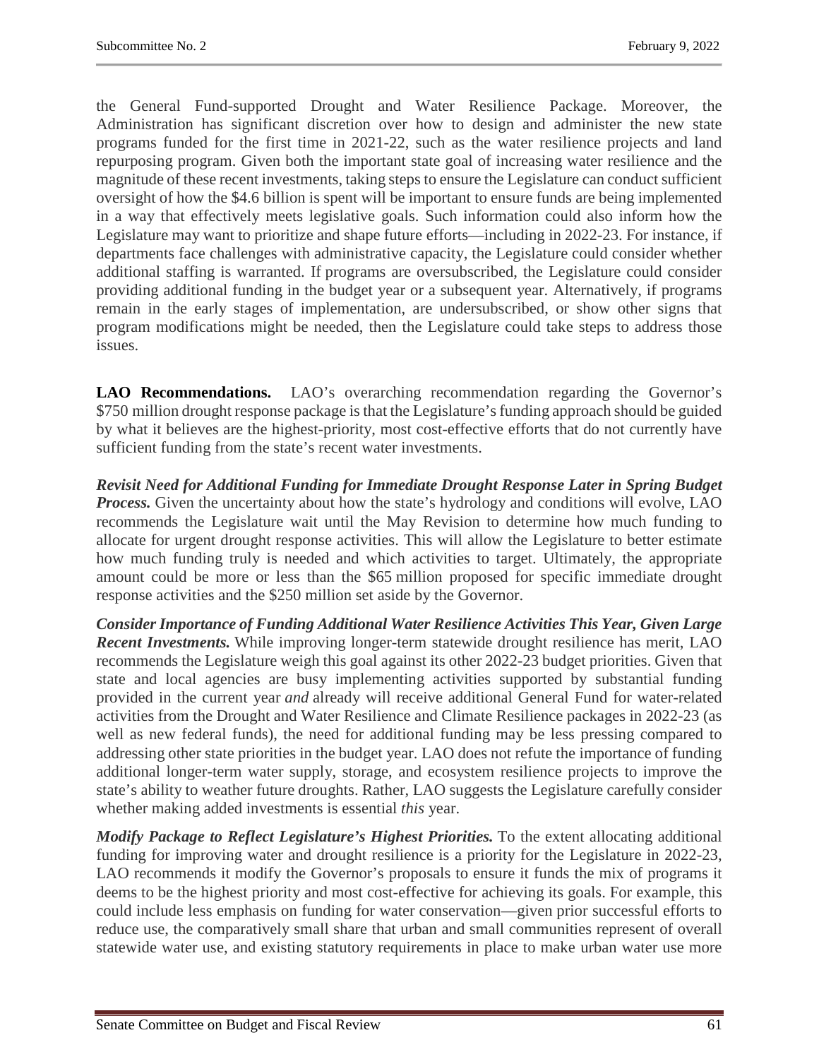the General Fund-supported Drought and Water Resilience Package. Moreover, the Administration has significant discretion over how to design and administer the new state programs funded for the first time in 2021-22, such as the water resilience projects and land repurposing program. Given both the important state goal of increasing water resilience and the magnitude of these recent investments, taking steps to ensure the Legislature can conduct sufficient oversight of how the $4.6 billion is spent will be important to ensure funds are being implemented in a way that effectively meets legislative goals. Such information could also inform how the Legislature may want to prioritize and shape future efforts—including in 2022-23. For instance, if departments face challenges with administrative capacity, the Legislature could consider whether additional staffing is warranted. If programs are oversubscribed, the Legislature could consider providing additional funding in the budget year or a subsequent year. Alternatively, if programs remain in the early stages of implementation, are undersubscribed, or show other signs that program modifications might be needed, then the Legislature could take steps to address those issues.

**LAO Recommendations.** LAO's overarching recommendation regarding the Governor's $750 million drought response package is that the Legislature's funding approach should be guided by what it believes are the highest-priority, most cost-effective efforts that do not currently have sufficient funding from the state's recent water investments.

***Revisit Need for Additional Funding for Immediate Drought Response Later in Spring Budget Process.*** Given the uncertainty about how the state's hydrology and conditions will evolve, LAO recommends the Legislature wait until the May Revision to determine how much funding to allocate for urgent drought response activities. This will allow the Legislature to better estimate how much funding truly is needed and which activities to target. Ultimately, the appropriate amount could be more or less than the $65 million proposed for specific immediate drought response activities and the $250 million set aside by the Governor.

***Consider Importance of Funding Additional Water Resilience Activities This Year, Given Large Recent Investments.*** While improving longer-term statewide drought resilience has merit, LAO recommends the Legislature weigh this goal against its other 2022-23 budget priorities. Given that state and local agencies are busy implementing activities supported by substantial funding provided in the current year *and* already will receive additional General Fund for water-related activities from the Drought and Water Resilience and Climate Resilience packages in 2022-23 (as well as new federal funds), the need for additional funding may be less pressing compared to addressing other state priorities in the budget year. LAO does not refute the importance of funding additional longer-term water supply, storage, and ecosystem resilience projects to improve the state's ability to weather future droughts. Rather, LAO suggests the Legislature carefully consider whether making added investments is essential *this* year.

***Modify Package to Reflect Legislature's Highest Priorities.*** To the extent allocating additional funding for improving water and drought resilience is a priority for the Legislature in 2022-23, LAO recommends it modify the Governor's proposals to ensure it funds the mix of programs it deems to be the highest priority and most cost-effective for achieving its goals. For example, this could include less emphasis on funding for water conservation—given prior successful efforts to reduce use, the comparatively small share that urban and small communities represent of overall statewide water use, and existing statutory requirements in place to make urban water use more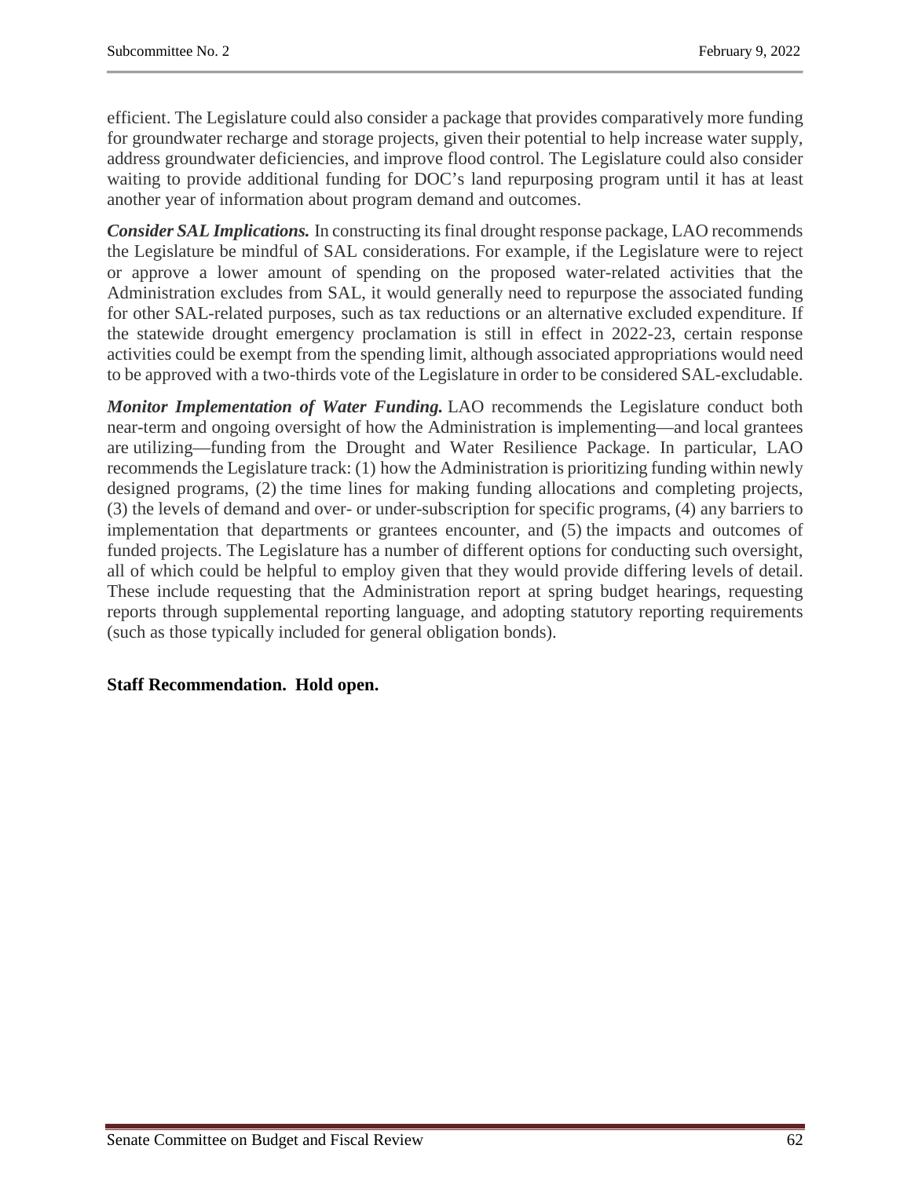efficient. The Legislature could also consider a package that provides comparatively more funding for groundwater recharge and storage projects, given their potential to help increase water supply, address groundwater deficiencies, and improve flood control. The Legislature could also consider waiting to provide additional funding for DOC's land repurposing program until it has at least another year of information about program demand and outcomes.

***Consider SAL Implications.*** In constructing its final drought response package, LAO recommends the Legislature be mindful of SAL considerations. For example, if the Legislature were to reject or approve a lower amount of spending on the proposed water-related activities that the Administration excludes from SAL, it would generally need to repurpose the associated funding for other SAL-related purposes, such as tax reductions or an alternative excluded expenditure. If the statewide drought emergency proclamation is still in effect in 2022-23, certain response activities could be exempt from the spending limit, although associated appropriations would need to be approved with a two-thirds vote of the Legislature in order to be considered SAL-excludable.

***Monitor Implementation of Water Funding.*** LAO recommends the Legislature conduct both near-term and ongoing oversight of how the Administration is implementing—and local grantees are utilizing—funding from the Drought and Water Resilience Package. In particular, LAO recommends the Legislature track: (1) how the Administration is prioritizing funding within newly designed programs, (2) the time lines for making funding allocations and completing projects, (3) the levels of demand and over- or under-subscription for specific programs, (4) any barriers to implementation that departments or grantees encounter, and (5) the impacts and outcomes of funded projects. The Legislature has a number of different options for conducting such oversight, all of which could be helpful to employ given that they would provide differing levels of detail. These include requesting that the Administration report at spring budget hearings, requesting reports through supplemental reporting language, and adopting statutory reporting requirements (such as those typically included for general obligation bonds).

**Staff Recommendation. Hold open.**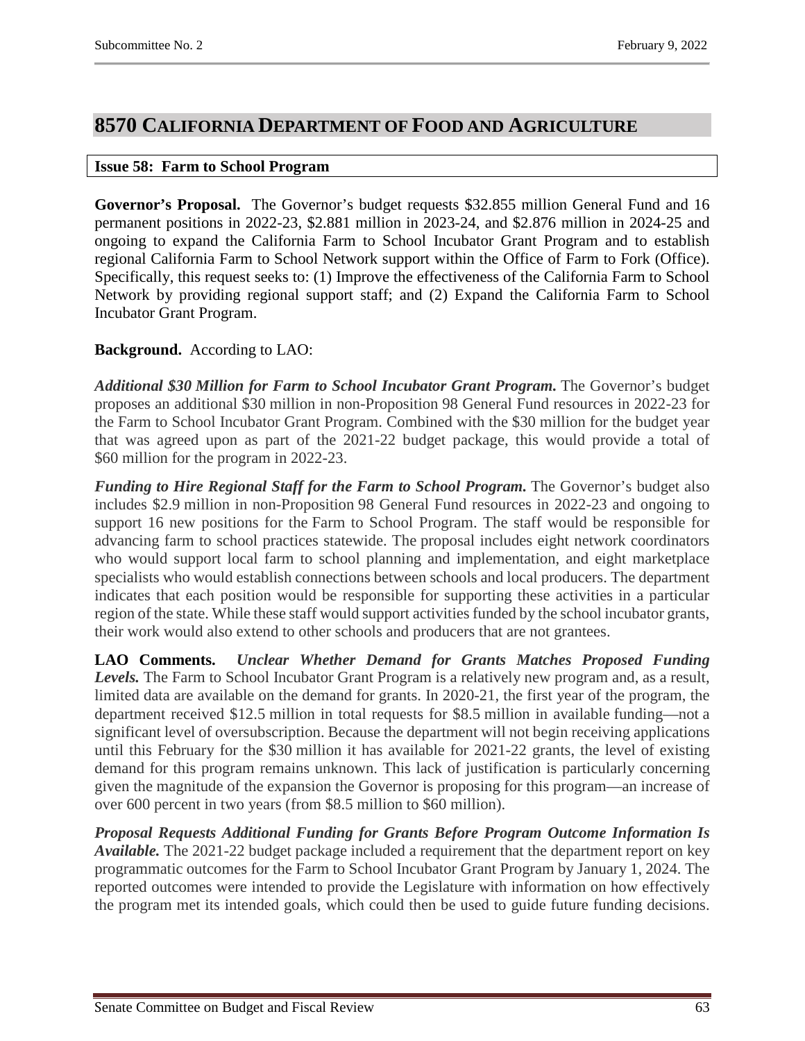# 8570 California Department of Food and Agriculture

## Issue 58: Farm to School Program

**Governor's Proposal.** The Governor's budget requests $32.855 million General Fund and 16 permanent positions in 2022-23, $2.881 million in 2023-24, and $2.876 million in 2024-25 and ongoing to expand the California Farm to School Incubator Grant Program and to establish regional California Farm to School Network support within the Office of Farm to Fork (Office). Specifically, this request seeks to: (1) Improve the effectiveness of the California Farm to School Network by providing regional support staff; and (2) Expand the California Farm to School Incubator Grant Program.

**Background.** According to LAO:

***Additional $30 Million for Farm to School Incubator Grant Program.*** The Governor's budget proposes an additional $30 million in non-Proposition 98 General Fund resources in 2022-23 for the Farm to School Incubator Grant Program. Combined with the $30 million for the budget year that was agreed upon as part of the 2021-22 budget package, this would provide a total of $60 million for the program in 2022-23.

***Funding to Hire Regional Staff for the Farm to School Program.*** The Governor's budget also includes $2.9 million in non-Proposition 98 General Fund resources in 2022-23 and ongoing to support 16 new positions for the Farm to School Program. The staff would be responsible for advancing farm to school practices statewide. The proposal includes eight network coordinators who would support local farm to school planning and implementation, and eight marketplace specialists who would establish connections between schools and local producers. The department indicates that each position would be responsible for supporting these activities in a particular region of the state. While these staff would support activities funded by the school incubator grants, their work would also extend to other schools and producers that are not grantees.

**LAO Comments.** ***Unclear Whether Demand for Grants Matches Proposed Funding Levels.*** The Farm to School Incubator Grant Program is a relatively new program and, as a result, limited data are available on the demand for grants. In 2020-21, the first year of the program, the department received $12.5 million in total requests for $8.5 million in available funding—not a significant level of oversubscription. Because the department will not begin receiving applications until this February for the $30 million it has available for 2021-22 grants, the level of existing demand for this program remains unknown. This lack of justification is particularly concerning given the magnitude of the expansion the Governor is proposing for this program—an increase of over 600 percent in two years (from $8.5 million to $60 million).

***Proposal Requests Additional Funding for Grants Before Program Outcome Information Is Available.*** The 2021-22 budget package included a requirement that the department report on key programmatic outcomes for the Farm to School Incubator Grant Program by January 1, 2024. The reported outcomes were intended to provide the Legislature with information on how effectively the program met its intended goals, which could then be used to guide future funding decisions.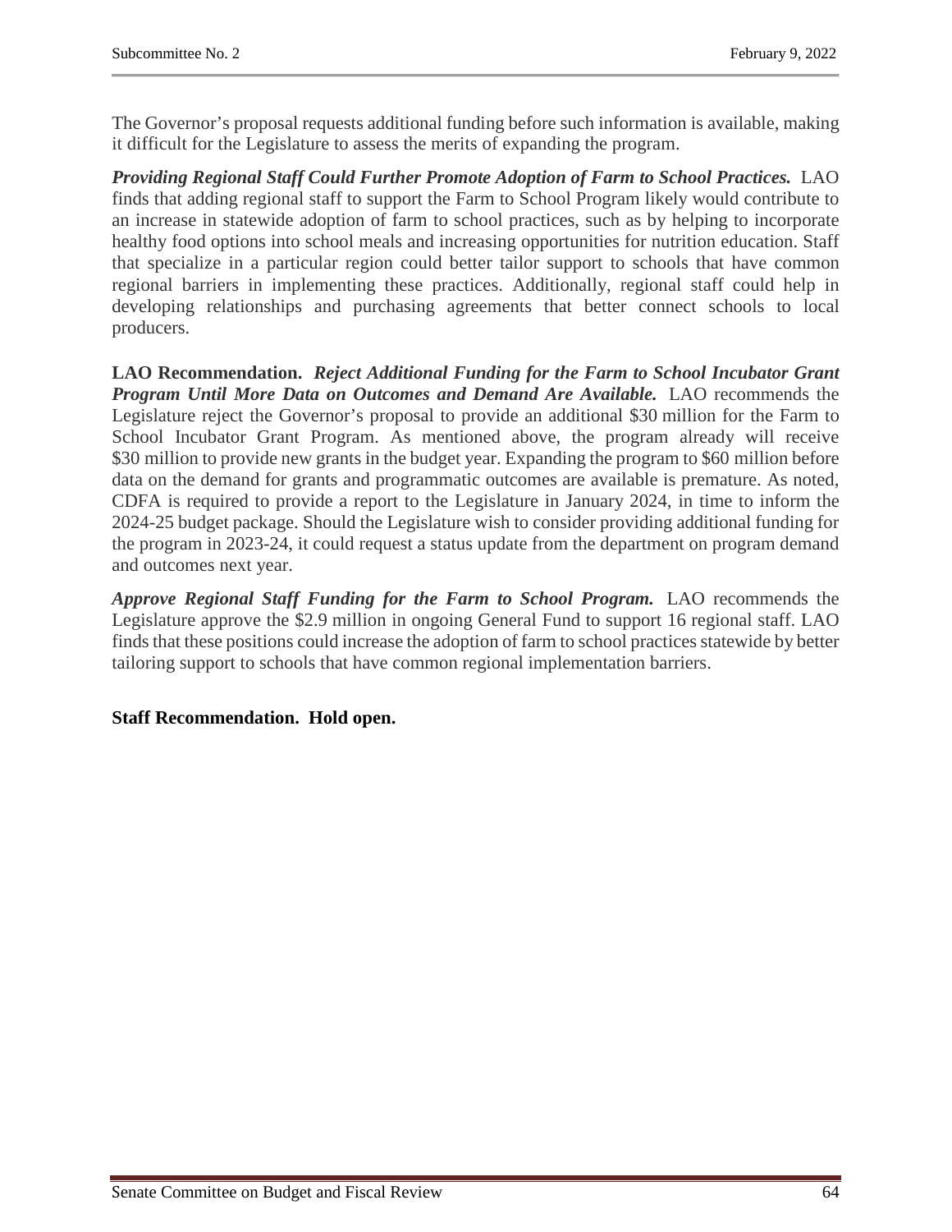The Governor's proposal requests additional funding before such information is available, making it difficult for the Legislature to assess the merits of expanding the program.

***Providing Regional Staff Could Further Promote Adoption of Farm to School Practices.*** LAO finds that adding regional staff to support the Farm to School Program likely would contribute to an increase in statewide adoption of farm to school practices, such as by helping to incorporate healthy food options into school meals and increasing opportunities for nutrition education. Staff that specialize in a particular region could better tailor support to schools that have common regional barriers in implementing these practices. Additionally, regional staff could help in developing relationships and purchasing agreements that better connect schools to local producers.

**LAO Recommendation.** ***Reject Additional Funding for the Farm to School Incubator Grant Program Until More Data on Outcomes and Demand Are Available.*** LAO recommends the Legislature reject the Governor's proposal to provide an additional $30 million for the Farm to School Incubator Grant Program. As mentioned above, the program already will receive $30 million to provide new grants in the budget year. Expanding the program to $60 million before data on the demand for grants and programmatic outcomes are available is premature. As noted, CDFA is required to provide a report to the Legislature in January 2024, in time to inform the 2024-25 budget package. Should the Legislature wish to consider providing additional funding for the program in 2023-24, it could request a status update from the department on program demand and outcomes next year.

***Approve Regional Staff Funding for the Farm to School Program.*** LAO recommends the Legislature approve the $2.9 million in ongoing General Fund to support 16 regional staff. LAO finds that these positions could increase the adoption of farm to school practices statewide by better tailoring support to schools that have common regional implementation barriers.

**Staff Recommendation. Hold open.**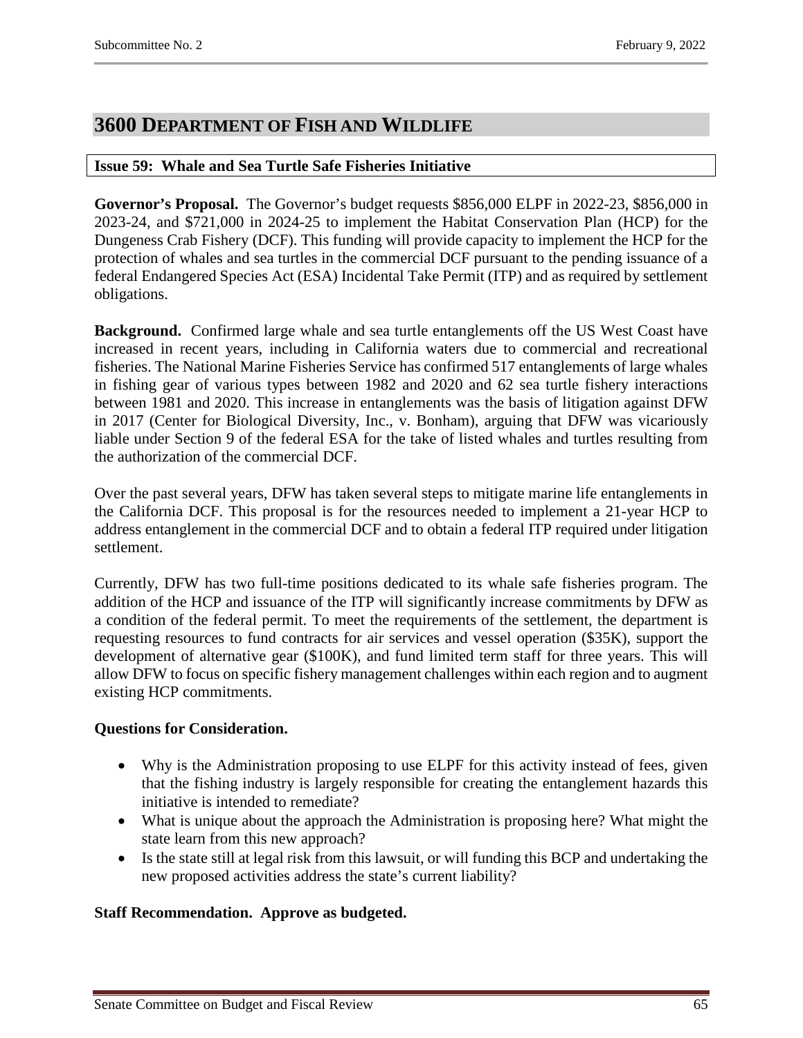# 3600 Department of Fish and Wildlife

## Issue 59: Whale and Sea Turtle Safe Fisheries Initiative

**Governor's Proposal.** The Governor's budget requests $856,000 ELPF in 2022-23, $856,000 in 2023-24, and $721,000 in 2024-25 to implement the Habitat Conservation Plan (HCP) for the Dungeness Crab Fishery (DCF). This funding will provide capacity to implement the HCP for the protection of whales and sea turtles in the commercial DCF pursuant to the pending issuance of a federal Endangered Species Act (ESA) Incidental Take Permit (ITP) and as required by settlement obligations.

**Background.** Confirmed large whale and sea turtle entanglements off the US West Coast have increased in recent years, including in California waters due to commercial and recreational fisheries. The National Marine Fisheries Service has confirmed 517 entanglements of large whales in fishing gear of various types between 1982 and 2020 and 62 sea turtle fishery interactions between 1981 and 2020. This increase in entanglements was the basis of litigation against DFW in 2017 (Center for Biological Diversity, Inc., v. Bonham), arguing that DFW was vicariously liable under Section 9 of the federal ESA for the take of listed whales and turtles resulting from the authorization of the commercial DCF.

Over the past several years, DFW has taken several steps to mitigate marine life entanglements in the California DCF. This proposal is for the resources needed to implement a 21-year HCP to address entanglement in the commercial DCF and to obtain a federal ITP required under litigation settlement.

Currently, DFW has two full-time positions dedicated to its whale safe fisheries program. The addition of the HCP and issuance of the ITP will significantly increase commitments by DFW as a condition of the federal permit. To meet the requirements of the settlement, the department is requesting resources to fund contracts for air services and vessel operation ($35K), support the development of alternative gear ($100K), and fund limited term staff for three years. This will allow DFW to focus on specific fishery management challenges within each region and to augment existing HCP commitments.

**Questions for Consideration.**

- Why is the Administration proposing to use ELPF for this activity instead of fees, given that the fishing industry is largely responsible for creating the entanglement hazards this initiative is intended to remediate?
- What is unique about the approach the Administration is proposing here? What might the state learn from this new approach?
- Is the state still at legal risk from this lawsuit, or will funding this BCP and undertaking the new proposed activities address the state's current liability?

**Staff Recommendation. Approve as budgeted.**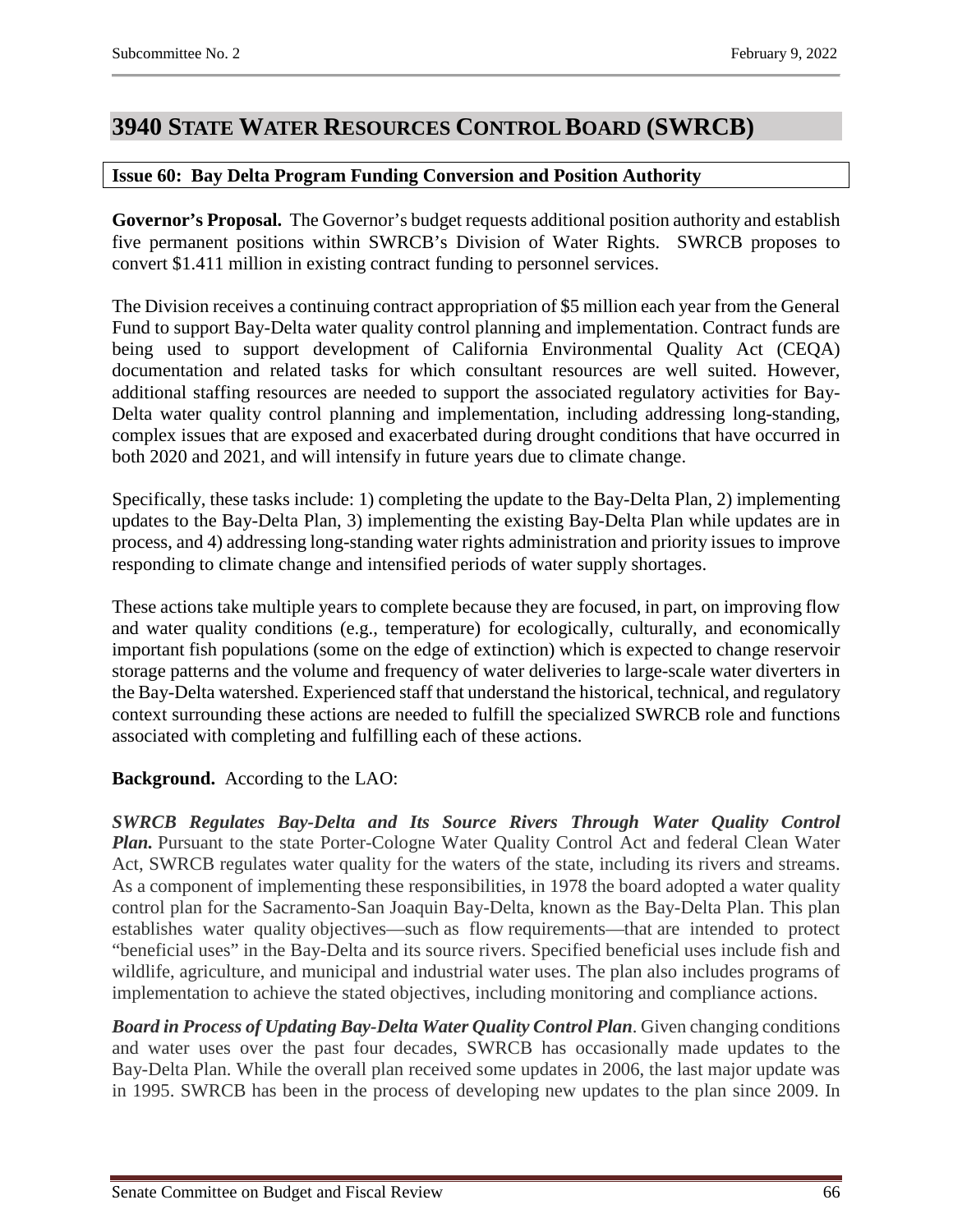# 3940 State Water Resources Control Board (SWRCB)

### Issue 60: Bay Delta Program Funding Conversion and Position Authority

**Governor's Proposal.** The Governor's budget requests additional position authority and establish five permanent positions within SWRCB's Division of Water Rights. SWRCB proposes to convert $1.411 million in existing contract funding to personnel services.

The Division receives a continuing contract appropriation of $5 million each year from the General Fund to support Bay-Delta water quality control planning and implementation. Contract funds are being used to support development of California Environmental Quality Act (CEQA) documentation and related tasks for which consultant resources are well suited. However, additional staffing resources are needed to support the associated regulatory activities for Bay-Delta water quality control planning and implementation, including addressing long-standing, complex issues that are exposed and exacerbated during drought conditions that have occurred in both 2020 and 2021, and will intensify in future years due to climate change.

Specifically, these tasks include: 1) completing the update to the Bay-Delta Plan, 2) implementing updates to the Bay-Delta Plan, 3) implementing the existing Bay-Delta Plan while updates are in process, and 4) addressing long-standing water rights administration and priority issues to improve responding to climate change and intensified periods of water supply shortages.

These actions take multiple years to complete because they are focused, in part, on improving flow and water quality conditions (e.g., temperature) for ecologically, culturally, and economically important fish populations (some on the edge of extinction) which is expected to change reservoir storage patterns and the volume and frequency of water deliveries to large-scale water diverters in the Bay-Delta watershed. Experienced staff that understand the historical, technical, and regulatory context surrounding these actions are needed to fulfill the specialized SWRCB role and functions associated with completing and fulfilling each of these actions.

**Background.** According to the LAO:

***SWRCB Regulates Bay-Delta and Its Source Rivers Through Water Quality Control Plan.*** Pursuant to the state Porter-Cologne Water Quality Control Act and federal Clean Water Act, SWRCB regulates water quality for the waters of the state, including its rivers and streams. As a component of implementing these responsibilities, in 1978 the board adopted a water quality control plan for the Sacramento-San Joaquin Bay-Delta, known as the Bay-Delta Plan. This plan establishes water quality objectives—such as flow requirements—that are intended to protect "beneficial uses" in the Bay-Delta and its source rivers. Specified beneficial uses include fish and wildlife, agriculture, and municipal and industrial water uses. The plan also includes programs of implementation to achieve the stated objectives, including monitoring and compliance actions.

***Board in Process of Updating Bay-Delta Water Quality Control Plan***. Given changing conditions and water uses over the past four decades, SWRCB has occasionally made updates to the Bay-Delta Plan. While the overall plan received some updates in 2006, the last major update was in 1995. SWRCB has been in the process of developing new updates to the plan since 2009. In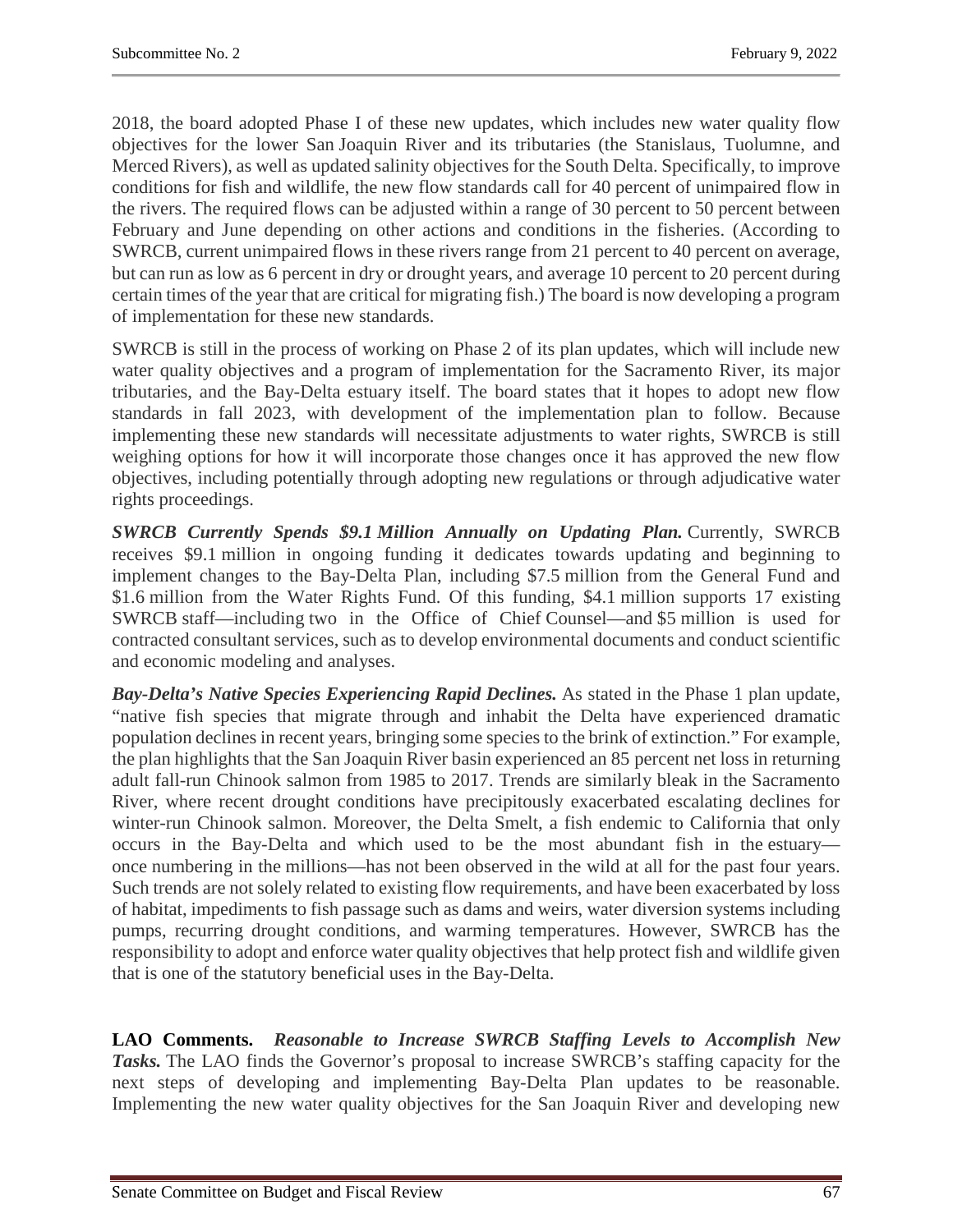2018, the board adopted Phase I of these new updates, which includes new water quality flow objectives for the lower San Joaquin River and its tributaries (the Stanislaus, Tuolumne, and Merced Rivers), as well as updated salinity objectives for the South Delta. Specifically, to improve conditions for fish and wildlife, the new flow standards call for 40 percent of unimpaired flow in the rivers. The required flows can be adjusted within a range of 30 percent to 50 percent between February and June depending on other actions and conditions in the fisheries. (According to SWRCB, current unimpaired flows in these rivers range from 21 percent to 40 percent on average, but can run as low as 6 percent in dry or drought years, and average 10 percent to 20 percent during certain times of the year that are critical for migrating fish.) The board is now developing a program of implementation for these new standards.

SWRCB is still in the process of working on Phase 2 of its plan updates, which will include new water quality objectives and a program of implementation for the Sacramento River, its major tributaries, and the Bay-Delta estuary itself. The board states that it hopes to adopt new flow standards in fall 2023, with development of the implementation plan to follow. Because implementing these new standards will necessitate adjustments to water rights, SWRCB is still weighing options for how it will incorporate those changes once it has approved the new flow objectives, including potentially through adopting new regulations or through adjudicative water rights proceedings.

***SWRCB Currently Spends $9.1 Million Annually on Updating Plan.*** Currently, SWRCB receives $9.1 million in ongoing funding it dedicates towards updating and beginning to implement changes to the Bay-Delta Plan, including $7.5 million from the General Fund and $1.6 million from the Water Rights Fund. Of this funding, $4.1 million supports 17 existing SWRCB staff—including two in the Office of Chief Counsel—and $5 million is used for contracted consultant services, such as to develop environmental documents and conduct scientific and economic modeling and analyses.

***Bay-Delta's Native Species Experiencing Rapid Declines.*** As stated in the Phase 1 plan update, "native fish species that migrate through and inhabit the Delta have experienced dramatic population declines in recent years, bringing some species to the brink of extinction." For example, the plan highlights that the San Joaquin River basin experienced an 85 percent net loss in returning adult fall-run Chinook salmon from 1985 to 2017. Trends are similarly bleak in the Sacramento River, where recent drought conditions have precipitously exacerbated escalating declines for winter-run Chinook salmon. Moreover, the Delta Smelt, a fish endemic to California that only occurs in the Bay-Delta and which used to be the most abundant fish in the estuary—once numbering in the millions—has not been observed in the wild at all for the past four years. Such trends are not solely related to existing flow requirements, and have been exacerbated by loss of habitat, impediments to fish passage such as dams and weirs, water diversion systems including pumps, recurring drought conditions, and warming temperatures. However, SWRCB has the responsibility to adopt and enforce water quality objectives that help protect fish and wildlife given that is one of the statutory beneficial uses in the Bay-Delta.

**LAO Comments.** ***Reasonable to Increase SWRCB Staffing Levels to Accomplish New Tasks.*** The LAO finds the Governor's proposal to increase SWRCB's staffing capacity for the next steps of developing and implementing Bay-Delta Plan updates to be reasonable. Implementing the new water quality objectives for the San Joaquin River and developing new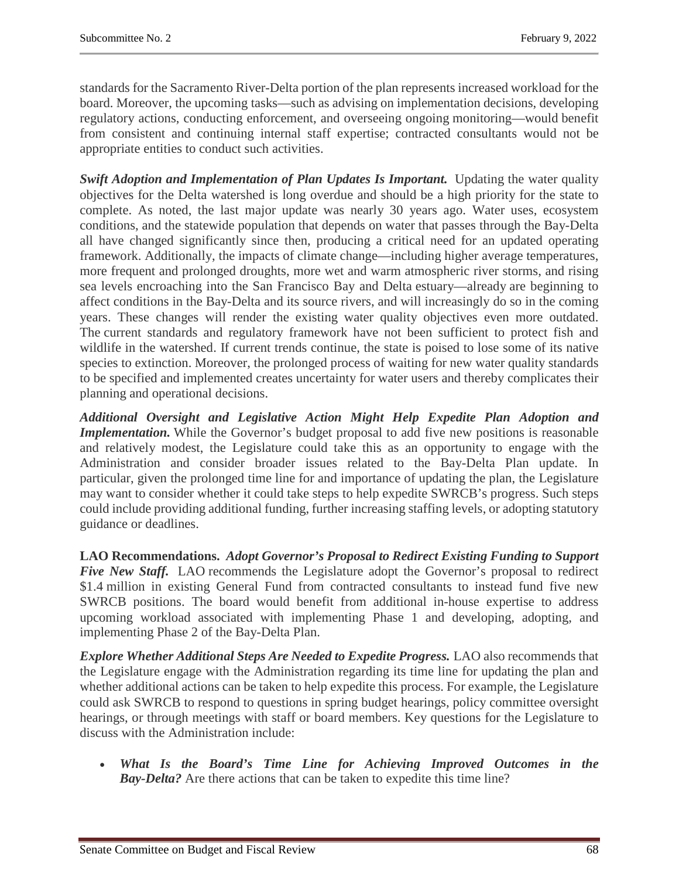standards for the Sacramento River-Delta portion of the plan represents increased workload for the board. Moreover, the upcoming tasks—such as advising on implementation decisions, developing regulatory actions, conducting enforcement, and overseeing ongoing monitoring—would benefit from consistent and continuing internal staff expertise; contracted consultants would not be appropriate entities to conduct such activities.

***Swift Adoption and Implementation of Plan Updates Is Important.*** Updating the water quality objectives for the Delta watershed is long overdue and should be a high priority for the state to complete. As noted, the last major update was nearly 30 years ago. Water uses, ecosystem conditions, and the statewide population that depends on water that passes through the Bay-Delta all have changed significantly since then, producing a critical need for an updated operating framework. Additionally, the impacts of climate change—including higher average temperatures, more frequent and prolonged droughts, more wet and warm atmospheric river storms, and rising sea levels encroaching into the San Francisco Bay and Delta estuary—already are beginning to affect conditions in the Bay-Delta and its source rivers, and will increasingly do so in the coming years. These changes will render the existing water quality objectives even more outdated. The current standards and regulatory framework have not been sufficient to protect fish and wildlife in the watershed. If current trends continue, the state is poised to lose some of its native species to extinction. Moreover, the prolonged process of waiting for new water quality standards to be specified and implemented creates uncertainty for water users and thereby complicates their planning and operational decisions.

***Additional Oversight and Legislative Action Might Help Expedite Plan Adoption and Implementation.*** While the Governor's budget proposal to add five new positions is reasonable and relatively modest, the Legislature could take this as an opportunity to engage with the Administration and consider broader issues related to the Bay-Delta Plan update. In particular, given the prolonged time line for and importance of updating the plan, the Legislature may want to consider whether it could take steps to help expedite SWRCB's progress. Such steps could include providing additional funding, further increasing staffing levels, or adopting statutory guidance or deadlines.

**LAO Recommendations.** ***Adopt Governor's Proposal to Redirect Existing Funding to Support Five New Staff.*** LAO recommends the Legislature adopt the Governor's proposal to redirect \$1.4 million in existing General Fund from contracted consultants to instead fund five new SWRCB positions. The board would benefit from additional in-house expertise to address upcoming workload associated with implementing Phase 1 and developing, adopting, and implementing Phase 2 of the Bay-Delta Plan.

***Explore Whether Additional Steps Are Needed to Expedite Progress.*** LAO also recommends that the Legislature engage with the Administration regarding its time line for updating the plan and whether additional actions can be taken to help expedite this process. For example, the Legislature could ask SWRCB to respond to questions in spring budget hearings, policy committee oversight hearings, or through meetings with staff or board members. Key questions for the Legislature to discuss with the Administration include:

- ***What Is the Board's Time Line for Achieving Improved Outcomes in the Bay-Delta?*** Are there actions that can be taken to expedite this time line?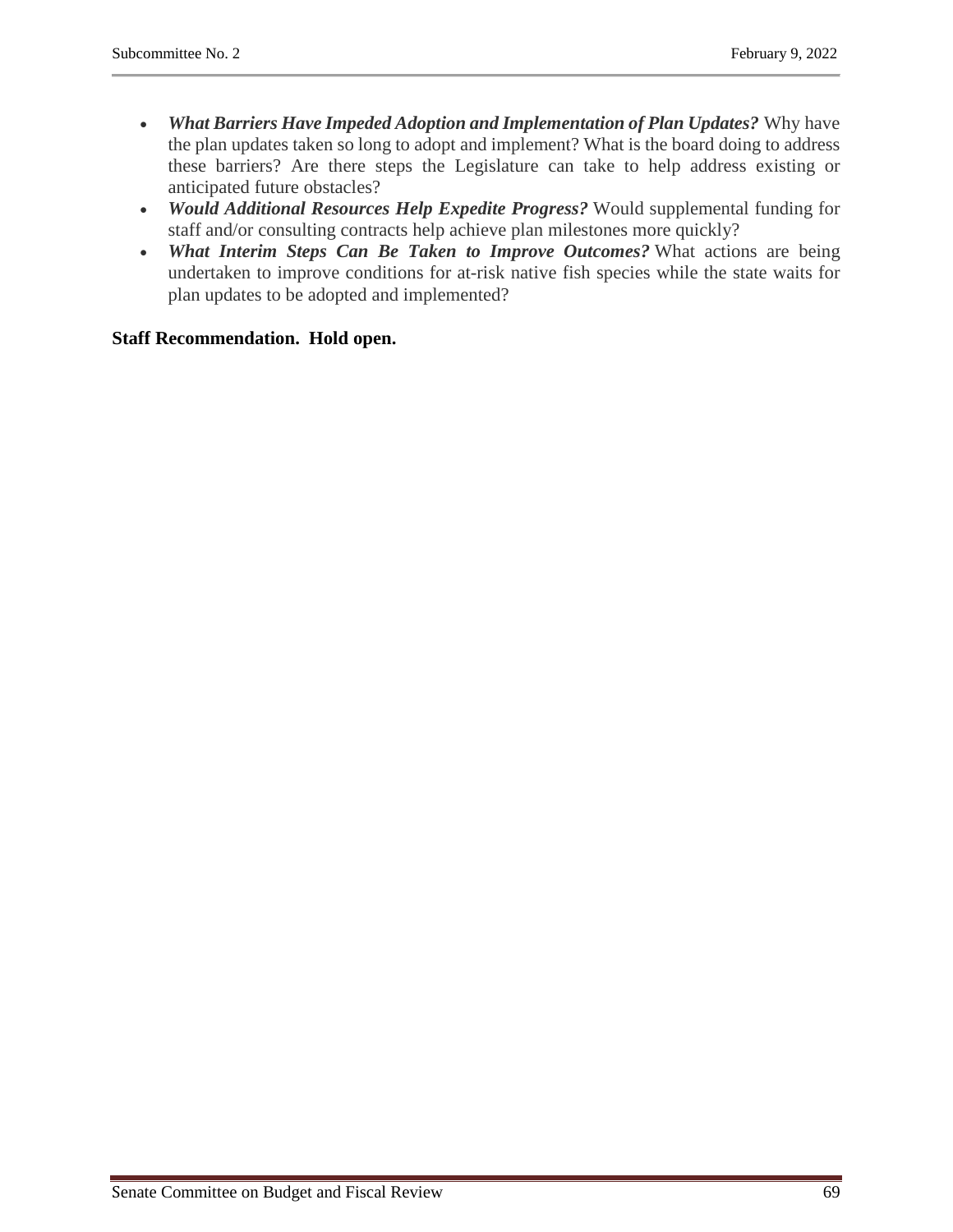- ***What Barriers Have Impeded Adoption and Implementation of Plan Updates?*** Why have the plan updates taken so long to adopt and implement? What is the board doing to address these barriers? Are there steps the Legislature can take to help address existing or anticipated future obstacles?
- ***Would Additional Resources Help Expedite Progress?*** Would supplemental funding for staff and/or consulting contracts help achieve plan milestones more quickly?
- ***What Interim Steps Can Be Taken to Improve Outcomes?*** What actions are being undertaken to improve conditions for at-risk native fish species while the state waits for plan updates to be adopted and implemented?

**Staff Recommendation. Hold open.**